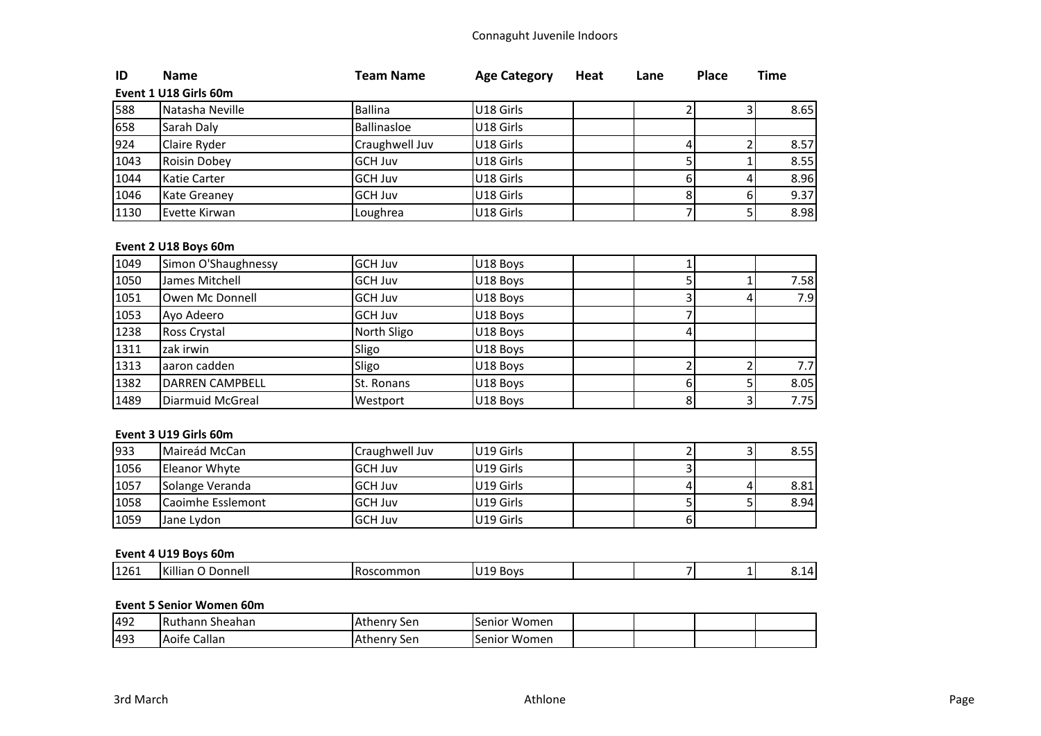# Connaguht Juvenile Indoors

| ID | Name | Team Name | Age Category | Heat | Lane | Place | Time |
|---|---|---|---|---|---|---|---|
| **Event 1 U18 Girls 60m** | | | | | | | |
| 588 | Natasha Neville | Ballina | U18 Girls | | 2 | 3 | 8.65 |
| 658 | Sarah Daly | Ballinasloe | U18 Girls | | | | |
| 924 | Claire Ryder | Craughwell Juv | U18 Girls | | 4 | 2 | 8.57 |
| 1043 | Roisin Dobey | GCH Juv | U18 Girls | | 5 | 1 | 8.55 |
| 1044 | Katie Carter | GCH Juv | U18 Girls | | 6 | 4 | 8.96 |
| 1046 | Kate Greaney | GCH Juv | U18 Girls | | 8 | 6 | 9.37 |
| 1130 | Evette Kirwan | Loughrea | U18 Girls | | 7 | 5 | 8.98 |

**Event 2 U18 Boys 60m**

| ID | Name | Team Name | Age Category | Heat | Lane | Place | Time |
|---|---|---|---|---|---|---|---|
| 1049 | Simon O'Shaughnessy | GCH Juv | U18 Boys | | 1 | | |
| 1050 | James Mitchell | GCH Juv | U18 Boys | | 5 | 1 | 7.58 |
| 1051 | Owen Mc Donnell | GCH Juv | U18 Boys | | 3 | 4 | 7.9 |
| 1053 | Ayo Adeero | GCH Juv | U18 Boys | | 7 | | |
| 1238 | Ross Crystal | North Sligo | U18 Boys | | 4 | | |
| 1311 | zak irwin | Sligo | U18 Boys | | | | |
| 1313 | aaron cadden | Sligo | U18 Boys | | 2 | 2 | 7.7 |
| 1382 | DARREN CAMPBELL | St. Ronans | U18 Boys | | 6 | 5 | 8.05 |
| 1489 | Diarmuid McGreal | Westport | U18 Boys | | 8 | 3 | 7.75 |

**Event 3 U19 Girls 60m**

| ID | Name | Team Name | Age Category | Heat | Lane | Place | Time |
|---|---|---|---|---|---|---|---|
| 933 | Maireád McCan | Craughwell Juv | U19 Girls | | 2 | 3 | 8.55 |
| 1056 | Eleanor Whyte | GCH Juv | U19 Girls | | 3 | | |
| 1057 | Solange Veranda | GCH Juv | U19 Girls | | 4 | 4 | 8.81 |
| 1058 | Caoimhe Esslemont | GCH Juv | U19 Girls | | 5 | 5 | 8.94 |
| 1059 | Jane Lydon | GCH Juv | U19 Girls | | 6 | | |

**Event 4 U19 Boys 60m**

| ID | Name | Team Name | Age Category | Heat | Lane | Place | Time |
|---|---|---|---|---|---|---|---|
| 1261 | Killian O Donnell | Roscommon | U19 Boys | | 7 | 1 | 8.14 |

**Event 5 Senior Women 60m**

| ID | Name | Team Name | Age Category | Heat | Lane | Place | Time |
|---|---|---|---|---|---|---|---|
| 492 | Ruthann Sheahan | Athenry Sen | Senior Women | | | | |
| 493 | Aoife Callan | Athenry Sen | Senior Women | | | | |

3rd March — Athlone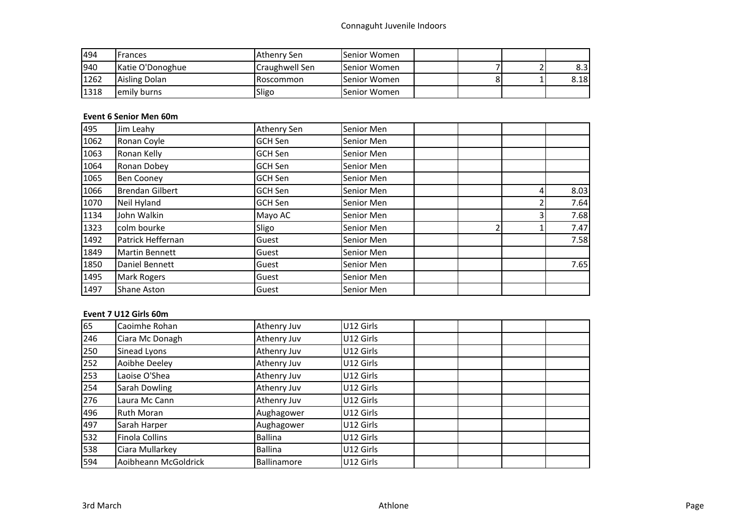| | | | | | | | |
|---|---|---|---|---|---|---|---|
| 494 | Frances | Athenry Sen | Senior Women | | | | |
| 940 | Katie O'Donoghue | Craughwell Sen | Senior Women | | 7 | 2 | 8.3 |
| 1262 | Aisling Dolan | Roscommon | Senior Women | | 8 | 1 | 8.18 |
| 1318 | emily burns | Sligo | Senior Women | | | | |

**Event 6 Senior Men 60m**

| | | | | | | | |
|---|---|---|---|---|---|---|---|
| 495 | Jim Leahy | Athenry Sen | Senior Men | | | | |
| 1062 | Ronan Coyle | GCH Sen | Senior Men | | | | |
| 1063 | Ronan Kelly | GCH Sen | Senior Men | | | | |
| 1064 | Ronan Dobey | GCH Sen | Senior Men | | | | |
| 1065 | Ben Cooney | GCH Sen | Senior Men | | | | |
| 1066 | Brendan Gilbert | GCH Sen | Senior Men | | | 4 | 8.03 |
| 1070 | Neil Hyland | GCH Sen | Senior Men | | | 2 | 7.64 |
| 1134 | John Walkin | Mayo AC | Senior Men | | | 3 | 7.68 |
| 1323 | colm bourke | Sligo | Senior Men | | 2 | 1 | 7.47 |
| 1492 | Patrick Heffernan | Guest | Senior Men | | | | 7.58 |
| 1849 | Martin Bennett | Guest | Senior Men | | | | |
| 1850 | Daniel Bennett | Guest | Senior Men | | | | 7.65 |
| 1495 | Mark Rogers | Guest | Senior Men | | | | |
| 1497 | Shane Aston | Guest | Senior Men | | | | |

**Event 7 U12 Girls 60m**

| | | | | | | | |
|---|---|---|---|---|---|---|---|
| 65 | Caoimhe Rohan | Athenry Juv | U12 Girls | | | | |
| 246 | Ciara Mc Donagh | Athenry Juv | U12 Girls | | | | |
| 250 | Sinead Lyons | Athenry Juv | U12 Girls | | | | |
| 252 | Aoibhe Deeley | Athenry Juv | U12 Girls | | | | |
| 253 | Laoise O'Shea | Athenry Juv | U12 Girls | | | | |
| 254 | Sarah Dowling | Athenry Juv | U12 Girls | | | | |
| 276 | Laura Mc Cann | Athenry Juv | U12 Girls | | | | |
| 496 | Ruth Moran | Aughagower | U12 Girls | | | | |
| 497 | Sarah Harper | Aughagower | U12 Girls | | | | |
| 532 | Finola Collins | Ballina | U12 Girls | | | | |
| 538 | Ciara Mullarkey | Ballina | U12 Girls | | | | |
| 594 | Aoibheann McGoldrick | Ballinamore | U12 Girls | | | | |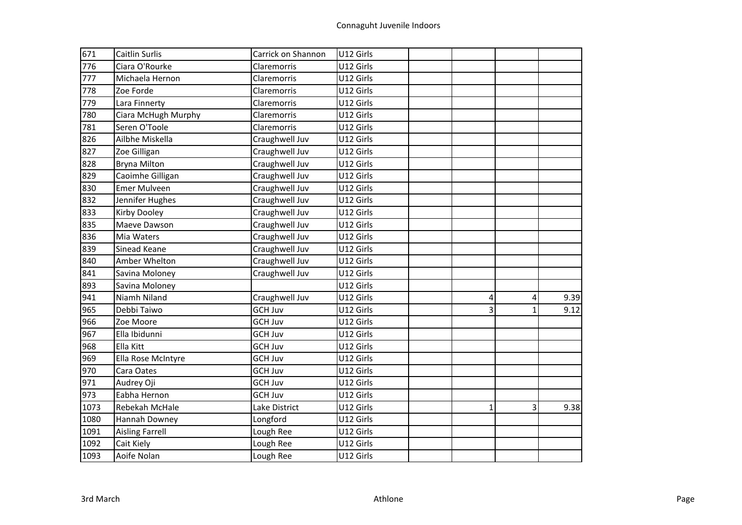| | | | | | | | |
|---|---|---|---|---|---|---|---|
| 671 | Caitlin Surlis | Carrick on Shannon | U12 Girls | | | | |
| 776 | Ciara O'Rourke | Claremorris | U12 Girls | | | | |
| 777 | Michaela Hernon | Claremorris | U12 Girls | | | | |
| 778 | Zoe Forde | Claremorris | U12 Girls | | | | |
| 779 | Lara Finnerty | Claremorris | U12 Girls | | | | |
| 780 | Ciara McHugh Murphy | Claremorris | U12 Girls | | | | |
| 781 | Seren O'Toole | Claremorris | U12 Girls | | | | |
| 826 | Ailbhe Miskella | Craughwell Juv | U12 Girls | | | | |
| 827 | Zoe Gilligan | Craughwell Juv | U12 Girls | | | | |
| 828 | Bryna Milton | Craughwell Juv | U12 Girls | | | | |
| 829 | Caoimhe Gilligan | Craughwell Juv | U12 Girls | | | | |
| 830 | Emer Mulveen | Craughwell Juv | U12 Girls | | | | |
| 832 | Jennifer Hughes | Craughwell Juv | U12 Girls | | | | |
| 833 | Kirby Dooley | Craughwell Juv | U12 Girls | | | | |
| 835 | Maeve Dawson | Craughwell Juv | U12 Girls | | | | |
| 836 | Mia Waters | Craughwell Juv | U12 Girls | | | | |
| 839 | Sinead Keane | Craughwell Juv | U12 Girls | | | | |
| 840 | Amber Whelton | Craughwell Juv | U12 Girls | | | | |
| 841 | Savina Moloney | Craughwell Juv | U12 Girls | | | | |
| 893 | Savina Moloney | | U12 Girls | | | | |
| 941 | Niamh Niland | Craughwell Juv | U12 Girls | | 4 | 4 | 9.39 |
| 965 | Debbi Taiwo | GCH Juv | U12 Girls | | 3 | 1 | 9.12 |
| 966 | Zoe Moore | GCH Juv | U12 Girls | | | | |
| 967 | Ella Ibidunni | GCH Juv | U12 Girls | | | | |
| 968 | Ella Kitt | GCH Juv | U12 Girls | | | | |
| 969 | Ella Rose McIntyre | GCH Juv | U12 Girls | | | | |
| 970 | Cara Oates | GCH Juv | U12 Girls | | | | |
| 971 | Audrey Oji | GCH Juv | U12 Girls | | | | |
| 973 | Eabha Hernon | GCH Juv | U12 Girls | | | | |
| 1073 | Rebekah McHale | Lake District | U12 Girls | | 1 | 3 | 9.38 |
| 1080 | Hannah Downey | Longford | U12 Girls | | | | |
| 1091 | Aisling Farrell | Lough Ree | U12 Girls | | | | |
| 1092 | Cait Kiely | Lough Ree | U12 Girls | | | | |
| 1093 | Aoife Nolan | Lough Ree | U12 Girls | | | | |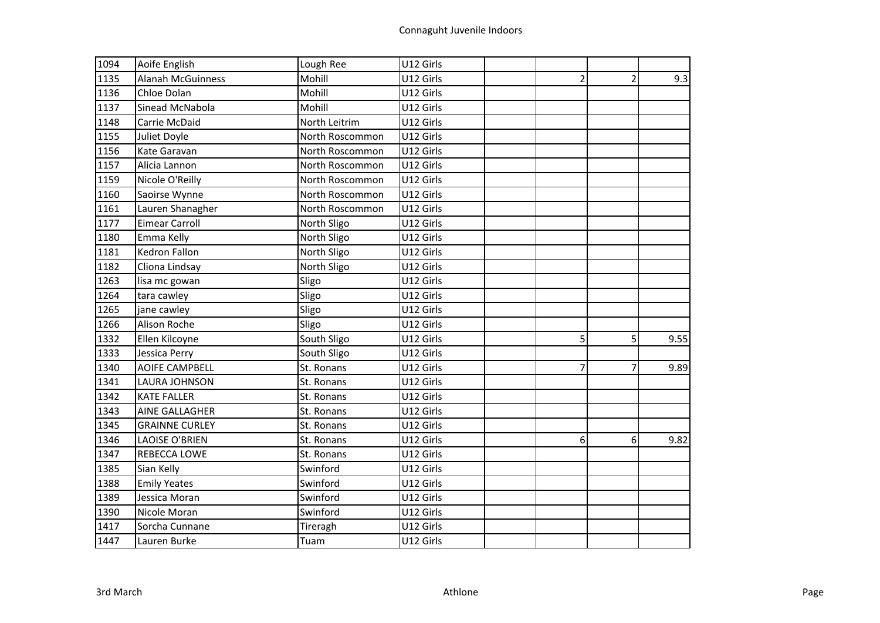| | | | | | | | |
|---|---|---|---|---|---|---|---|
| 1094 | Aoife English | Lough Ree | U12 Girls | | | | |
| 1135 | Alanah McGuinness | Mohill | U12 Girls | | 2 | 2 | 9.3 |
| 1136 | Chloe Dolan | Mohill | U12 Girls | | | | |
| 1137 | Sinead McNabola | Mohill | U12 Girls | | | | |
| 1148 | Carrie McDaid | North Leitrim | U12 Girls | | | | |
| 1155 | Juliet Doyle | North Roscommon | U12 Girls | | | | |
| 1156 | Kate Garavan | North Roscommon | U12 Girls | | | | |
| 1157 | Alicia Lannon | North Roscommon | U12 Girls | | | | |
| 1159 | Nicole O'Reilly | North Roscommon | U12 Girls | | | | |
| 1160 | Saoirse Wynne | North Roscommon | U12 Girls | | | | |
| 1161 | Lauren Shanagher | North Roscommon | U12 Girls | | | | |
| 1177 | Eimear Carroll | North Sligo | U12 Girls | | | | |
| 1180 | Emma Kelly | North Sligo | U12 Girls | | | | |
| 1181 | Kedron Fallon | North Sligo | U12 Girls | | | | |
| 1182 | Cliona Lindsay | North Sligo | U12 Girls | | | | |
| 1263 | lisa mc gowan | Sligo | U12 Girls | | | | |
| 1264 | tara cawley | Sligo | U12 Girls | | | | |
| 1265 | jane cawley | Sligo | U12 Girls | | | | |
| 1266 | Alison Roche | Sligo | U12 Girls | | | | |
| 1332 | Ellen Kilcoyne | South Sligo | U12 Girls | | 5 | 5 | 9.55 |
| 1333 | Jessica Perry | South Sligo | U12 Girls | | | | |
| 1340 | AOIFE CAMPBELL | St. Ronans | U12 Girls | | 7 | 7 | 9.89 |
| 1341 | LAURA JOHNSON | St. Ronans | U12 Girls | | | | |
| 1342 | KATE FALLER | St. Ronans | U12 Girls | | | | |
| 1343 | AINE GALLAGHER | St. Ronans | U12 Girls | | | | |
| 1345 | GRAINNE CURLEY | St. Ronans | U12 Girls | | | | |
| 1346 | LAOISE O'BRIEN | St. Ronans | U12 Girls | | 6 | 6 | 9.82 |
| 1347 | REBECCA LOWE | St. Ronans | U12 Girls | | | | |
| 1385 | Sian Kelly | Swinford | U12 Girls | | | | |
| 1388 | Emily Yeates | Swinford | U12 Girls | | | | |
| 1389 | Jessica Moran | Swinford | U12 Girls | | | | |
| 1390 | Nicole Moran | Swinford | U12 Girls | | | | |
| 1417 | Sorcha Cunnane | Tireragh | U12 Girls | | | | |
| 1447 | Lauren Burke | Tuam | U12 Girls | | | | |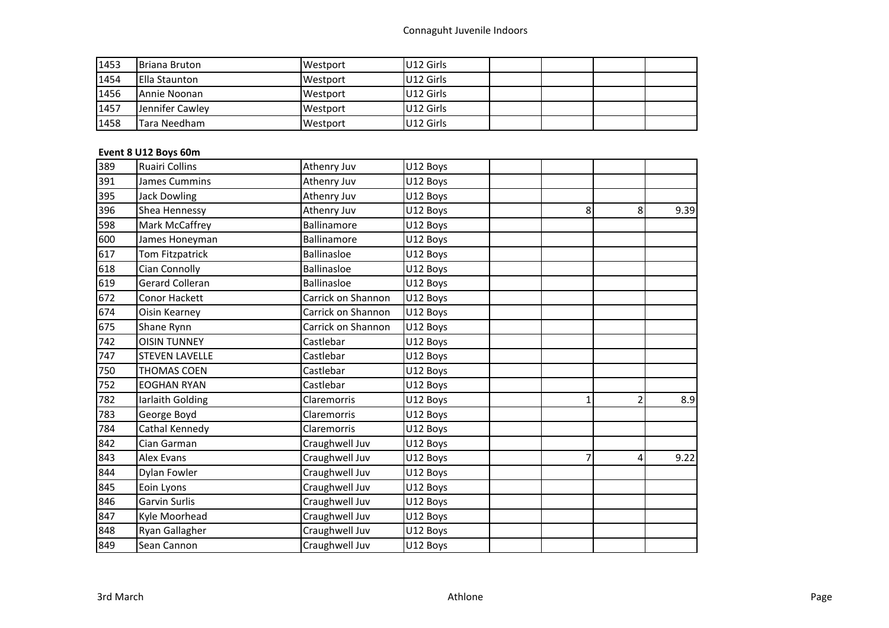| | | | | | | | |
|---|---|---|---|---|---|---|---|
| 1453 | Briana Bruton | Westport | U12 Girls | | | | |
| 1454 | Ella Staunton | Westport | U12 Girls | | | | |
| 1456 | Annie Noonan | Westport | U12 Girls | | | | |
| 1457 | Jennifer Cawley | Westport | U12 Girls | | | | |
| 1458 | Tara Needham | Westport | U12 Girls | | | | |

**Event 8 U12 Boys 60m**

| | | | | | | | |
|---|---|---|---|---|---|---|---|
| 389 | Ruairi Collins | Athenry Juv | U12 Boys | | | | |
| 391 | James Cummins | Athenry Juv | U12 Boys | | | | |
| 395 | Jack Dowling | Athenry Juv | U12 Boys | | | | |
| 396 | Shea Hennessy | Athenry Juv | U12 Boys | | 8 | 8 | 9.39 |
| 598 | Mark McCaffrey | Ballinamore | U12 Boys | | | | |
| 600 | James Honeyman | Ballinamore | U12 Boys | | | | |
| 617 | Tom Fitzpatrick | Ballinasloe | U12 Boys | | | | |
| 618 | Cian Connolly | Ballinasloe | U12 Boys | | | | |
| 619 | Gerard Colleran | Ballinasloe | U12 Boys | | | | |
| 672 | Conor Hackett | Carrick on Shannon | U12 Boys | | | | |
| 674 | Oisin Kearney | Carrick on Shannon | U12 Boys | | | | |
| 675 | Shane Rynn | Carrick on Shannon | U12 Boys | | | | |
| 742 | OISIN TUNNEY | Castlebar | U12 Boys | | | | |
| 747 | STEVEN LAVELLE | Castlebar | U12 Boys | | | | |
| 750 | THOMAS COEN | Castlebar | U12 Boys | | | | |
| 752 | EOGHAN RYAN | Castlebar | U12 Boys | | | | |
| 782 | Iarlaith Golding | Claremorris | U12 Boys | | 1 | 2 | 8.9 |
| 783 | George Boyd | Claremorris | U12 Boys | | | | |
| 784 | Cathal Kennedy | Claremorris | U12 Boys | | | | |
| 842 | Cian Garman | Craughwell Juv | U12 Boys | | | | |
| 843 | Alex Evans | Craughwell Juv | U12 Boys | | 7 | 4 | 9.22 |
| 844 | Dylan Fowler | Craughwell Juv | U12 Boys | | | | |
| 845 | Eoin Lyons | Craughwell Juv | U12 Boys | | | | |
| 846 | Garvin Surlis | Craughwell Juv | U12 Boys | | | | |
| 847 | Kyle Moorhead | Craughwell Juv | U12 Boys | | | | |
| 848 | Ryan Gallagher | Craughwell Juv | U12 Boys | | | | |
| 849 | Sean Cannon | Craughwell Juv | U12 Boys | | | | |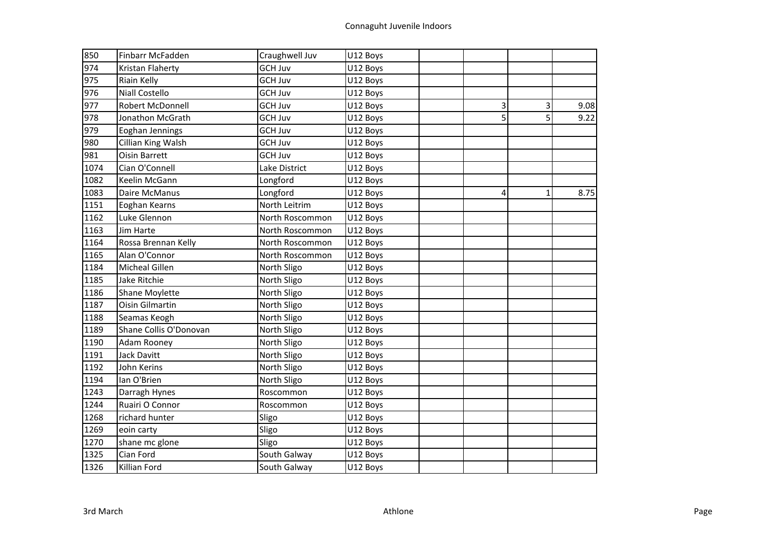| | | | | | | | |
|---|---|---|---|---|---|---|---|
| 850 | Finbarr McFadden | Craughwell Juv | U12 Boys | | | | |
| 974 | Kristan Flaherty | GCH Juv | U12 Boys | | | | |
| 975 | Riain Kelly | GCH Juv | U12 Boys | | | | |
| 976 | Niall Costello | GCH Juv | U12 Boys | | | | |
| 977 | Robert McDonnell | GCH Juv | U12 Boys | | 3 | 3 | 9.08 |
| 978 | Jonathon McGrath | GCH Juv | U12 Boys | | 5 | 5 | 9.22 |
| 979 | Eoghan Jennings | GCH Juv | U12 Boys | | | | |
| 980 | Cillian King Walsh | GCH Juv | U12 Boys | | | | |
| 981 | Oisin Barrett | GCH Juv | U12 Boys | | | | |
| 1074 | Cian O'Connell | Lake District | U12 Boys | | | | |
| 1082 | Keelin McGann | Longford | U12 Boys | | | | |
| 1083 | Daire McManus | Longford | U12 Boys | | 4 | 1 | 8.75 |
| 1151 | Eoghan Kearns | North Leitrim | U12 Boys | | | | |
| 1162 | Luke Glennon | North Roscommon | U12 Boys | | | | |
| 1163 | Jim Harte | North Roscommon | U12 Boys | | | | |
| 1164 | Rossa Brennan Kelly | North Roscommon | U12 Boys | | | | |
| 1165 | Alan O'Connor | North Roscommon | U12 Boys | | | | |
| 1184 | Micheal Gillen | North Sligo | U12 Boys | | | | |
| 1185 | Jake Ritchie | North Sligo | U12 Boys | | | | |
| 1186 | Shane Moylette | North Sligo | U12 Boys | | | | |
| 1187 | Oisin Gilmartin | North Sligo | U12 Boys | | | | |
| 1188 | Seamas Keogh | North Sligo | U12 Boys | | | | |
| 1189 | Shane Collis O'Donovan | North Sligo | U12 Boys | | | | |
| 1190 | Adam Rooney | North Sligo | U12 Boys | | | | |
| 1191 | Jack Davitt | North Sligo | U12 Boys | | | | |
| 1192 | John Kerins | North Sligo | U12 Boys | | | | |
| 1194 | Ian O'Brien | North Sligo | U12 Boys | | | | |
| 1243 | Darragh Hynes | Roscommon | U12 Boys | | | | |
| 1244 | Ruairi O Connor | Roscommon | U12 Boys | | | | |
| 1268 | richard hunter | Sligo | U12 Boys | | | | |
| 1269 | eoin carty | Sligo | U12 Boys | | | | |
| 1270 | shane mc glone | Sligo | U12 Boys | | | | |
| 1325 | Cian Ford | South Galway | U12 Boys | | | | |
| 1326 | Killian Ford | South Galway | U12 Boys | | | | |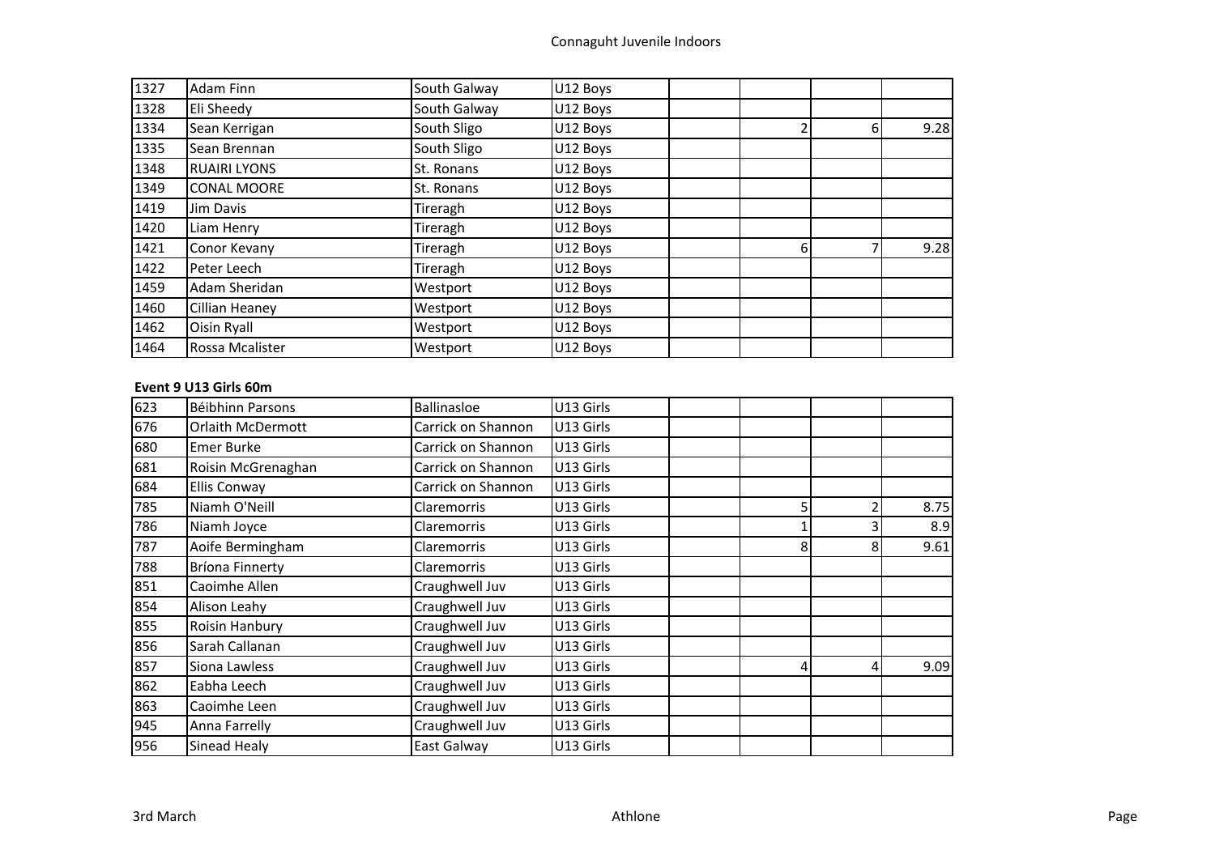| | | | | | | | |
|---|---|---|---|---|---|---|---|
| 1327 | Adam Finn | South Galway | U12 Boys | | | | |
| 1328 | Eli Sheedy | South Galway | U12 Boys | | | | |
| 1334 | Sean Kerrigan | South Sligo | U12 Boys | | 2 | 6 | 9.28 |
| 1335 | Sean Brennan | South Sligo | U12 Boys | | | | |
| 1348 | RUAIRI LYONS | St. Ronans | U12 Boys | | | | |
| 1349 | CONAL MOORE | St. Ronans | U12 Boys | | | | |
| 1419 | Jim Davis | Tireragh | U12 Boys | | | | |
| 1420 | Liam Henry | Tireragh | U12 Boys | | | | |
| 1421 | Conor Kevany | Tireragh | U12 Boys | | 6 | 7 | 9.28 |
| 1422 | Peter Leech | Tireragh | U12 Boys | | | | |
| 1459 | Adam Sheridan | Westport | U12 Boys | | | | |
| 1460 | Cillian Heaney | Westport | U12 Boys | | | | |
| 1462 | Oisin Ryall | Westport | U12 Boys | | | | |
| 1464 | Rossa Mcalister | Westport | U12 Boys | | | | |

**Event 9 U13 Girls 60m**

| | | | | | | | |
|---|---|---|---|---|---|---|---|
| 623 | Béibhinn Parsons | Ballinasloe | U13 Girls | | | | |
| 676 | Orlaith McDermott | Carrick on Shannon | U13 Girls | | | | |
| 680 | Emer Burke | Carrick on Shannon | U13 Girls | | | | |
| 681 | Roisin McGrenaghan | Carrick on Shannon | U13 Girls | | | | |
| 684 | Ellis Conway | Carrick on Shannon | U13 Girls | | | | |
| 785 | Niamh O'Neill | Claremorris | U13 Girls | | 5 | 2 | 8.75 |
| 786 | Niamh Joyce | Claremorris | U13 Girls | | 1 | 3 | 8.9 |
| 787 | Aoife Bermingham | Claremorris | U13 Girls | | 8 | 8 | 9.61 |
| 788 | Bríona Finnerty | Claremorris | U13 Girls | | | | |
| 851 | Caoimhe Allen | Craughwell Juv | U13 Girls | | | | |
| 854 | Alison Leahy | Craughwell Juv | U13 Girls | | | | |
| 855 | Roisin Hanbury | Craughwell Juv | U13 Girls | | | | |
| 856 | Sarah Callanan | Craughwell Juv | U13 Girls | | | | |
| 857 | Siona Lawless | Craughwell Juv | U13 Girls | | 4 | 4 | 9.09 |
| 862 | Eabha Leech | Craughwell Juv | U13 Girls | | | | |
| 863 | Caoimhe Leen | Craughwell Juv | U13 Girls | | | | |
| 945 | Anna Farrelly | Craughwell Juv | U13 Girls | | | | |
| 956 | Sinead Healy | East Galway | U13 Girls | | | | |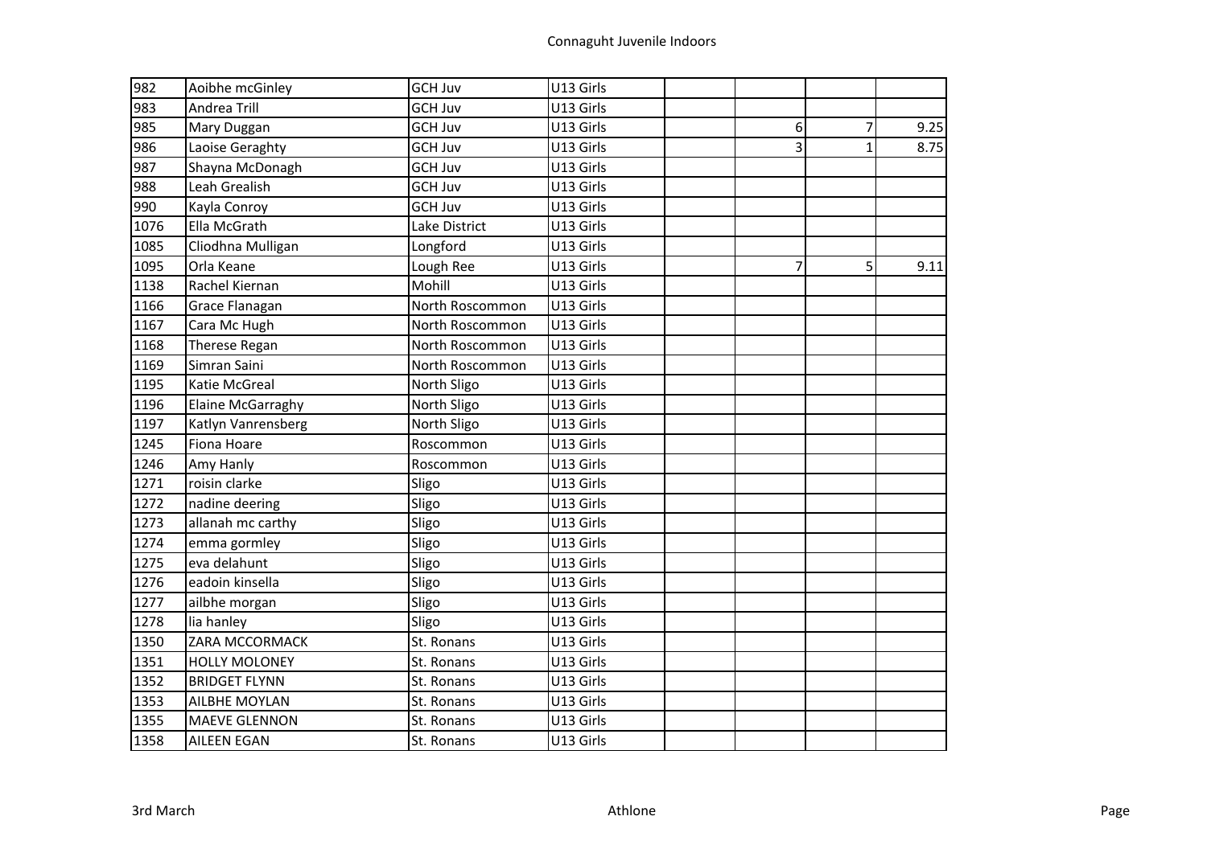| | | | | | | | |
|---|---|---|---|---|---|---|---|
| 982 | Aoibhe mcGinley | GCH Juv | U13 Girls | | | | |
| 983 | Andrea Trill | GCH Juv | U13 Girls | | | | |
| 985 | Mary Duggan | GCH Juv | U13 Girls | | 6 | 7 | 9.25 |
| 986 | Laoise Geraghty | GCH Juv | U13 Girls | | 3 | 1 | 8.75 |
| 987 | Shayna McDonagh | GCH Juv | U13 Girls | | | | |
| 988 | Leah Grealish | GCH Juv | U13 Girls | | | | |
| 990 | Kayla Conroy | GCH Juv | U13 Girls | | | | |
| 1076 | Ella McGrath | Lake District | U13 Girls | | | | |
| 1085 | Cliodhna Mulligan | Longford | U13 Girls | | | | |
| 1095 | Orla Keane | Lough Ree | U13 Girls | | 7 | 5 | 9.11 |
| 1138 | Rachel Kiernan | Mohill | U13 Girls | | | | |
| 1166 | Grace Flanagan | North Roscommon | U13 Girls | | | | |
| 1167 | Cara Mc Hugh | North Roscommon | U13 Girls | | | | |
| 1168 | Therese Regan | North Roscommon | U13 Girls | | | | |
| 1169 | Simran Saini | North Roscommon | U13 Girls | | | | |
| 1195 | Katie McGreal | North Sligo | U13 Girls | | | | |
| 1196 | Elaine McGarraghy | North Sligo | U13 Girls | | | | |
| 1197 | Katlyn Vanrensberg | North Sligo | U13 Girls | | | | |
| 1245 | Fiona Hoare | Roscommon | U13 Girls | | | | |
| 1246 | Amy Hanly | Roscommon | U13 Girls | | | | |
| 1271 | roisin clarke | Sligo | U13 Girls | | | | |
| 1272 | nadine deering | Sligo | U13 Girls | | | | |
| 1273 | allanah mc carthy | Sligo | U13 Girls | | | | |
| 1274 | emma gormley | Sligo | U13 Girls | | | | |
| 1275 | eva delahunt | Sligo | U13 Girls | | | | |
| 1276 | eadoin kinsella | Sligo | U13 Girls | | | | |
| 1277 | ailbhe morgan | Sligo | U13 Girls | | | | |
| 1278 | lia hanley | Sligo | U13 Girls | | | | |
| 1350 | ZARA MCCORMACK | St. Ronans | U13 Girls | | | | |
| 1351 | HOLLY MOLONEY | St. Ronans | U13 Girls | | | | |
| 1352 | BRIDGET FLYNN | St. Ronans | U13 Girls | | | | |
| 1353 | AILBHE MOYLAN | St. Ronans | U13 Girls | | | | |
| 1355 | MAEVE GLENNON | St. Ronans | U13 Girls | | | | |
| 1358 | AILEEN EGAN | St. Ronans | U13 Girls | | | | |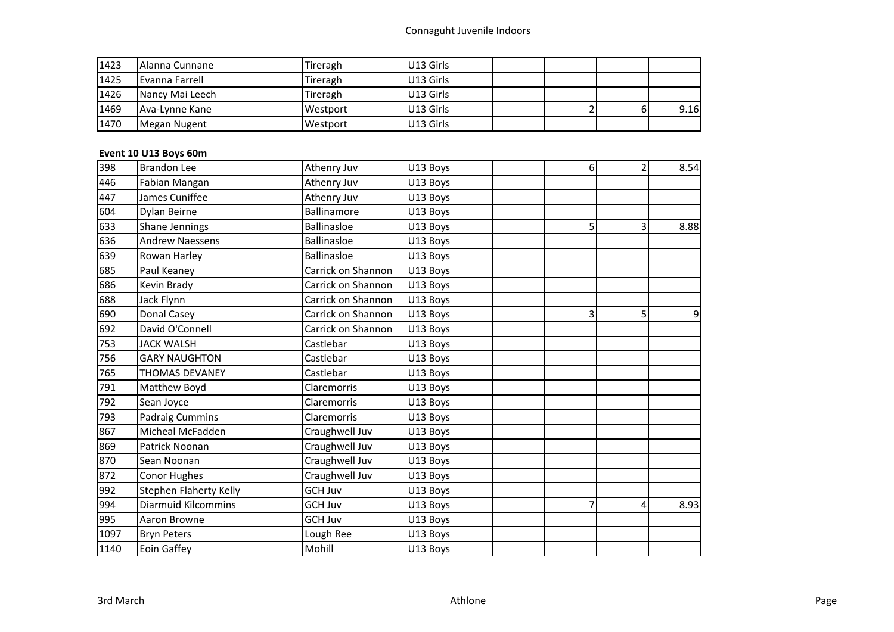| | | | | | | | |
|---|---|---|---|---|---|---|---|
| 1423 | Alanna Cunnane | Tireragh | U13 Girls | | | | |
| 1425 | Evanna Farrell | Tireragh | U13 Girls | | | | |
| 1426 | Nancy Mai Leech | Tireragh | U13 Girls | | | | |
| 1469 | Ava-Lynne Kane | Westport | U13 Girls | | 2 | 6 | 9.16 |
| 1470 | Megan Nugent | Westport | U13 Girls | | | | |

**Event 10 U13 Boys 60m**

| | | | | | | | |
|---|---|---|---|---|---|---|---|
| 398 | Brandon Lee | Athenry Juv | U13 Boys | | 6 | 2 | 8.54 |
| 446 | Fabian Mangan | Athenry Juv | U13 Boys | | | | |
| 447 | James Cuniffee | Athenry Juv | U13 Boys | | | | |
| 604 | Dylan Beirne | Ballinamore | U13 Boys | | | | |
| 633 | Shane Jennings | Ballinasloe | U13 Boys | | 5 | 3 | 8.88 |
| 636 | Andrew Naessens | Ballinasloe | U13 Boys | | | | |
| 639 | Rowan Harley | Ballinasloe | U13 Boys | | | | |
| 685 | Paul Keaney | Carrick on Shannon | U13 Boys | | | | |
| 686 | Kevin Brady | Carrick on Shannon | U13 Boys | | | | |
| 688 | Jack Flynn | Carrick on Shannon | U13 Boys | | | | |
| 690 | Donal Casey | Carrick on Shannon | U13 Boys | | 3 | 5 | 9 |
| 692 | David O'Connell | Carrick on Shannon | U13 Boys | | | | |
| 753 | JACK WALSH | Castlebar | U13 Boys | | | | |
| 756 | GARY NAUGHTON | Castlebar | U13 Boys | | | | |
| 765 | THOMAS DEVANEY | Castlebar | U13 Boys | | | | |
| 791 | Matthew Boyd | Claremorris | U13 Boys | | | | |
| 792 | Sean Joyce | Claremorris | U13 Boys | | | | |
| 793 | Padraig Cummins | Claremorris | U13 Boys | | | | |
| 867 | Micheal McFadden | Craughwell Juv | U13 Boys | | | | |
| 869 | Patrick Noonan | Craughwell Juv | U13 Boys | | | | |
| 870 | Sean Noonan | Craughwell Juv | U13 Boys | | | | |
| 872 | Conor Hughes | Craughwell Juv | U13 Boys | | | | |
| 992 | Stephen Flaherty Kelly | GCH Juv | U13 Boys | | | | |
| 994 | Diarmuid Kilcommins | GCH Juv | U13 Boys | | 7 | 4 | 8.93 |
| 995 | Aaron Browne | GCH Juv | U13 Boys | | | | |
| 1097 | Bryn Peters | Lough Ree | U13 Boys | | | | |
| 1140 | Eoin Gaffey | Mohill | U13 Boys | | | | |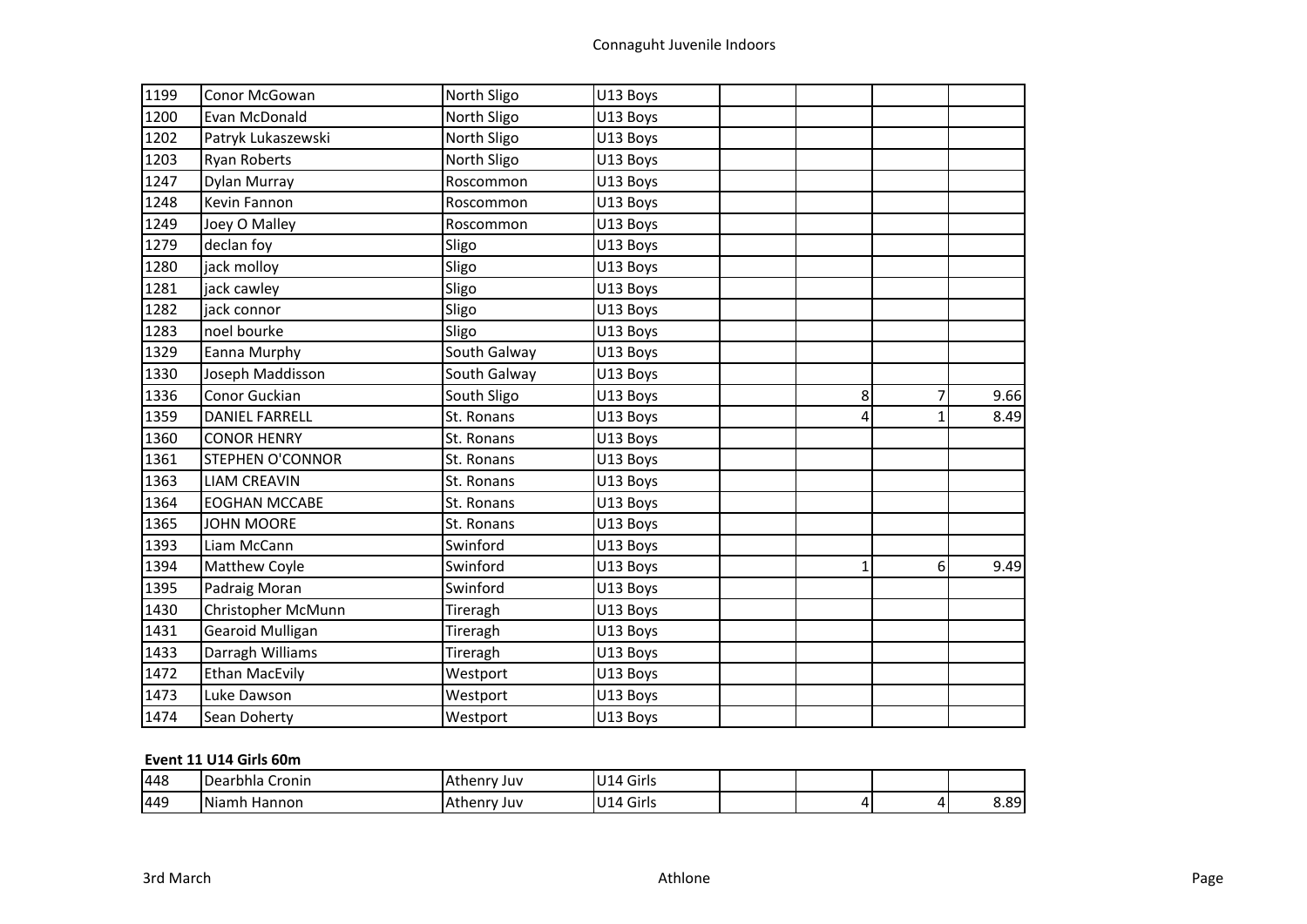| | | | | | | | |
|---|---|---|---|---|---|---|---|
| 1199 | Conor McGowan | North Sligo | U13 Boys | | | | |
| 1200 | Evan McDonald | North Sligo | U13 Boys | | | | |
| 1202 | Patryk Lukaszewski | North Sligo | U13 Boys | | | | |
| 1203 | Ryan Roberts | North Sligo | U13 Boys | | | | |
| 1247 | Dylan Murray | Roscommon | U13 Boys | | | | |
| 1248 | Kevin Fannon | Roscommon | U13 Boys | | | | |
| 1249 | Joey O Malley | Roscommon | U13 Boys | | | | |
| 1279 | declan foy | Sligo | U13 Boys | | | | |
| 1280 | jack molloy | Sligo | U13 Boys | | | | |
| 1281 | jack cawley | Sligo | U13 Boys | | | | |
| 1282 | jack connor | Sligo | U13 Boys | | | | |
| 1283 | noel bourke | Sligo | U13 Boys | | | | |
| 1329 | Eanna Murphy | South Galway | U13 Boys | | | | |
| 1330 | Joseph Maddisson | South Galway | U13 Boys | | | | |
| 1336 | Conor Guckian | South Sligo | U13 Boys | | 8 | 7 | 9.66 |
| 1359 | DANIEL FARRELL | St. Ronans | U13 Boys | | 4 | 1 | 8.49 |
| 1360 | CONOR HENRY | St. Ronans | U13 Boys | | | | |
| 1361 | STEPHEN O'CONNOR | St. Ronans | U13 Boys | | | | |
| 1363 | LIAM CREAVIN | St. Ronans | U13 Boys | | | | |
| 1364 | EOGHAN MCCABE | St. Ronans | U13 Boys | | | | |
| 1365 | JOHN MOORE | St. Ronans | U13 Boys | | | | |
| 1393 | Liam McCann | Swinford | U13 Boys | | | | |
| 1394 | Matthew Coyle | Swinford | U13 Boys | | 1 | 6 | 9.49 |
| 1395 | Padraig Moran | Swinford | U13 Boys | | | | |
| 1430 | Christopher McMunn | Tireragh | U13 Boys | | | | |
| 1431 | Gearoid Mulligan | Tireragh | U13 Boys | | | | |
| 1433 | Darragh Williams | Tireragh | U13 Boys | | | | |
| 1472 | Ethan MacEvily | Westport | U13 Boys | | | | |
| 1473 | Luke Dawson | Westport | U13 Boys | | | | |
| 1474 | Sean Doherty | Westport | U13 Boys | | | | |

**Event 11 U14 Girls 60m**

| | | | | | | | |
|---|---|---|---|---|---|---|---|
| 448 | Dearbhla Cronin | Athenry Juv | U14 Girls | | | | |
| 449 | Niamh Hannon | Athenry Juv | U14 Girls | | 4 | 4 | 8.89 |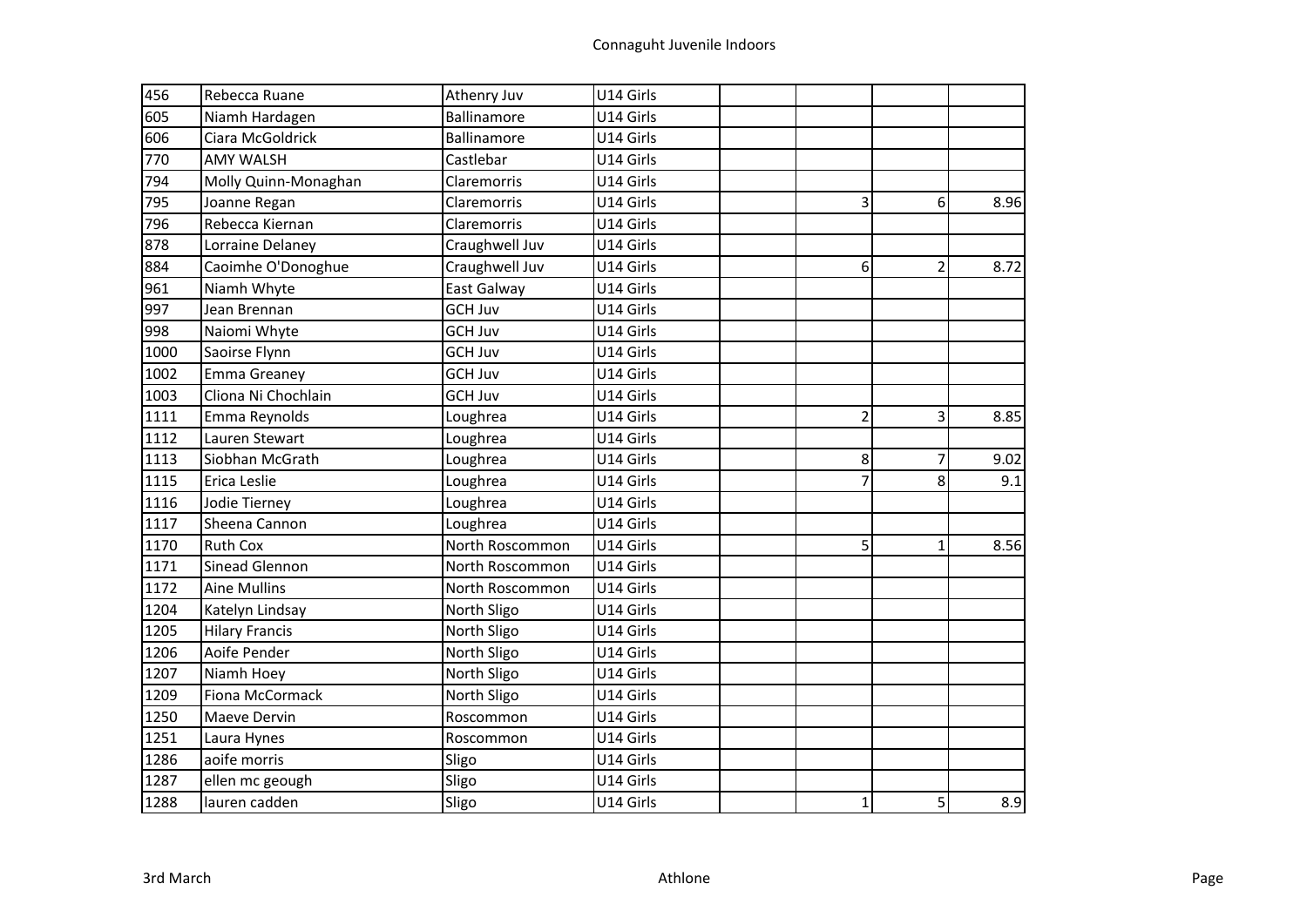| | | | | | | | |
|---|---|---|---|---|---|---|---|
| 456 | Rebecca Ruane | Athenry Juv | U14 Girls | | | | |
| 605 | Niamh Hardagen | Ballinamore | U14 Girls | | | | |
| 606 | Ciara McGoldrick | Ballinamore | U14 Girls | | | | |
| 770 | AMY WALSH | Castlebar | U14 Girls | | | | |
| 794 | Molly Quinn-Monaghan | Claremorris | U14 Girls | | | | |
| 795 | Joanne Regan | Claremorris | U14 Girls | | 3 | 6 | 8.96 |
| 796 | Rebecca Kiernan | Claremorris | U14 Girls | | | | |
| 878 | Lorraine Delaney | Craughwell Juv | U14 Girls | | | | |
| 884 | Caoimhe O'Donoghue | Craughwell Juv | U14 Girls | | 6 | 2 | 8.72 |
| 961 | Niamh Whyte | East Galway | U14 Girls | | | | |
| 997 | Jean Brennan | GCH Juv | U14 Girls | | | | |
| 998 | Naiomi Whyte | GCH Juv | U14 Girls | | | | |
| 1000 | Saoirse Flynn | GCH Juv | U14 Girls | | | | |
| 1002 | Emma Greaney | GCH Juv | U14 Girls | | | | |
| 1003 | Cliona Ni Chochlain | GCH Juv | U14 Girls | | | | |
| 1111 | Emma Reynolds | Loughrea | U14 Girls | | 2 | 3 | 8.85 |
| 1112 | Lauren Stewart | Loughrea | U14 Girls | | | | |
| 1113 | Siobhan McGrath | Loughrea | U14 Girls | | 8 | 7 | 9.02 |
| 1115 | Erica Leslie | Loughrea | U14 Girls | | 7 | 8 | 9.1 |
| 1116 | Jodie Tierney | Loughrea | U14 Girls | | | | |
| 1117 | Sheena Cannon | Loughrea | U14 Girls | | | | |
| 1170 | Ruth Cox | North Roscommon | U14 Girls | | 5 | 1 | 8.56 |
| 1171 | Sinead Glennon | North Roscommon | U14 Girls | | | | |
| 1172 | Aine Mullins | North Roscommon | U14 Girls | | | | |
| 1204 | Katelyn Lindsay | North Sligo | U14 Girls | | | | |
| 1205 | Hilary Francis | North Sligo | U14 Girls | | | | |
| 1206 | Aoife Pender | North Sligo | U14 Girls | | | | |
| 1207 | Niamh Hoey | North Sligo | U14 Girls | | | | |
| 1209 | Fiona McCormack | North Sligo | U14 Girls | | | | |
| 1250 | Maeve Dervin | Roscommon | U14 Girls | | | | |
| 1251 | Laura Hynes | Roscommon | U14 Girls | | | | |
| 1286 | aoife morris | Sligo | U14 Girls | | | | |
| 1287 | ellen mc geough | Sligo | U14 Girls | | | | |
| 1288 | lauren cadden | Sligo | U14 Girls | | 1 | 5 | 8.9 |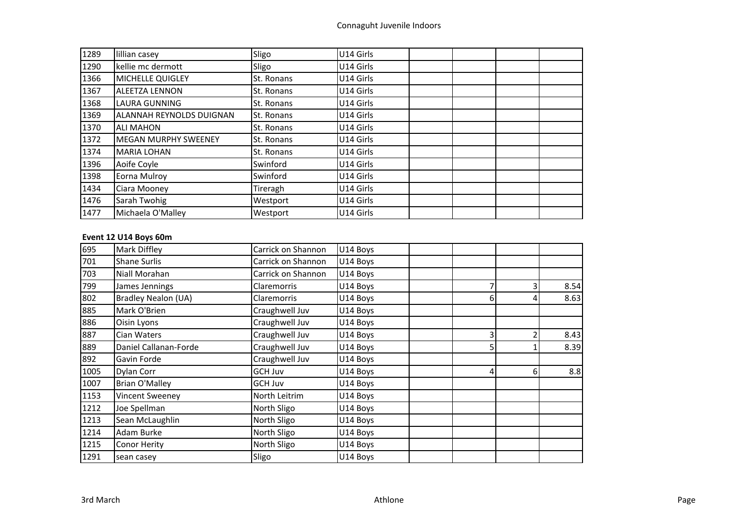| | | | | | | | |
|---|---|---|---|---|---|---|---|
| 1289 | lillian casey | Sligo | U14 Girls | | | | |
| 1290 | kellie mc dermott | Sligo | U14 Girls | | | | |
| 1366 | MICHELLE QUIGLEY | St. Ronans | U14 Girls | | | | |
| 1367 | ALEETZA LENNON | St. Ronans | U14 Girls | | | | |
| 1368 | LAURA GUNNING | St. Ronans | U14 Girls | | | | |
| 1369 | ALANNAH REYNOLDS DUIGNAN | St. Ronans | U14 Girls | | | | |
| 1370 | ALI MAHON | St. Ronans | U14 Girls | | | | |
| 1372 | MEGAN MURPHY SWEENEY | St. Ronans | U14 Girls | | | | |
| 1374 | MARIA LOHAN | St. Ronans | U14 Girls | | | | |
| 1396 | Aoife Coyle | Swinford | U14 Girls | | | | |
| 1398 | Eorna Mulroy | Swinford | U14 Girls | | | | |
| 1434 | Ciara Mooney | Tireragh | U14 Girls | | | | |
| 1476 | Sarah Twohig | Westport | U14 Girls | | | | |
| 1477 | Michaela O'Malley | Westport | U14 Girls | | | | |

**Event 12 U14 Boys 60m**

| | | | | | | | |
|---|---|---|---|---|---|---|---|
| 695 | Mark Diffley | Carrick on Shannon | U14 Boys | | | | |
| 701 | Shane Surlis | Carrick on Shannon | U14 Boys | | | | |
| 703 | Niall Morahan | Carrick on Shannon | U14 Boys | | | | |
| 799 | James Jennings | Claremorris | U14 Boys | | 7 | 3 | 8.54 |
| 802 | Bradley Nealon (UA) | Claremorris | U14 Boys | | 6 | 4 | 8.63 |
| 885 | Mark O'Brien | Craughwell Juv | U14 Boys | | | | |
| 886 | Oisin Lyons | Craughwell Juv | U14 Boys | | | | |
| 887 | Cian Waters | Craughwell Juv | U14 Boys | | 3 | 2 | 8.43 |
| 889 | Daniel Callanan-Forde | Craughwell Juv | U14 Boys | | 5 | 1 | 8.39 |
| 892 | Gavin Forde | Craughwell Juv | U14 Boys | | | | |
| 1005 | Dylan Corr | GCH Juv | U14 Boys | | 4 | 6 | 8.8 |
| 1007 | Brian O'Malley | GCH Juv | U14 Boys | | | | |
| 1153 | Vincent Sweeney | North Leitrim | U14 Boys | | | | |
| 1212 | Joe Spellman | North Sligo | U14 Boys | | | | |
| 1213 | Sean McLaughlin | North Sligo | U14 Boys | | | | |
| 1214 | Adam Burke | North Sligo | U14 Boys | | | | |
| 1215 | Conor Herity | North Sligo | U14 Boys | | | | |
| 1291 | sean casey | Sligo | U14 Boys | | | | |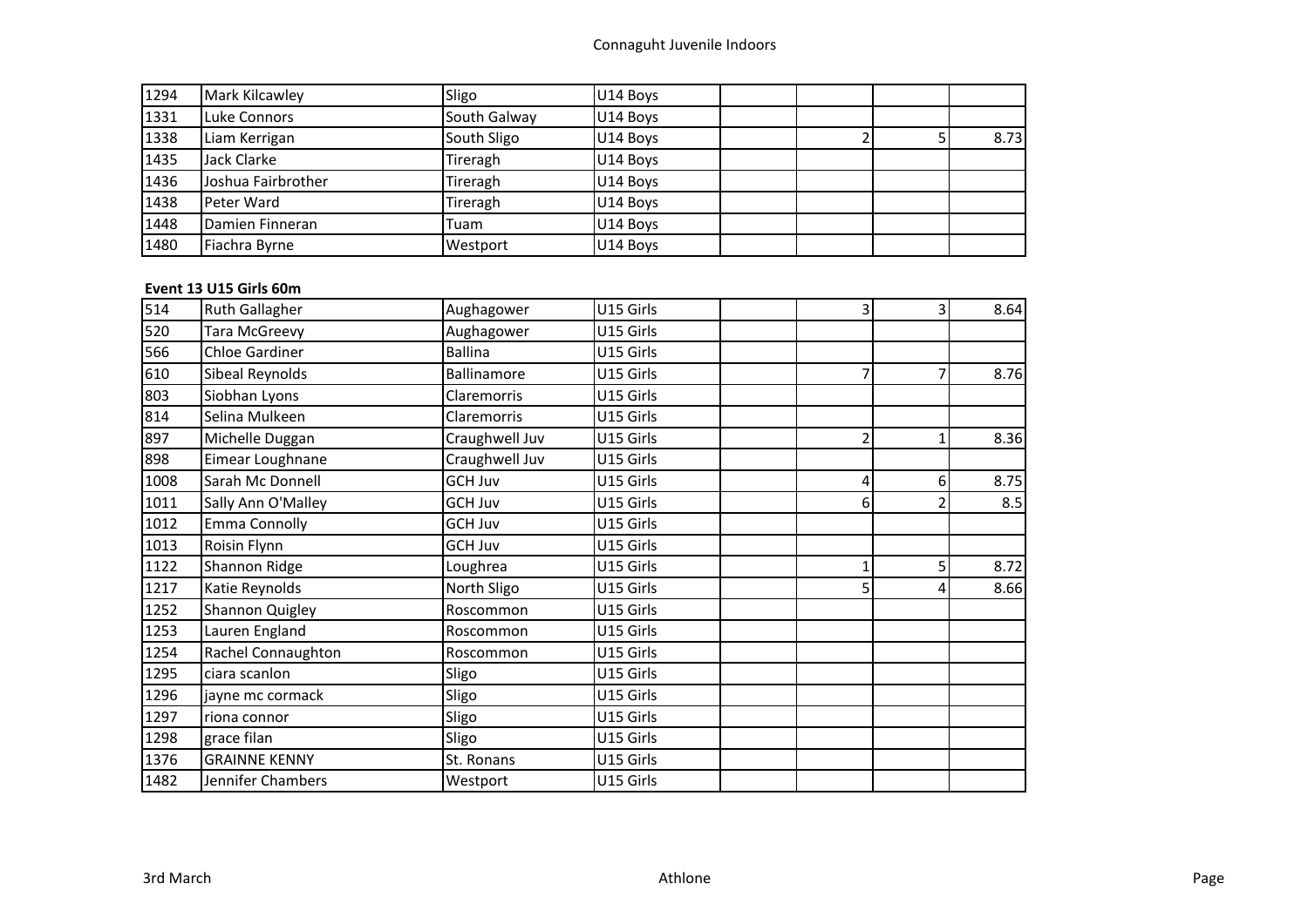| | | | | | | | |
|---|---|---|---|---|---|---|---|
| 1294 | Mark Kilcawley | Sligo | U14 Boys | | | | |
| 1331 | Luke Connors | South Galway | U14 Boys | | | | |
| 1338 | Liam Kerrigan | South Sligo | U14 Boys | | 2 | 5 | 8.73 |
| 1435 | Jack Clarke | Tireragh | U14 Boys | | | | |
| 1436 | Joshua Fairbrother | Tireragh | U14 Boys | | | | |
| 1438 | Peter Ward | Tireragh | U14 Boys | | | | |
| 1448 | Damien Finneran | Tuam | U14 Boys | | | | |
| 1480 | Fiachra Byrne | Westport | U14 Boys | | | | |

**Event 13 U15 Girls 60m**

| | | | | | | | |
|---|---|---|---|---|---|---|---|
| 514 | Ruth Gallagher | Aughagower | U15 Girls | | 3 | 3 | 8.64 |
| 520 | Tara McGreevy | Aughagower | U15 Girls | | | | |
| 566 | Chloe Gardiner | Ballina | U15 Girls | | | | |
| 610 | Sibeal Reynolds | Ballinamore | U15 Girls | | 7 | 7 | 8.76 |
| 803 | Siobhan Lyons | Claremorris | U15 Girls | | | | |
| 814 | Selina Mulkeen | Claremorris | U15 Girls | | | | |
| 897 | Michelle Duggan | Craughwell Juv | U15 Girls | | 2 | 1 | 8.36 |
| 898 | Eimear Loughnane | Craughwell Juv | U15 Girls | | | | |
| 1008 | Sarah Mc Donnell | GCH Juv | U15 Girls | | 4 | 6 | 8.75 |
| 1011 | Sally Ann O'Malley | GCH Juv | U15 Girls | | 6 | 2 | 8.5 |
| 1012 | Emma Connolly | GCH Juv | U15 Girls | | | | |
| 1013 | Roisin Flynn | GCH Juv | U15 Girls | | | | |
| 1122 | Shannon Ridge | Loughrea | U15 Girls | | 1 | 5 | 8.72 |
| 1217 | Katie Reynolds | North Sligo | U15 Girls | | 5 | 4 | 8.66 |
| 1252 | Shannon Quigley | Roscommon | U15 Girls | | | | |
| 1253 | Lauren England | Roscommon | U15 Girls | | | | |
| 1254 | Rachel Connaughton | Roscommon | U15 Girls | | | | |
| 1295 | ciara scanlon | Sligo | U15 Girls | | | | |
| 1296 | jayne mc cormack | Sligo | U15 Girls | | | | |
| 1297 | riona connor | Sligo | U15 Girls | | | | |
| 1298 | grace filan | Sligo | U15 Girls | | | | |
| 1376 | GRAINNE KENNY | St. Ronans | U15 Girls | | | | |
| 1482 | Jennifer Chambers | Westport | U15 Girls | | | | |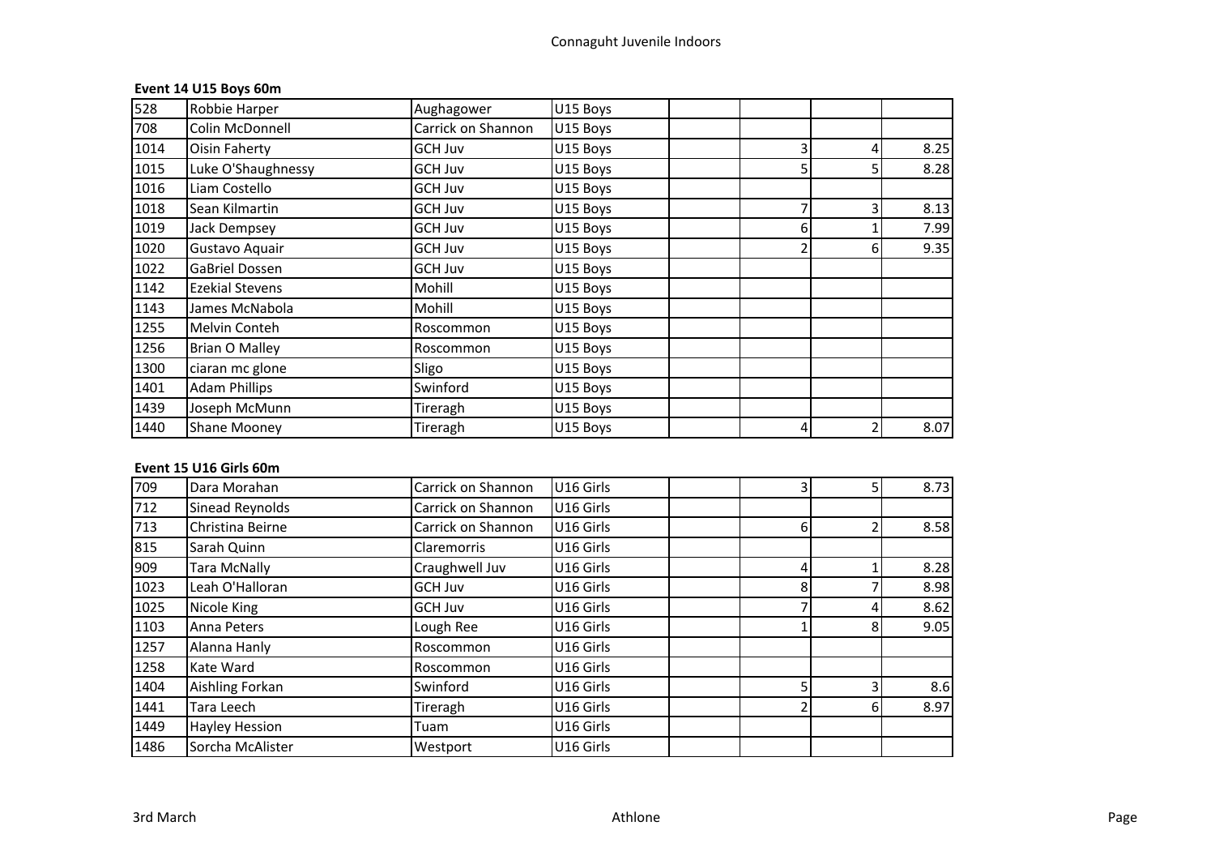## Event 14 U15 Boys 60m

| | | | | | | | |
|---|---|---|---|---|---|---|---|
| 528 | Robbie Harper | Aughagower | U15 Boys | | | | |
| 708 | Colin McDonnell | Carrick on Shannon | U15 Boys | | | | |
| 1014 | Oisin Faherty | GCH Juv | U15 Boys | | 3 | 4 | 8.25 |
| 1015 | Luke O'Shaughnessy | GCH Juv | U15 Boys | | 5 | 5 | 8.28 |
| 1016 | Liam Costello | GCH Juv | U15 Boys | | | | |
| 1018 | Sean Kilmartin | GCH Juv | U15 Boys | | 7 | 3 | 8.13 |
| 1019 | Jack Dempsey | GCH Juv | U15 Boys | | 6 | 1 | 7.99 |
| 1020 | Gustavo Aquair | GCH Juv | U15 Boys | | 2 | 6 | 9.35 |
| 1022 | GaBriel Dossen | GCH Juv | U15 Boys | | | | |
| 1142 | Ezekial Stevens | Mohill | U15 Boys | | | | |
| 1143 | James McNabola | Mohill | U15 Boys | | | | |
| 1255 | Melvin Conteh | Roscommon | U15 Boys | | | | |
| 1256 | Brian O Malley | Roscommon | U15 Boys | | | | |
| 1300 | ciaran mc glone | Sligo | U15 Boys | | | | |
| 1401 | Adam Phillips | Swinford | U15 Boys | | | | |
| 1439 | Joseph McMunn | Tireragh | U15 Boys | | | | |
| 1440 | Shane Mooney | Tireragh | U15 Boys | | 4 | 2 | 8.07 |

## Event 15 U16 Girls 60m

| | | | | | | | |
|---|---|---|---|---|---|---|---|
| 709 | Dara Morahan | Carrick on Shannon | U16 Girls | | 3 | 5 | 8.73 |
| 712 | Sinead Reynolds | Carrick on Shannon | U16 Girls | | | | |
| 713 | Christina Beirne | Carrick on Shannon | U16 Girls | | 6 | 2 | 8.58 |
| 815 | Sarah Quinn | Claremorris | U16 Girls | | | | |
| 909 | Tara McNally | Craughwell Juv | U16 Girls | | 4 | 1 | 8.28 |
| 1023 | Leah O'Halloran | GCH Juv | U16 Girls | | 8 | 7 | 8.98 |
| 1025 | Nicole King | GCH Juv | U16 Girls | | 7 | 4 | 8.62 |
| 1103 | Anna Peters | Lough Ree | U16 Girls | | 1 | 8 | 9.05 |
| 1257 | Alanna Hanly | Roscommon | U16 Girls | | | | |
| 1258 | Kate Ward | Roscommon | U16 Girls | | | | |
| 1404 | Aishling Forkan | Swinford | U16 Girls | | 5 | 3 | 8.6 |
| 1441 | Tara Leech | Tireragh | U16 Girls | | 2 | 6 | 8.97 |
| 1449 | Hayley Hession | Tuam | U16 Girls | | | | |
| 1486 | Sorcha McAlister | Westport | U16 Girls | | | | |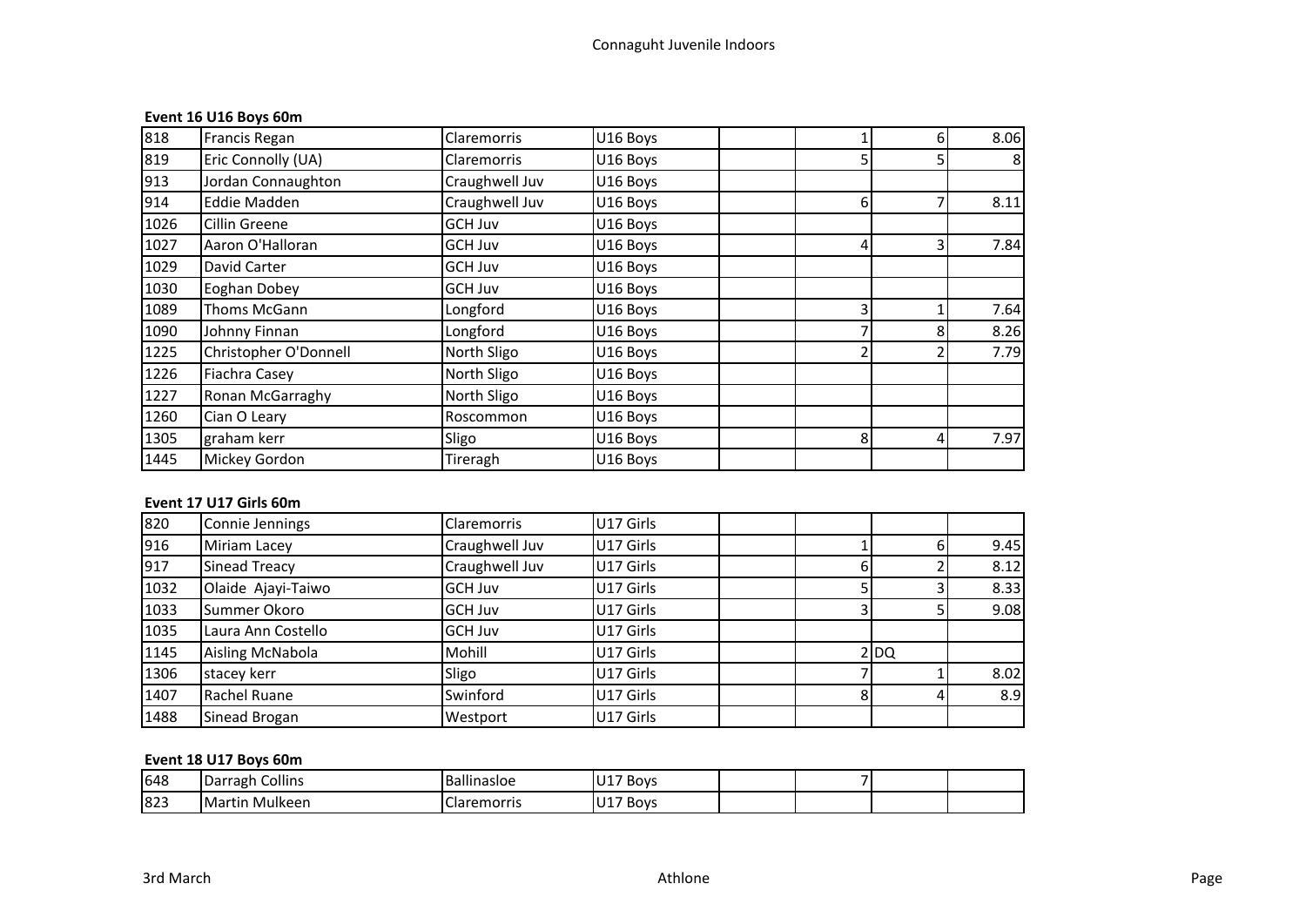Connaguht Juvenile Indoors

**Event 16 U16 Boys 60m**

| | | | | | | | |
|---|---|---|---|---|---|---|---|
| 818 | Francis Regan | Claremorris | U16 Boys | | 1 | 6 | 8.06 |
| 819 | Eric Connolly (UA) | Claremorris | U16 Boys | | 5 | 5 | 8 |
| 913 | Jordan Connaughton | Craughwell Juv | U16 Boys | | | | |
| 914 | Eddie Madden | Craughwell Juv | U16 Boys | | 6 | 7 | 8.11 |
| 1026 | Cillin Greene | GCH Juv | U16 Boys | | | | |
| 1027 | Aaron O'Halloran | GCH Juv | U16 Boys | | 4 | 3 | 7.84 |
| 1029 | David Carter | GCH Juv | U16 Boys | | | | |
| 1030 | Eoghan Dobey | GCH Juv | U16 Boys | | | | |
| 1089 | Thoms McGann | Longford | U16 Boys | | 3 | 1 | 7.64 |
| 1090 | Johnny Finnan | Longford | U16 Boys | | 7 | 8 | 8.26 |
| 1225 | Christopher O'Donnell | North Sligo | U16 Boys | | 2 | 2 | 7.79 |
| 1226 | Fiachra Casey | North Sligo | U16 Boys | | | | |
| 1227 | Ronan McGarraghy | North Sligo | U16 Boys | | | | |
| 1260 | Cian O Leary | Roscommon | U16 Boys | | | | |
| 1305 | graham kerr | Sligo | U16 Boys | | 8 | 4 | 7.97 |
| 1445 | Mickey Gordon | Tireragh | U16 Boys | | | | |

**Event 17 U17 Girls 60m**

| | | | | | | | |
|---|---|---|---|---|---|---|---|
| 820 | Connie Jennings | Claremorris | U17 Girls | | | | |
| 916 | Miriam Lacey | Craughwell Juv | U17 Girls | | 1 | 6 | 9.45 |
| 917 | Sinead Treacy | Craughwell Juv | U17 Girls | | 6 | 2 | 8.12 |
| 1032 | Olaide Ajayi-Taiwo | GCH Juv | U17 Girls | | 5 | 3 | 8.33 |
| 1033 | Summer Okoro | GCH Juv | U17 Girls | | 3 | 5 | 9.08 |
| 1035 | Laura Ann Costello | GCH Juv | U17 Girls | | | | |
| 1145 | Aisling McNabola | Mohill | U17 Girls | | 2 | DQ | |
| 1306 | stacey kerr | Sligo | U17 Girls | | 7 | 1 | 8.02 |
| 1407 | Rachel Ruane | Swinford | U17 Girls | | 8 | 4 | 8.9 |
| 1488 | Sinead Brogan | Westport | U17 Girls | | | | |

**Event 18 U17 Boys 60m**

| | | | | | | | |
|---|---|---|---|---|---|---|---|
| 648 | Darragh Collins | Ballinasloe | U17 Boys | | 7 | | |
| 823 | Martin Mulkeen | Claremorris | U17 Boys | | | | |

3rd March Athlone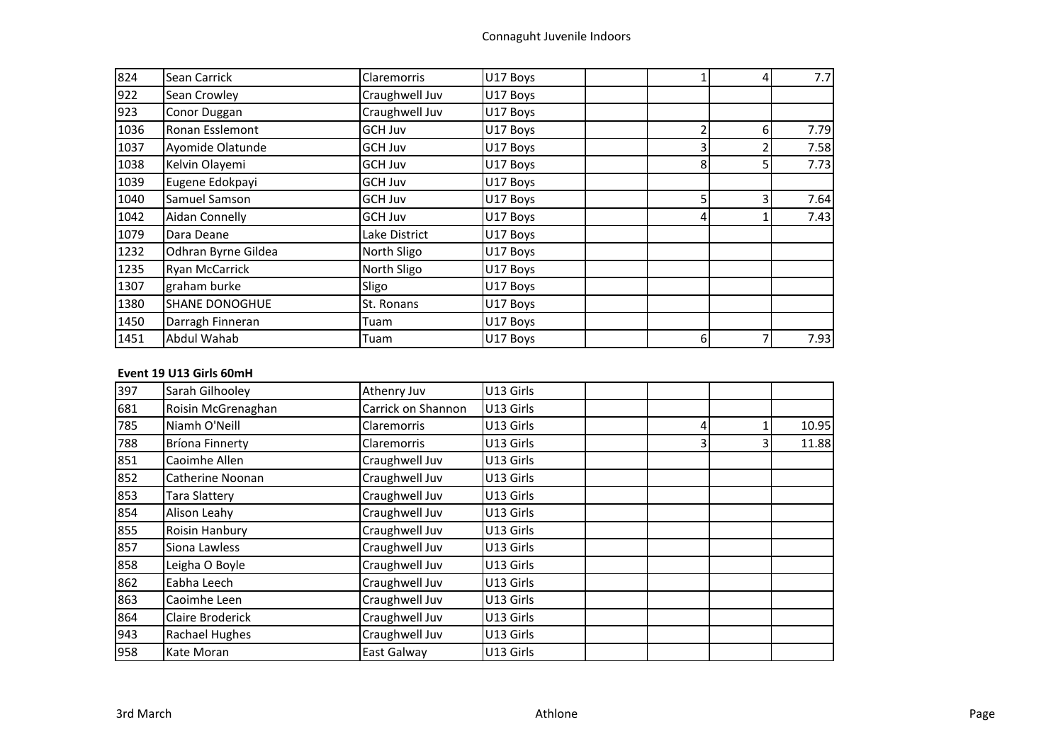| | | | | | | | |
|---|---|---|---|---|---|---|---|
| 824 | Sean Carrick | Claremorris | U17 Boys | | 1 | 4 | 7.7 |
| 922 | Sean Crowley | Craughwell Juv | U17 Boys | | | | |
| 923 | Conor Duggan | Craughwell Juv | U17 Boys | | | | |
| 1036 | Ronan Esslemont | GCH Juv | U17 Boys | | 2 | 6 | 7.79 |
| 1037 | Ayomide Olatunde | GCH Juv | U17 Boys | | 3 | 2 | 7.58 |
| 1038 | Kelvin Olayemi | GCH Juv | U17 Boys | | 8 | 5 | 7.73 |
| 1039 | Eugene Edokpayi | GCH Juv | U17 Boys | | | | |
| 1040 | Samuel Samson | GCH Juv | U17 Boys | | 5 | 3 | 7.64 |
| 1042 | Aidan Connelly | GCH Juv | U17 Boys | | 4 | 1 | 7.43 |
| 1079 | Dara Deane | Lake District | U17 Boys | | | | |
| 1232 | Odhran Byrne Gildea | North Sligo | U17 Boys | | | | |
| 1235 | Ryan McCarrick | North Sligo | U17 Boys | | | | |
| 1307 | graham burke | Sligo | U17 Boys | | | | |
| 1380 | SHANE DONOGHUE | St. Ronans | U17 Boys | | | | |
| 1450 | Darragh Finneran | Tuam | U17 Boys | | | | |
| 1451 | Abdul Wahab | Tuam | U17 Boys | | 6 | 7 | 7.93 |

**Event 19 U13 Girls 60mH**

| | | | | | | | |
|---|---|---|---|---|---|---|---|
| 397 | Sarah Gilhooley | Athenry Juv | U13 Girls | | | | |
| 681 | Roisin McGrenaghan | Carrick on Shannon | U13 Girls | | | | |
| 785 | Niamh O'Neill | Claremorris | U13 Girls | | 4 | 1 | 10.95 |
| 788 | Bríona Finnerty | Claremorris | U13 Girls | | 3 | 3 | 11.88 |
| 851 | Caoimhe Allen | Craughwell Juv | U13 Girls | | | | |
| 852 | Catherine Noonan | Craughwell Juv | U13 Girls | | | | |
| 853 | Tara Slattery | Craughwell Juv | U13 Girls | | | | |
| 854 | Alison Leahy | Craughwell Juv | U13 Girls | | | | |
| 855 | Roisin Hanbury | Craughwell Juv | U13 Girls | | | | |
| 857 | Siona Lawless | Craughwell Juv | U13 Girls | | | | |
| 858 | Leigha O Boyle | Craughwell Juv | U13 Girls | | | | |
| 862 | Eabha Leech | Craughwell Juv | U13 Girls | | | | |
| 863 | Caoimhe Leen | Craughwell Juv | U13 Girls | | | | |
| 864 | Claire Broderick | Craughwell Juv | U13 Girls | | | | |
| 943 | Rachael Hughes | Craughwell Juv | U13 Girls | | | | |
| 958 | Kate Moran | East Galway | U13 Girls | | | | |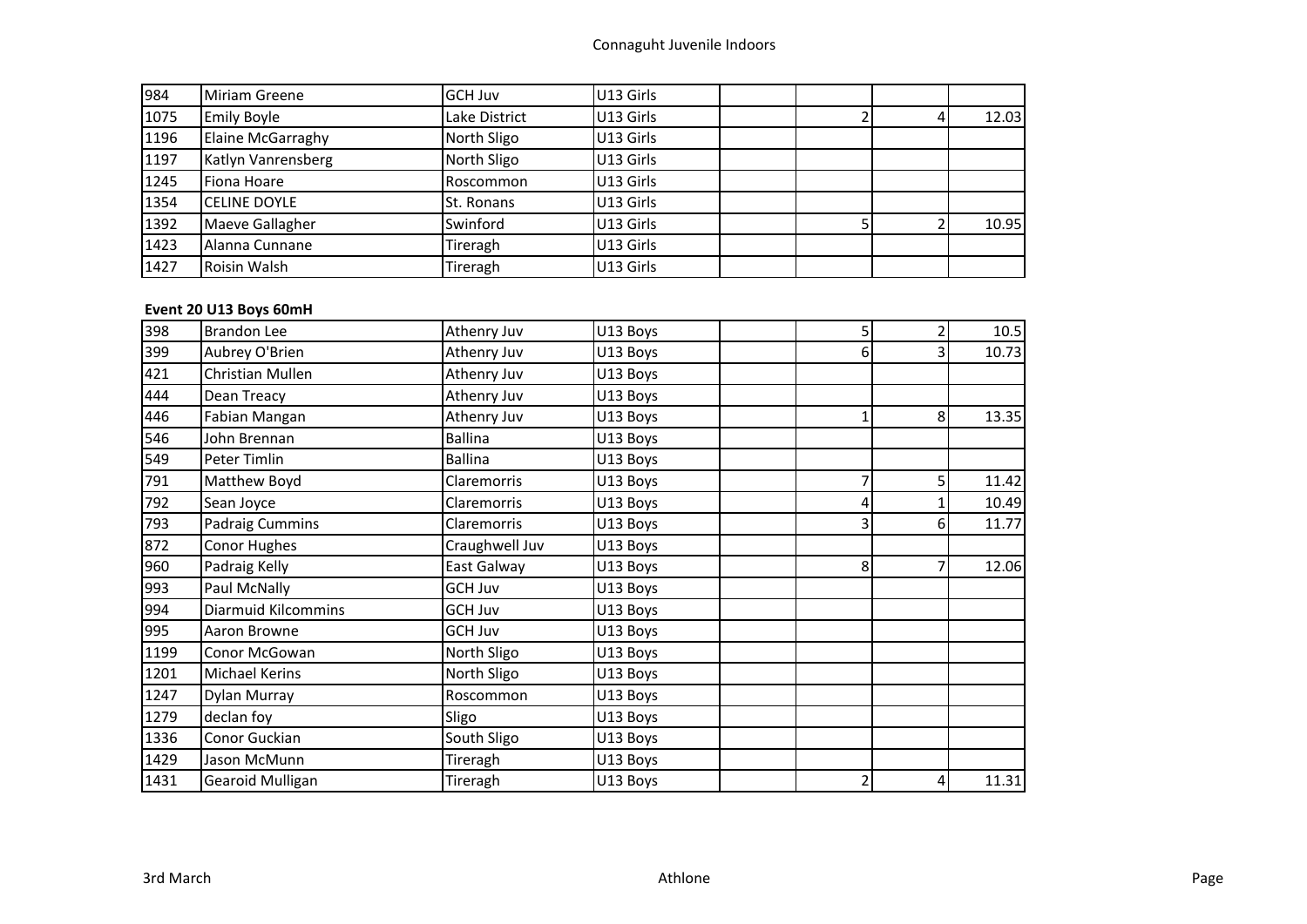| | | | | | | | |
|---|---|---|---|---|---|---|---|
| 984 | Miriam Greene | GCH Juv | U13 Girls | | | | |
| 1075 | Emily Boyle | Lake District | U13 Girls | | 2 | 4 | 12.03 |
| 1196 | Elaine McGarraghy | North Sligo | U13 Girls | | | | |
| 1197 | Katlyn Vanrensberg | North Sligo | U13 Girls | | | | |
| 1245 | Fiona Hoare | Roscommon | U13 Girls | | | | |
| 1354 | CELINE DOYLE | St. Ronans | U13 Girls | | | | |
| 1392 | Maeve Gallagher | Swinford | U13 Girls | | 5 | 2 | 10.95 |
| 1423 | Alanna Cunnane | Tireragh | U13 Girls | | | | |
| 1427 | Roisin Walsh | Tireragh | U13 Girls | | | | |

**Event 20 U13 Boys 60mH**

| | | | | | | | |
|---|---|---|---|---|---|---|---|
| 398 | Brandon Lee | Athenry Juv | U13 Boys | | 5 | 2 | 10.5 |
| 399 | Aubrey O'Brien | Athenry Juv | U13 Boys | | 6 | 3 | 10.73 |
| 421 | Christian Mullen | Athenry Juv | U13 Boys | | | | |
| 444 | Dean Treacy | Athenry Juv | U13 Boys | | | | |
| 446 | Fabian Mangan | Athenry Juv | U13 Boys | | 1 | 8 | 13.35 |
| 546 | John Brennan | Ballina | U13 Boys | | | | |
| 549 | Peter Timlin | Ballina | U13 Boys | | | | |
| 791 | Matthew Boyd | Claremorris | U13 Boys | | 7 | 5 | 11.42 |
| 792 | Sean Joyce | Claremorris | U13 Boys | | 4 | 1 | 10.49 |
| 793 | Padraig Cummins | Claremorris | U13 Boys | | 3 | 6 | 11.77 |
| 872 | Conor Hughes | Craughwell Juv | U13 Boys | | | | |
| 960 | Padraig Kelly | East Galway | U13 Boys | | 8 | 7 | 12.06 |
| 993 | Paul McNally | GCH Juv | U13 Boys | | | | |
| 994 | Diarmuid Kilcommins | GCH Juv | U13 Boys | | | | |
| 995 | Aaron Browne | GCH Juv | U13 Boys | | | | |
| 1199 | Conor McGowan | North Sligo | U13 Boys | | | | |
| 1201 | Michael Kerins | North Sligo | U13 Boys | | | | |
| 1247 | Dylan Murray | Roscommon | U13 Boys | | | | |
| 1279 | declan foy | Sligo | U13 Boys | | | | |
| 1336 | Conor Guckian | South Sligo | U13 Boys | | | | |
| 1429 | Jason McMunn | Tireragh | U13 Boys | | | | |
| 1431 | Gearoid Mulligan | Tireragh | U13 Boys | | 2 | 4 | 11.31 |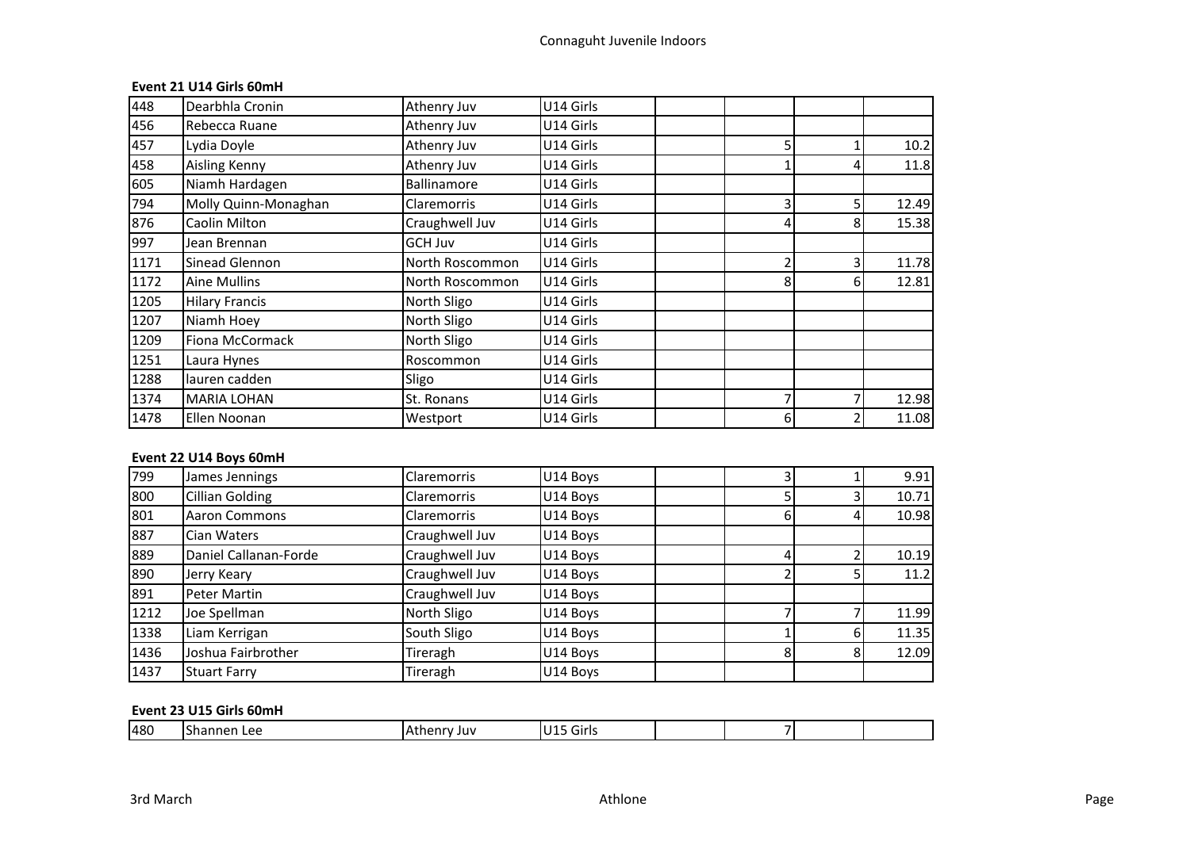Connaguht Juvenile Indoors

**Event 21 U14 Girls 60mH**

| | | | | | | | |
|---|---|---|---|---|---|---|---|
| 448 | Dearbhla Cronin | Athenry Juv | U14 Girls | | | | |
| 456 | Rebecca Ruane | Athenry Juv | U14 Girls | | | | |
| 457 | Lydia Doyle | Athenry Juv | U14 Girls | | 5 | 1 | 10.2 |
| 458 | Aisling Kenny | Athenry Juv | U14 Girls | | 1 | 4 | 11.8 |
| 605 | Niamh Hardagen | Ballinamore | U14 Girls | | | | |
| 794 | Molly Quinn-Monaghan | Claremorris | U14 Girls | | 3 | 5 | 12.49 |
| 876 | Caolin Milton | Craughwell Juv | U14 Girls | | 4 | 8 | 15.38 |
| 997 | Jean Brennan | GCH Juv | U14 Girls | | | | |
| 1171 | Sinead Glennon | North Roscommon | U14 Girls | | 2 | 3 | 11.78 |
| 1172 | Aine Mullins | North Roscommon | U14 Girls | | 8 | 6 | 12.81 |
| 1205 | Hilary Francis | North Sligo | U14 Girls | | | | |
| 1207 | Niamh Hoey | North Sligo | U14 Girls | | | | |
| 1209 | Fiona McCormack | North Sligo | U14 Girls | | | | |
| 1251 | Laura Hynes | Roscommon | U14 Girls | | | | |
| 1288 | lauren cadden | Sligo | U14 Girls | | | | |
| 1374 | MARIA LOHAN | St. Ronans | U14 Girls | | 7 | 7 | 12.98 |
| 1478 | Ellen Noonan | Westport | U14 Girls | | 6 | 2 | 11.08 |

**Event 22 U14 Boys 60mH**

| | | | | | | | |
|---|---|---|---|---|---|---|---|
| 799 | James Jennings | Claremorris | U14 Boys | | 3 | 1 | 9.91 |
| 800 | Cillian Golding | Claremorris | U14 Boys | | 5 | 3 | 10.71 |
| 801 | Aaron Commons | Claremorris | U14 Boys | | 6 | 4 | 10.98 |
| 887 | Cian Waters | Craughwell Juv | U14 Boys | | | | |
| 889 | Daniel Callanan-Forde | Craughwell Juv | U14 Boys | | 4 | 2 | 10.19 |
| 890 | Jerry Keary | Craughwell Juv | U14 Boys | | 2 | 5 | 11.2 |
| 891 | Peter Martin | Craughwell Juv | U14 Boys | | | | |
| 1212 | Joe Spellman | North Sligo | U14 Boys | | 7 | 7 | 11.99 |
| 1338 | Liam Kerrigan | South Sligo | U14 Boys | | 1 | 6 | 11.35 |
| 1436 | Joshua Fairbrother | Tireragh | U14 Boys | | 8 | 8 | 12.09 |
| 1437 | Stuart Farry | Tireragh | U14 Boys | | | | |

**Event 23 U15 Girls 60mH**

| | | | | | | | |
|---|---|---|---|---|---|---|---|
| 480 | Shannen Lee | Athenry Juv | U15 Girls | | 7 | | |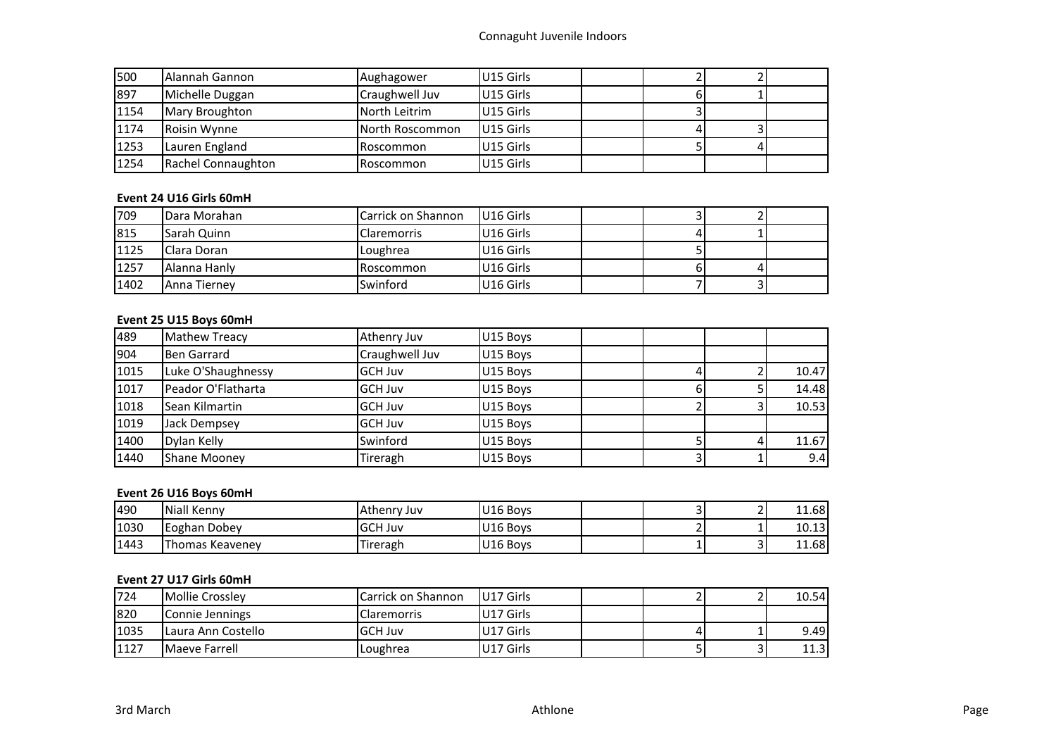| | | | | | | | |
|---|---|---|---|---|---|---|---|
| 500 | Alannah Gannon | Aughagower | U15 Girls | | 2 | 2 | |
| 897 | Michelle Duggan | Craughwell Juv | U15 Girls | | 6 | 1 | |
| 1154 | Mary Broughton | North Leitrim | U15 Girls | | 3 | | |
| 1174 | Roisin Wynne | North Roscommon | U15 Girls | | 4 | 3 | |
| 1253 | Lauren England | Roscommon | U15 Girls | | 5 | 4 | |
| 1254 | Rachel Connaughton | Roscommon | U15 Girls | | | | |

**Event 24 U16 Girls 60mH**

| | | | | | | | |
|---|---|---|---|---|---|---|---|
| 709 | Dara Morahan | Carrick on Shannon | U16 Girls | | 3 | 2 | |
| 815 | Sarah Quinn | Claremorris | U16 Girls | | 4 | 1 | |
| 1125 | Clara Doran | Loughrea | U16 Girls | | 5 | | |
| 1257 | Alanna Hanly | Roscommon | U16 Girls | | 6 | 4 | |
| 1402 | Anna Tierney | Swinford | U16 Girls | | 7 | 3 | |

**Event 25 U15 Boys 60mH**

| | | | | | | | |
|---|---|---|---|---|---|---|---|
| 489 | Mathew Treacy | Athenry Juv | U15 Boys | | | | |
| 904 | Ben Garrard | Craughwell Juv | U15 Boys | | | | |
| 1015 | Luke O'Shaughnessy | GCH Juv | U15 Boys | | 4 | 2 | 10.47 |
| 1017 | Peador O'Flatharta | GCH Juv | U15 Boys | | 6 | 5 | 14.48 |
| 1018 | Sean Kilmartin | GCH Juv | U15 Boys | | 2 | 3 | 10.53 |
| 1019 | Jack Dempsey | GCH Juv | U15 Boys | | | | |
| 1400 | Dylan Kelly | Swinford | U15 Boys | | 5 | 4 | 11.67 |
| 1440 | Shane Mooney | Tireragh | U15 Boys | | 3 | 1 | 9.4 |

**Event 26 U16 Boys 60mH**

| | | | | | | | |
|---|---|---|---|---|---|---|---|
| 490 | Niall Kenny | Athenry Juv | U16 Boys | | 3 | 2 | 11.68 |
| 1030 | Eoghan Dobey | GCH Juv | U16 Boys | | 2 | 1 | 10.13 |
| 1443 | Thomas Keaveney | Tireragh | U16 Boys | | 1 | 3 | 11.68 |

**Event 27 U17 Girls 60mH**

| | | | | | | | |
|---|---|---|---|---|---|---|---|
| 724 | Mollie Crossley | Carrick on Shannon | U17 Girls | | 2 | 2 | 10.54 |
| 820 | Connie Jennings | Claremorris | U17 Girls | | | | |
| 1035 | Laura Ann Costello | GCH Juv | U17 Girls | | 4 | 1 | 9.49 |
| 1127 | Maeve Farrell | Loughrea | U17 Girls | | 5 | 3 | 11.3 |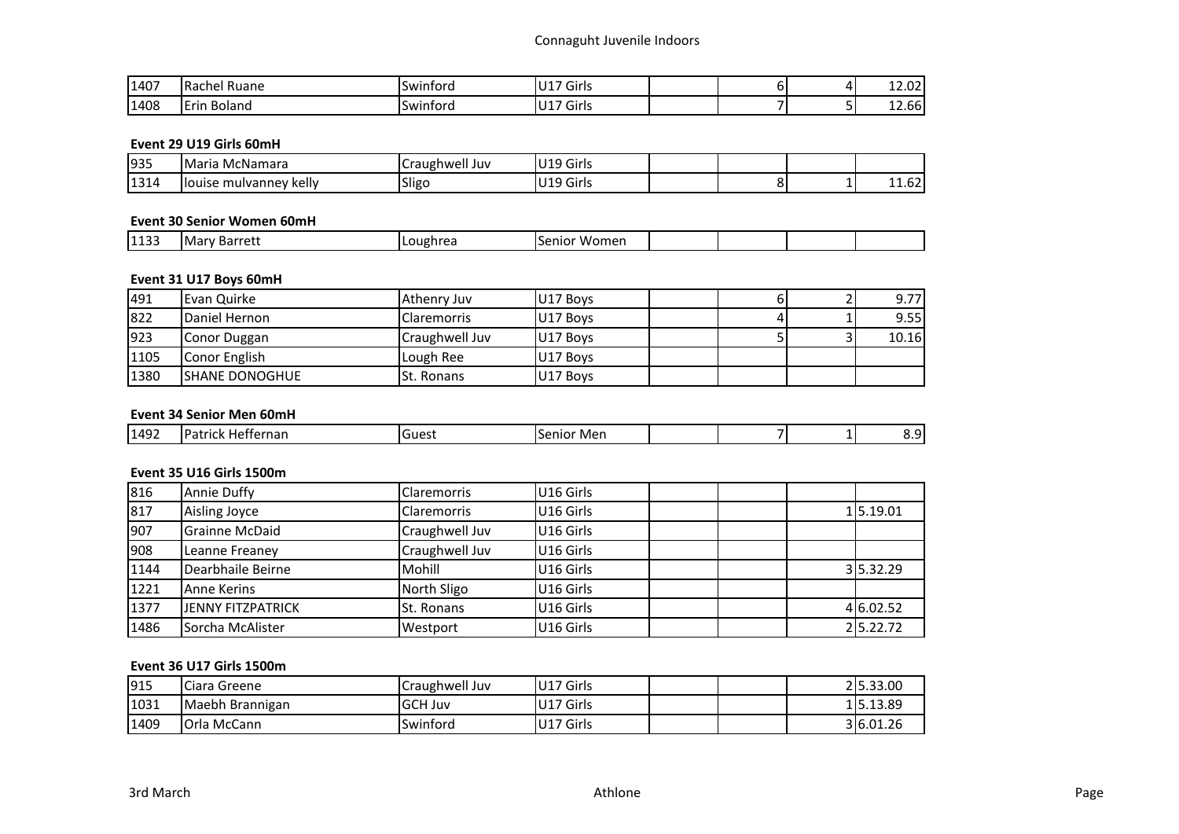| | | | | | | | |
|---|---|---|---|---|---|---|---|
| 1407 | Rachel Ruane | Swinford | U17 Girls | | 6 | 4 | 12.02 |
| 1408 | Erin Boland | Swinford | U17 Girls | | 7 | 5 | 12.66 |

**Event 29 U19 Girls 60mH**

| | | | | | | | |
|---|---|---|---|---|---|---|---|
| 935 | Maria McNamara | Craughwell Juv | U19 Girls | | | | |
| 1314 | louise mulvanney kelly | Sligo | U19 Girls | | 8 | 1 | 11.62 |

**Event 30 Senior Women 60mH**

| | | | | | | | |
|---|---|---|---|---|---|---|---|
| 1133 | Mary Barrett | Loughrea | Senior Women | | | | |

**Event 31 U17 Boys 60mH**

| | | | | | | | |
|---|---|---|---|---|---|---|---|
| 491 | Evan Quirke | Athenry Juv | U17 Boys | | 6 | 2 | 9.77 |
| 822 | Daniel Hernon | Claremorris | U17 Boys | | 4 | 1 | 9.55 |
| 923 | Conor Duggan | Craughwell Juv | U17 Boys | | 5 | 3 | 10.16 |
| 1105 | Conor English | Lough Ree | U17 Boys | | | | |
| 1380 | SHANE DONOGHUE | St. Ronans | U17 Boys | | | | |

**Event 34 Senior Men 60mH**

| | | | | | | | |
|---|---|---|---|---|---|---|---|
| 1492 | Patrick Heffernan | Guest | Senior Men | | 7 | 1 | 8.9 |

**Event 35 U16 Girls 1500m**

| | | | | | | | |
|---|---|---|---|---|---|---|---|
| 816 | Annie Duffy | Claremorris | U16 Girls | | | | |
| 817 | Aisling Joyce | Claremorris | U16 Girls | | | 1 | 5.19.01 |
| 907 | Grainne McDaid | Craughwell Juv | U16 Girls | | | | |
| 908 | Leanne Freaney | Craughwell Juv | U16 Girls | | | | |
| 1144 | Dearbhaile Beirne | Mohill | U16 Girls | | | 3 | 5.32.29 |
| 1221 | Anne Kerins | North Sligo | U16 Girls | | | | |
| 1377 | JENNY FITZPATRICK | St. Ronans | U16 Girls | | | 4 | 6.02.52 |
| 1486 | Sorcha McAlister | Westport | U16 Girls | | | 2 | 5.22.72 |

**Event 36 U17 Girls 1500m**

| | | | | | | | |
|---|---|---|---|---|---|---|---|
| 915 | Ciara Greene | Craughwell Juv | U17 Girls | | | 2 | 5.33.00 |
| 1031 | Maebh Brannigan | GCH Juv | U17 Girls | | | 1 | 5.13.89 |
| 1409 | Orla McCann | Swinford | U17 Girls | | | 3 | 6.01.26 |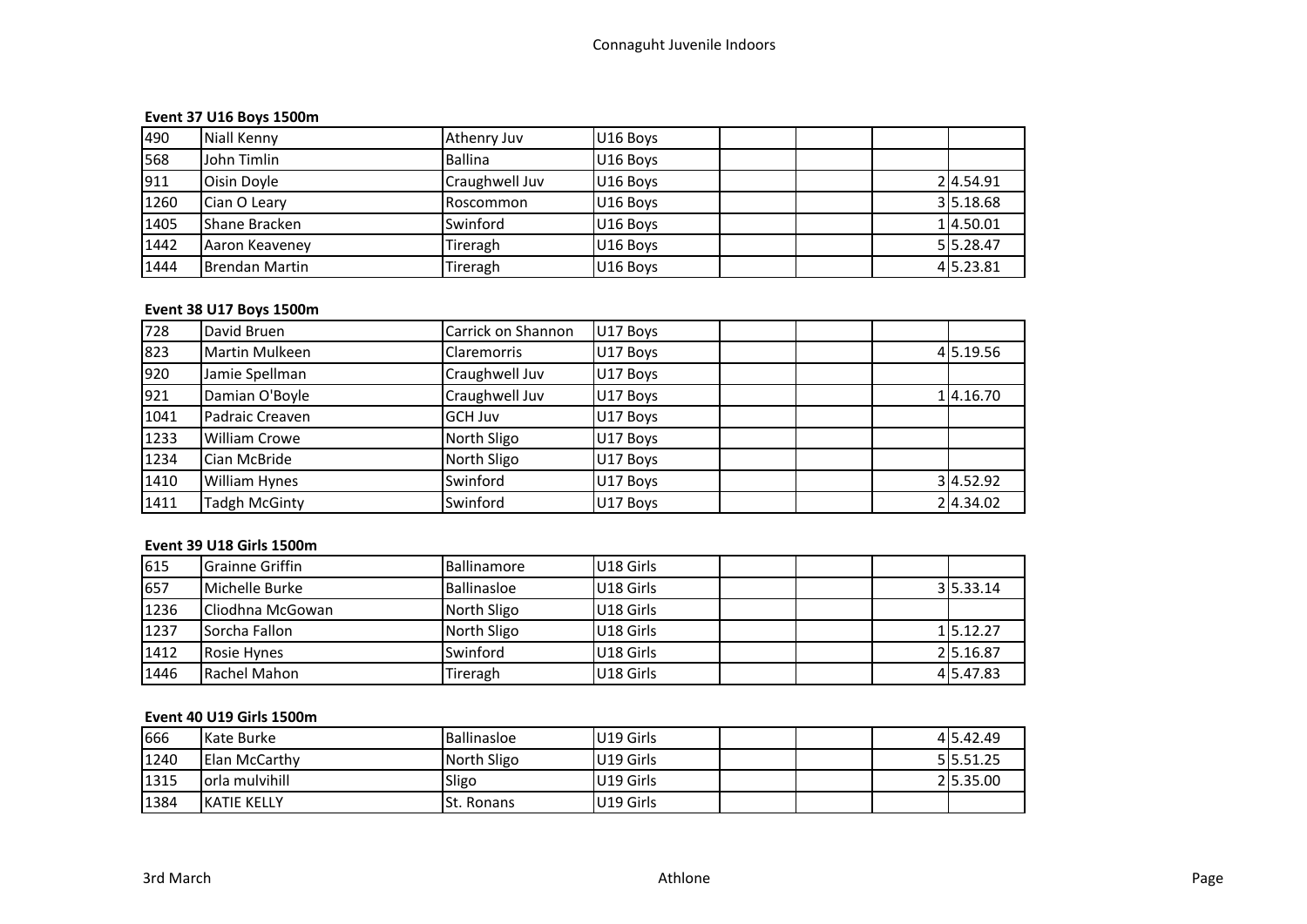Connaguht Juvenile Indoors

**Event 37 U16 Boys 1500m**

| | | | | | | | |
|---|---|---|---|---|---|---|---|
| 490 | Niall Kenny | Athenry Juv | U16 Boys | | | | |
| 568 | John Timlin | Ballina | U16 Boys | | | | |
| 911 | Oisin Doyle | Craughwell Juv | U16 Boys | | | 2 | 4.54.91 |
| 1260 | Cian O Leary | Roscommon | U16 Boys | | | 3 | 5.18.68 |
| 1405 | Shane Bracken | Swinford | U16 Boys | | | 1 | 4.50.01 |
| 1442 | Aaron Keaveney | Tireragh | U16 Boys | | | 5 | 5.28.47 |
| 1444 | Brendan Martin | Tireragh | U16 Boys | | | 4 | 5.23.81 |

**Event 38 U17 Boys 1500m**

| | | | | | | | |
|---|---|---|---|---|---|---|---|
| 728 | David Bruen | Carrick on Shannon | U17 Boys | | | | |
| 823 | Martin Mulkeen | Claremorris | U17 Boys | | | 4 | 5.19.56 |
| 920 | Jamie Spellman | Craughwell Juv | U17 Boys | | | | |
| 921 | Damian O'Boyle | Craughwell Juv | U17 Boys | | | 1 | 4.16.70 |
| 1041 | Padraic Creaven | GCH Juv | U17 Boys | | | | |
| 1233 | William Crowe | North Sligo | U17 Boys | | | | |
| 1234 | Cian McBride | North Sligo | U17 Boys | | | | |
| 1410 | William Hynes | Swinford | U17 Boys | | | 3 | 4.52.92 |
| 1411 | Tadgh McGinty | Swinford | U17 Boys | | | 2 | 4.34.02 |

**Event 39 U18 Girls 1500m**

| | | | | | | | |
|---|---|---|---|---|---|---|---|
| 615 | Grainne Griffin | Ballinamore | U18 Girls | | | | |
| 657 | Michelle Burke | Ballinasloe | U18 Girls | | | 3 | 5.33.14 |
| 1236 | Cliodhna McGowan | North Sligo | U18 Girls | | | | |
| 1237 | Sorcha Fallon | North Sligo | U18 Girls | | | 1 | 5.12.27 |
| 1412 | Rosie Hynes | Swinford | U18 Girls | | | 2 | 5.16.87 |
| 1446 | Rachel Mahon | Tireragh | U18 Girls | | | 4 | 5.47.83 |

**Event 40 U19 Girls 1500m**

| | | | | | | | |
|---|---|---|---|---|---|---|---|
| 666 | Kate Burke | Ballinasloe | U19 Girls | | | 4 | 5.42.49 |
| 1240 | Elan McCarthy | North Sligo | U19 Girls | | | 5 | 5.51.25 |
| 1315 | orla mulvihill | Sligo | U19 Girls | | | 2 | 5.35.00 |
| 1384 | KATIE KELLY | St. Ronans | U19 Girls | | | | |

3rd March Athlone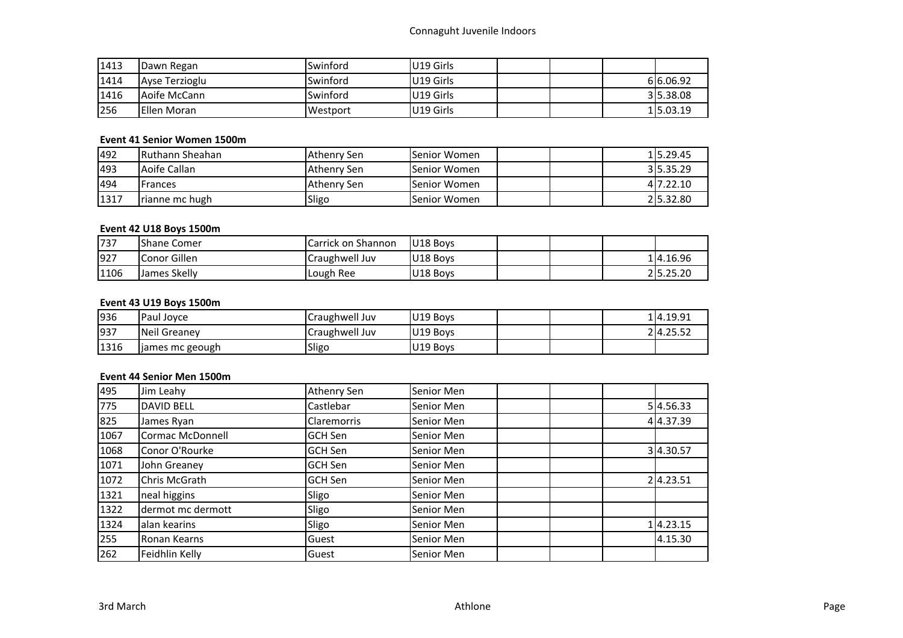| | | | | | | | |
|---|---|---|---|---|---|---|---|
| 1413 | Dawn Regan | Swinford | U19 Girls | | | | |
| 1414 | Ayse Terzioglu | Swinford | U19 Girls | | | 6 | 6.06.92 |
| 1416 | Aoife McCann | Swinford | U19 Girls | | | 3 | 5.38.08 |
| 256 | Ellen Moran | Westport | U19 Girls | | | 1 | 5.03.19 |

**Event 41 Senior Women 1500m**

| | | | | | | | |
|---|---|---|---|---|---|---|---|
| 492 | Ruthann Sheahan | Athenry Sen | Senior Women | | | 1 | 5.29.45 |
| 493 | Aoife Callan | Athenry Sen | Senior Women | | | 3 | 5.35.29 |
| 494 | Frances | Athenry Sen | Senior Women | | | 4 | 7.22.10 |
| 1317 | rianne mc hugh | Sligo | Senior Women | | | 2 | 5.32.80 |

**Event 42 U18 Boys 1500m**

| | | | | | | | |
|---|---|---|---|---|---|---|---|
| 737 | Shane Comer | Carrick on Shannon | U18 Boys | | | | |
| 927 | Conor Gillen | Craughwell Juv | U18 Boys | | | 1 | 4.16.96 |
| 1106 | James Skelly | Lough Ree | U18 Boys | | | 2 | 5.25.20 |

**Event 43 U19 Boys 1500m**

| | | | | | | | |
|---|---|---|---|---|---|---|---|
| 936 | Paul Joyce | Craughwell Juv | U19 Boys | | | 1 | 4.19.91 |
| 937 | Neil Greaney | Craughwell Juv | U19 Boys | | | 2 | 4.25.52 |
| 1316 | james mc geough | Sligo | U19 Boys | | | | |

**Event 44 Senior Men 1500m**

| | | | | | | | |
|---|---|---|---|---|---|---|---|
| 495 | Jim Leahy | Athenry Sen | Senior Men | | | | |
| 775 | DAVID BELL | Castlebar | Senior Men | | | 5 | 4.56.33 |
| 825 | James Ryan | Claremorris | Senior Men | | | 4 | 4.37.39 |
| 1067 | Cormac McDonnell | GCH Sen | Senior Men | | | | |
| 1068 | Conor O'Rourke | GCH Sen | Senior Men | | | 3 | 4.30.57 |
| 1071 | John Greaney | GCH Sen | Senior Men | | | | |
| 1072 | Chris McGrath | GCH Sen | Senior Men | | | 2 | 4.23.51 |
| 1321 | neal higgins | Sligo | Senior Men | | | | |
| 1322 | dermot mc dermott | Sligo | Senior Men | | | | |
| 1324 | alan kearins | Sligo | Senior Men | | | 1 | 4.23.15 |
| 255 | Ronan Kearns | Guest | Senior Men | | | | 4.15.30 |
| 262 | Feidhlin Kelly | Guest | Senior Men | | | | |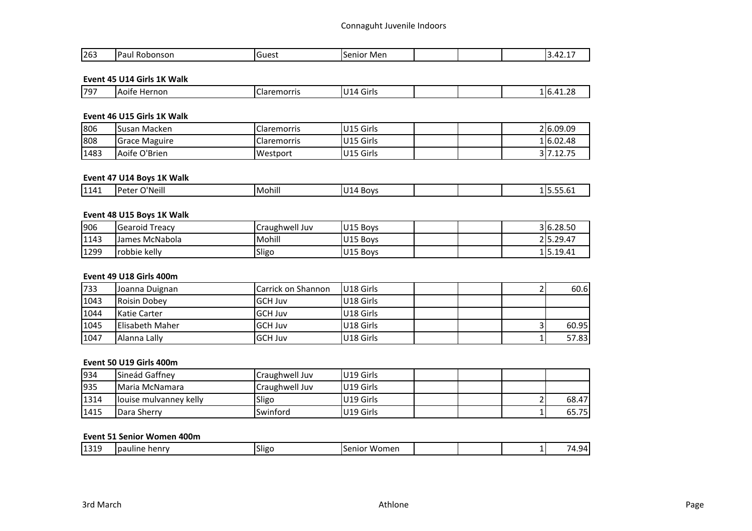Connaguht Juvenile Indoors

| 263 | Paul Robonson | Guest | Senior Men | | | | | 3.42.17 |
|---|---|---|---|---|---|---|---|---|

**Event 45 U14 Girls 1K Walk**

| 797 | Aoife Hernon | Claremorris | U14 Girls | | | | 1 | 6.41.28 |
|---|---|---|---|---|---|---|---|---|

**Event 46 U15 Girls 1K Walk**

| 806 | Susan Macken | Claremorris | U15 Girls | | | | 2 | 6.09.09 |
|---|---|---|---|---|---|---|---|---|
| 808 | Grace Maguire | Claremorris | U15 Girls | | | | 1 | 6.02.48 |
| 1483 | Aoife O'Brien | Westport | U15 Girls | | | | 3 | 7.12.75 |

**Event 47 U14 Boys 1K Walk**

| 1141 | Peter O'Neill | Mohill | U14 Boys | | | | 1 | 5.55.61 |
|---|---|---|---|---|---|---|---|---|

**Event 48 U15 Boys 1K Walk**

| 906 | Gearoid Treacy | Craughwell Juv | U15 Boys | | | | 3 | 6.28.50 |
|---|---|---|---|---|---|---|---|---|
| 1143 | James McNabola | Mohill | U15 Boys | | | | 2 | 5.29.47 |
| 1299 | robbie kelly | Sligo | U15 Boys | | | | 1 | 5.19.41 |

**Event 49 U18 Girls 400m**

| 733 | Joanna Duignan | Carrick on Shannon | U18 Girls | | | | 2 | 60.6 |
|---|---|---|---|---|---|---|---|---|
| 1043 | Roisin Dobey | GCH Juv | U18 Girls | | | | | |
| 1044 | Katie Carter | GCH Juv | U18 Girls | | | | | |
| 1045 | Elisabeth Maher | GCH Juv | U18 Girls | | | | 3 | 60.95 |
| 1047 | Alanna Lally | GCH Juv | U18 Girls | | | | 1 | 57.83 |

**Event 50 U19 Girls 400m**

| 934 | Sineád Gaffney | Craughwell Juv | U19 Girls | | | | | |
|---|---|---|---|---|---|---|---|---|
| 935 | Maria McNamara | Craughwell Juv | U19 Girls | | | | | |
| 1314 | louise mulvanney kelly | Sligo | U19 Girls | | | | 2 | 68.47 |
| 1415 | Dara Sherry | Swinford | U19 Girls | | | | 1 | 65.75 |

**Event 51 Senior Women 400m**

| 1319 | pauline henry | Sligo | Senior Women | | | | 1 | 74.94 |
|---|---|---|---|---|---|---|---|---|

3rd March Athlone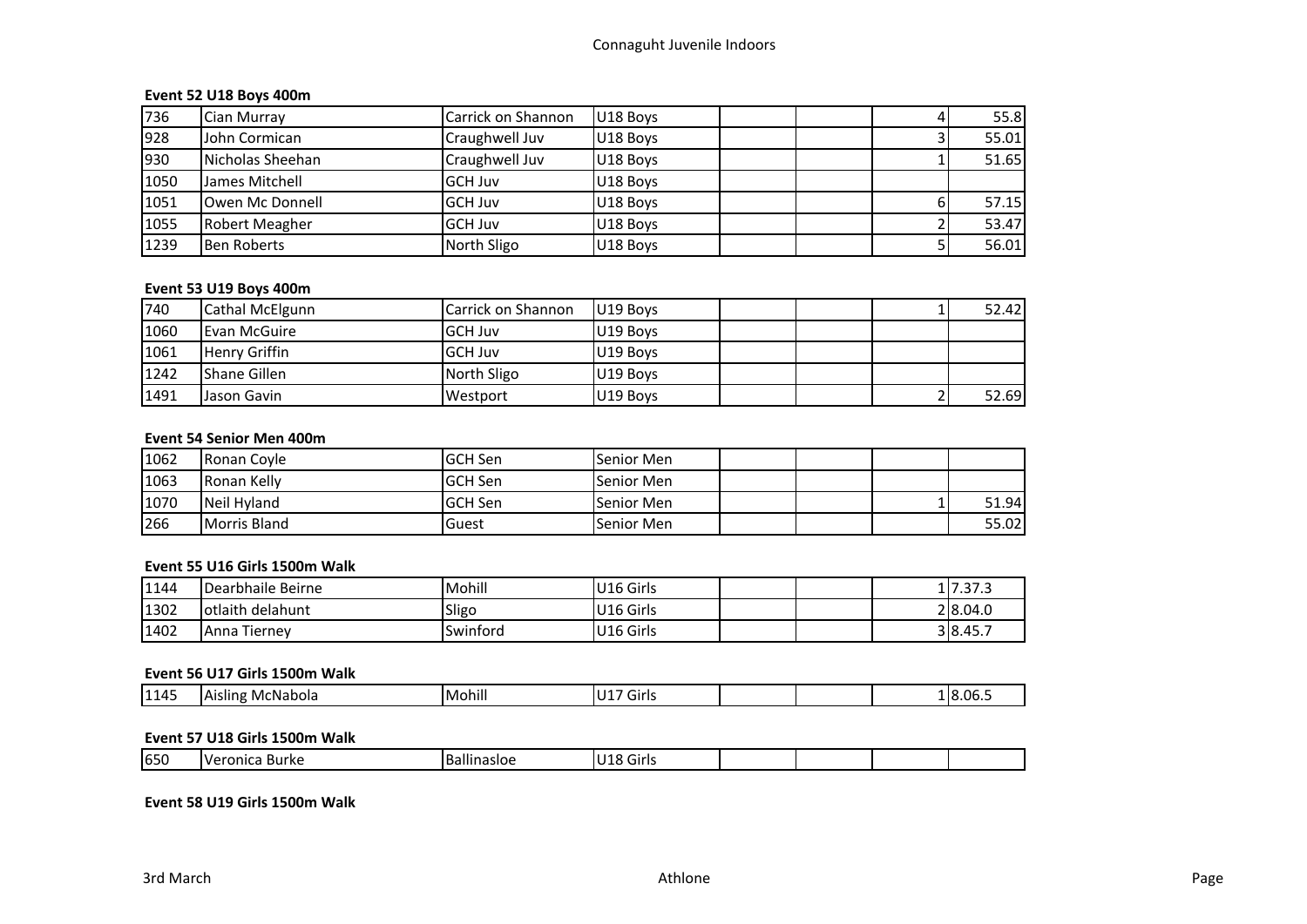# Connaguht Juvenile Indoors

### Event 52 U18 Boys 400m

| | | | | | | | |
|---|---|---|---|---|---|---|---|
| 736 | Cian Murray | Carrick on Shannon | U18 Boys | | | 4 | 55.8 |
| 928 | John Cormican | Craughwell Juv | U18 Boys | | | 3 | 55.01 |
| 930 | Nicholas Sheehan | Craughwell Juv | U18 Boys | | | 1 | 51.65 |
| 1050 | James Mitchell | GCH Juv | U18 Boys | | | | |
| 1051 | Owen Mc Donnell | GCH Juv | U18 Boys | | | 6 | 57.15 |
| 1055 | Robert Meagher | GCH Juv | U18 Boys | | | 2 | 53.47 |
| 1239 | Ben Roberts | North Sligo | U18 Boys | | | 5 | 56.01 |

### Event 53 U19 Boys 400m

| | | | | | | | |
|---|---|---|---|---|---|---|---|
| 740 | Cathal McElgunn | Carrick on Shannon | U19 Boys | | | 1 | 52.42 |
| 1060 | Evan McGuire | GCH Juv | U19 Boys | | | | |
| 1061 | Henry Griffin | GCH Juv | U19 Boys | | | | |
| 1242 | Shane Gillen | North Sligo | U19 Boys | | | | |
| 1491 | Jason Gavin | Westport | U19 Boys | | | 2 | 52.69 |

### Event 54 Senior Men 400m

| | | | | | | | |
|---|---|---|---|---|---|---|---|
| 1062 | Ronan Coyle | GCH Sen | Senior Men | | | | |
| 1063 | Ronan Kelly | GCH Sen | Senior Men | | | | |
| 1070 | Neil Hyland | GCH Sen | Senior Men | | | 1 | 51.94 |
| 266 | Morris Bland | Guest | Senior Men | | | | 55.02 |

### Event 55 U16 Girls 1500m Walk

| | | | | | | | |
|---|---|---|---|---|---|---|---|
| 1144 | Dearbhaile Beirne | Mohill | U16 Girls | | | 1 | 7.37.3 |
| 1302 | otlaith delahunt | Sligo | U16 Girls | | | 2 | 8.04.0 |
| 1402 | Anna Tierney | Swinford | U16 Girls | | | 3 | 8.45.7 |

### Event 56 U17 Girls 1500m Walk

| | | | | | | | |
|---|---|---|---|---|---|---|---|
| 1145 | Aisling McNabola | Mohill | U17 Girls | | | 1 | 8.06.5 |

### Event 57 U18 Girls 1500m Walk

| | | | | | | | |
|---|---|---|---|---|---|---|---|
| 650 | Veronica Burke | Ballinasloe | U18 Girls | | | | |

### Event 58 U19 Girls 1500m Walk

3rd March — Athlone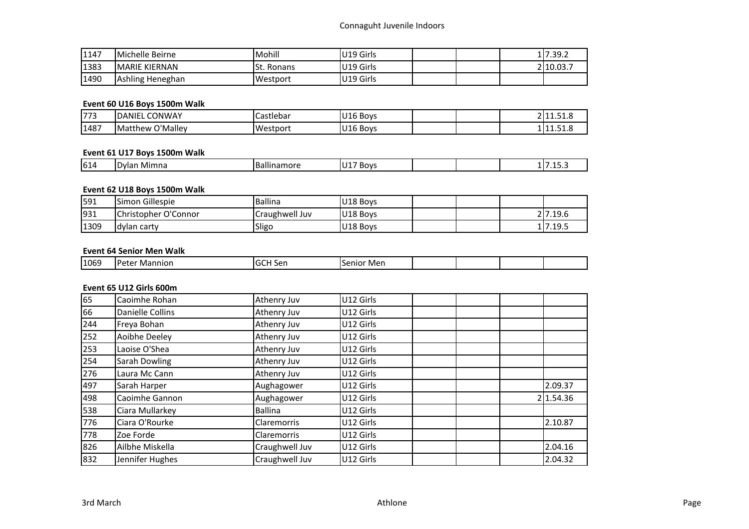| | | | | | | | | |
|---|---|---|---|---|---|---|---|---|
| 1147 | Michelle Beirne | Mohill | U19 Girls | | | | 1 | 7.39.2 |
| 1383 | MARIE KIERNAN | St. Ronans | U19 Girls | | | | 2 | 10.03.7 |
| 1490 | Ashling Heneghan | Westport | U19 Girls | | | | | |

**Event 60 U16 Boys 1500m Walk**

| | | | | | | | | |
|---|---|---|---|---|---|---|---|---|
| 773 | DANIEL CONWAY | Castlebar | U16 Boys | | | | 2 | 11.51.8 |
| 1487 | Matthew O'Malley | Westport | U16 Boys | | | | 1 | 11.51.8 |

**Event 61 U17 Boys 1500m Walk**

| | | | | | | | | |
|---|---|---|---|---|---|---|---|---|
| 614 | Dylan Mimna | Ballinamore | U17 Boys | | | | 1 | 7.15.3 |

**Event 62 U18 Boys 1500m Walk**

| | | | | | | | | |
|---|---|---|---|---|---|---|---|---|
| 591 | Simon Gillespie | Ballina | U18 Boys | | | | | |
| 931 | Christopher O'Connor | Craughwell Juv | U18 Boys | | | | 2 | 7.19.6 |
| 1309 | dylan carty | Sligo | U18 Boys | | | | 1 | 7.19.5 |

**Event 64 Senior Men Walk**

| | | | | | | | | |
|---|---|---|---|---|---|---|---|---|
| 1069 | Peter Mannion | GCH Sen | Senior Men | | | | | |

**Event 65 U12 Girls 600m**

| | | | | | | | | |
|---|---|---|---|---|---|---|---|---|
| 65 | Caoimhe Rohan | Athenry Juv | U12 Girls | | | | | |
| 66 | Danielle Collins | Athenry Juv | U12 Girls | | | | | |
| 244 | Freya Bohan | Athenry Juv | U12 Girls | | | | | |
| 252 | Aoibhe Deeley | Athenry Juv | U12 Girls | | | | | |
| 253 | Laoise O'Shea | Athenry Juv | U12 Girls | | | | | |
| 254 | Sarah Dowling | Athenry Juv | U12 Girls | | | | | |
| 276 | Laura Mc Cann | Athenry Juv | U12 Girls | | | | | |
| 497 | Sarah Harper | Aughagower | U12 Girls | | | | | 2.09.37 |
| 498 | Caoimhe Gannon | Aughagower | U12 Girls | | | | 2 | 1.54.36 |
| 538 | Ciara Mullarkey | Ballina | U12 Girls | | | | | |
| 776 | Ciara O'Rourke | Claremorris | U12 Girls | | | | | 2.10.87 |
| 778 | Zoe Forde | Claremorris | U12 Girls | | | | | |
| 826 | Ailbhe Miskella | Craughwell Juv | U12 Girls | | | | | 2.04.16 |
| 832 | Jennifer Hughes | Craughwell Juv | U12 Girls | | | | | 2.04.32 |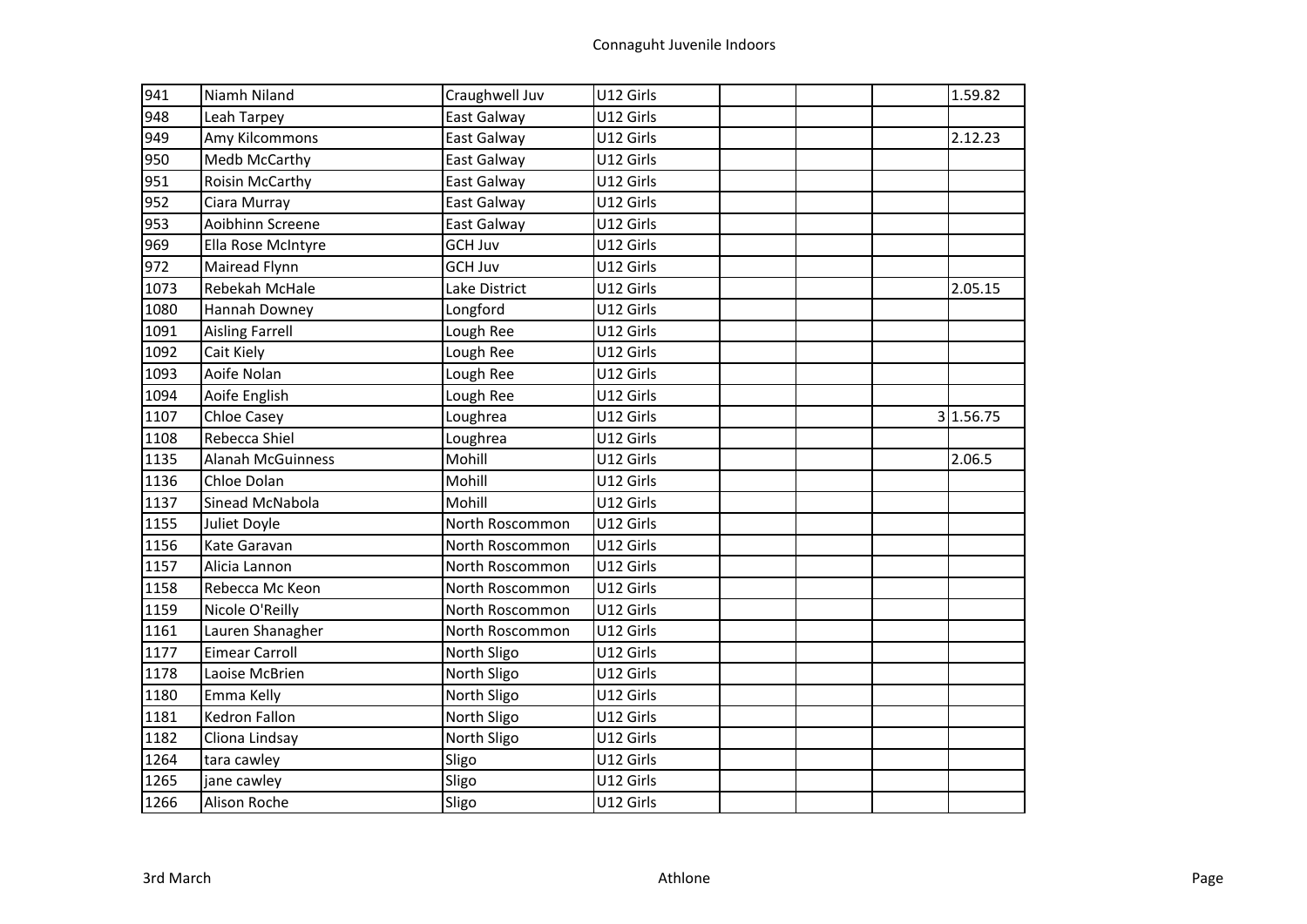| 941 | Niamh Niland | Craughwell Juv | U12 Girls | | | | 1.59.82 |
|---|---|---|---|---|---|---|---|
| 948 | Leah Tarpey | East Galway | U12 Girls | | | | |
| 949 | Amy Kilcommons | East Galway | U12 Girls | | | | 2.12.23 |
| 950 | Medb McCarthy | East Galway | U12 Girls | | | | |
| 951 | Roisin McCarthy | East Galway | U12 Girls | | | | |
| 952 | Ciara Murray | East Galway | U12 Girls | | | | |
| 953 | Aoibhinn Screene | East Galway | U12 Girls | | | | |
| 969 | Ella Rose McIntyre | GCH Juv | U12 Girls | | | | |
| 972 | Mairead Flynn | GCH Juv | U12 Girls | | | | |
| 1073 | Rebekah McHale | Lake District | U12 Girls | | | | 2.05.15 |
| 1080 | Hannah Downey | Longford | U12 Girls | | | | |
| 1091 | Aisling Farrell | Lough Ree | U12 Girls | | | | |
| 1092 | Cait Kiely | Lough Ree | U12 Girls | | | | |
| 1093 | Aoife Nolan | Lough Ree | U12 Girls | | | | |
| 1094 | Aoife English | Lough Ree | U12 Girls | | | | |
| 1107 | Chloe Casey | Loughrea | U12 Girls | | | 3 | 1.56.75 |
| 1108 | Rebecca Shiel | Loughrea | U12 Girls | | | | |
| 1135 | Alanah McGuinness | Mohill | U12 Girls | | | | 2.06.5 |
| 1136 | Chloe Dolan | Mohill | U12 Girls | | | | |
| 1137 | Sinead McNabola | Mohill | U12 Girls | | | | |
| 1155 | Juliet Doyle | North Roscommon | U12 Girls | | | | |
| 1156 | Kate Garavan | North Roscommon | U12 Girls | | | | |
| 1157 | Alicia Lannon | North Roscommon | U12 Girls | | | | |
| 1158 | Rebecca Mc Keon | North Roscommon | U12 Girls | | | | |
| 1159 | Nicole O'Reilly | North Roscommon | U12 Girls | | | | |
| 1161 | Lauren Shanagher | North Roscommon | U12 Girls | | | | |
| 1177 | Eimear Carroll | North Sligo | U12 Girls | | | | |
| 1178 | Laoise McBrien | North Sligo | U12 Girls | | | | |
| 1180 | Emma Kelly | North Sligo | U12 Girls | | | | |
| 1181 | Kedron Fallon | North Sligo | U12 Girls | | | | |
| 1182 | Cliona Lindsay | North Sligo | U12 Girls | | | | |
| 1264 | tara cawley | Sligo | U12 Girls | | | | |
| 1265 | jane cawley | Sligo | U12 Girls | | | | |
| 1266 | Alison Roche | Sligo | U12 Girls | | | | |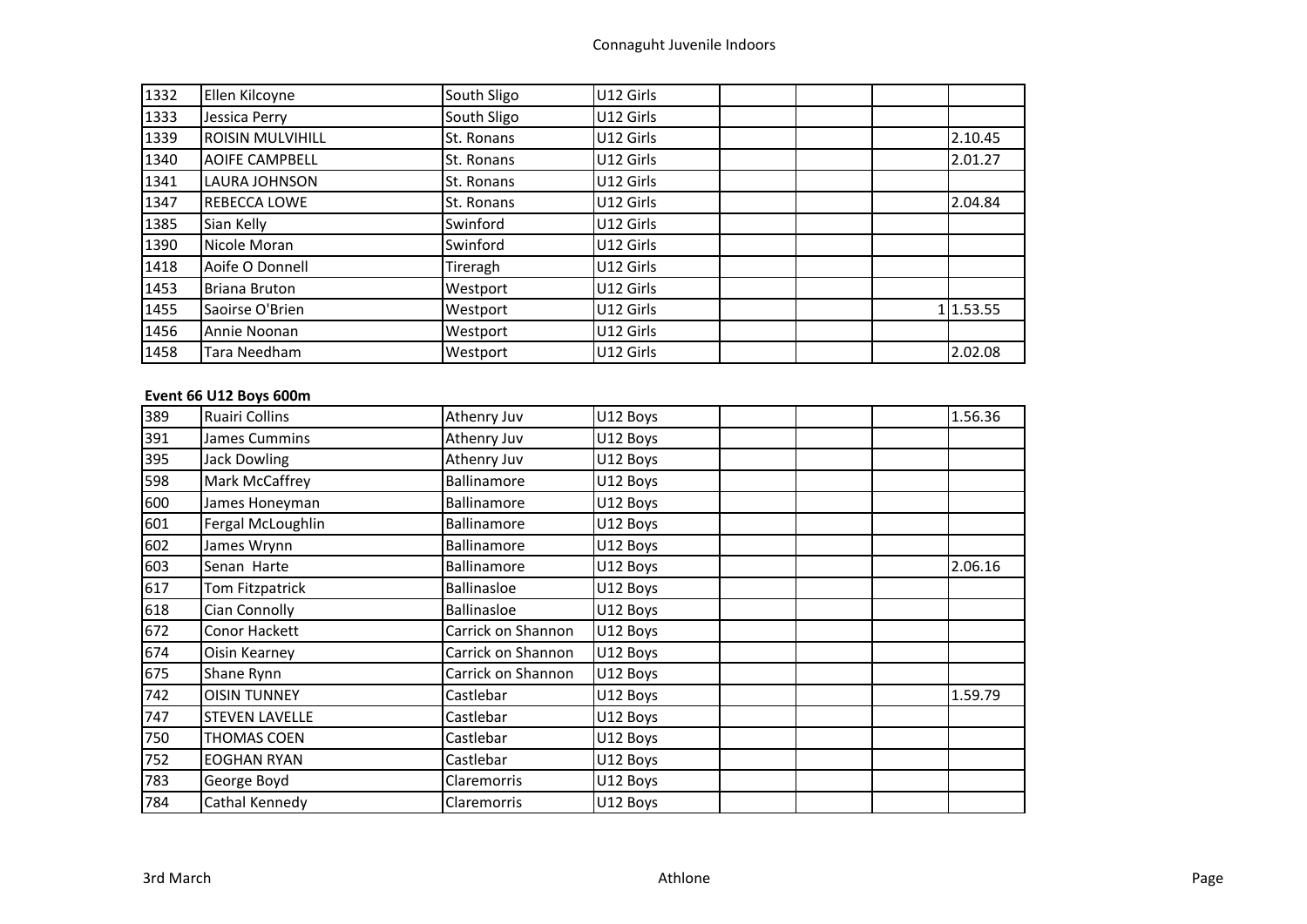| | | | | | | | |
|---|---|---|---|---|---|---|---|
| 1332 | Ellen Kilcoyne | South Sligo | U12 Girls | | | | |
| 1333 | Jessica Perry | South Sligo | U12 Girls | | | | |
| 1339 | ROISIN MULVIHILL | St. Ronans | U12 Girls | | | | 2.10.45 |
| 1340 | AOIFE CAMPBELL | St. Ronans | U12 Girls | | | | 2.01.27 |
| 1341 | LAURA JOHNSON | St. Ronans | U12 Girls | | | | |
| 1347 | REBECCA LOWE | St. Ronans | U12 Girls | | | | 2.04.84 |
| 1385 | Sian Kelly | Swinford | U12 Girls | | | | |
| 1390 | Nicole Moran | Swinford | U12 Girls | | | | |
| 1418 | Aoife O Donnell | Tireragh | U12 Girls | | | | |
| 1453 | Briana Bruton | Westport | U12 Girls | | | | |
| 1455 | Saoirse O'Brien | Westport | U12 Girls | | | 1 | 1.53.55 |
| 1456 | Annie Noonan | Westport | U12 Girls | | | | |
| 1458 | Tara Needham | Westport | U12 Girls | | | | 2.02.08 |

**Event 66 U12 Boys 600m**

| | | | | | | | |
|---|---|---|---|---|---|---|---|
| 389 | Ruairi Collins | Athenry Juv | U12 Boys | | | | 1.56.36 |
| 391 | James Cummins | Athenry Juv | U12 Boys | | | | |
| 395 | Jack Dowling | Athenry Juv | U12 Boys | | | | |
| 598 | Mark McCaffrey | Ballinamore | U12 Boys | | | | |
| 600 | James Honeyman | Ballinamore | U12 Boys | | | | |
| 601 | Fergal McLoughlin | Ballinamore | U12 Boys | | | | |
| 602 | James Wrynn | Ballinamore | U12 Boys | | | | |
| 603 | Senan Harte | Ballinamore | U12 Boys | | | | 2.06.16 |
| 617 | Tom Fitzpatrick | Ballinasloe | U12 Boys | | | | |
| 618 | Cian Connolly | Ballinasloe | U12 Boys | | | | |
| 672 | Conor Hackett | Carrick on Shannon | U12 Boys | | | | |
| 674 | Oisin Kearney | Carrick on Shannon | U12 Boys | | | | |
| 675 | Shane Rynn | Carrick on Shannon | U12 Boys | | | | |
| 742 | OISIN TUNNEY | Castlebar | U12 Boys | | | | 1.59.79 |
| 747 | STEVEN LAVELLE | Castlebar | U12 Boys | | | | |
| 750 | THOMAS COEN | Castlebar | U12 Boys | | | | |
| 752 | EOGHAN RYAN | Castlebar | U12 Boys | | | | |
| 783 | George Boyd | Claremorris | U12 Boys | | | | |
| 784 | Cathal Kennedy | Claremorris | U12 Boys | | | | |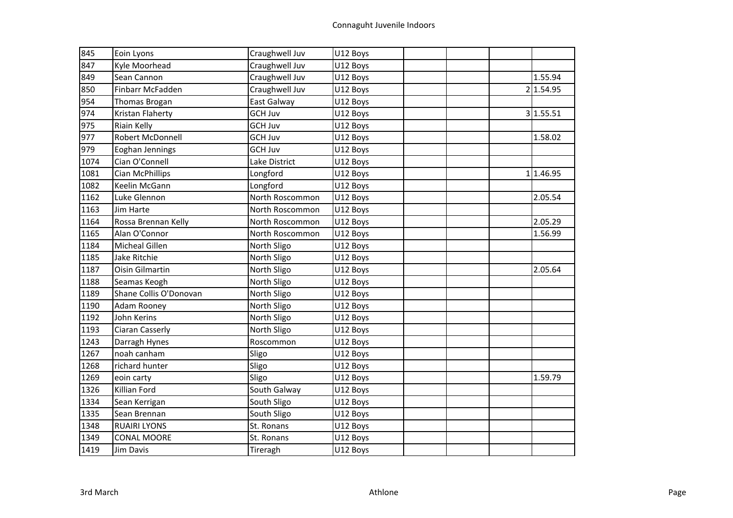# Connaguht Juvenile Indoors

| | | | | | | | | |
|---|---|---|---|---|---|---|---|---|
| 845 | Eoin Lyons | Craughwell Juv | U12 Boys | | | | | |
| 847 | Kyle Moorhead | Craughwell Juv | U12 Boys | | | | | |
| 849 | Sean Cannon | Craughwell Juv | U12 Boys | | | | | 1.55.94 |
| 850 | Finbarr McFadden | Craughwell Juv | U12 Boys | | | | 2 | 1.54.95 |
| 954 | Thomas Brogan | East Galway | U12 Boys | | | | | |
| 974 | Kristan Flaherty | GCH Juv | U12 Boys | | | | 3 | 1.55.51 |
| 975 | Riain Kelly | GCH Juv | U12 Boys | | | | | |
| 977 | Robert McDonnell | GCH Juv | U12 Boys | | | | | 1.58.02 |
| 979 | Eoghan Jennings | GCH Juv | U12 Boys | | | | | |
| 1074 | Cian O'Connell | Lake District | U12 Boys | | | | | |
| 1081 | Cian McPhillips | Longford | U12 Boys | | | | 1 | 1.46.95 |
| 1082 | Keelin McGann | Longford | U12 Boys | | | | | |
| 1162 | Luke Glennon | North Roscommon | U12 Boys | | | | | 2.05.54 |
| 1163 | Jim Harte | North Roscommon | U12 Boys | | | | | |
| 1164 | Rossa Brennan Kelly | North Roscommon | U12 Boys | | | | | 2.05.29 |
| 1165 | Alan O'Connor | North Roscommon | U12 Boys | | | | | 1.56.99 |
| 1184 | Micheal Gillen | North Sligo | U12 Boys | | | | | |
| 1185 | Jake Ritchie | North Sligo | U12 Boys | | | | | |
| 1187 | Oisin Gilmartin | North Sligo | U12 Boys | | | | | 2.05.64 |
| 1188 | Seamas Keogh | North Sligo | U12 Boys | | | | | |
| 1189 | Shane Collis O'Donovan | North Sligo | U12 Boys | | | | | |
| 1190 | Adam Rooney | North Sligo | U12 Boys | | | | | |
| 1192 | John Kerins | North Sligo | U12 Boys | | | | | |
| 1193 | Ciaran Casserly | North Sligo | U12 Boys | | | | | |
| 1243 | Darragh Hynes | Roscommon | U12 Boys | | | | | |
| 1267 | noah canham | Sligo | U12 Boys | | | | | |
| 1268 | richard hunter | Sligo | U12 Boys | | | | | |
| 1269 | eoin carty | Sligo | U12 Boys | | | | | 1.59.79 |
| 1326 | Killian Ford | South Galway | U12 Boys | | | | | |
| 1334 | Sean Kerrigan | South Sligo | U12 Boys | | | | | |
| 1335 | Sean Brennan | South Sligo | U12 Boys | | | | | |
| 1348 | RUAIRI LYONS | St. Ronans | U12 Boys | | | | | |
| 1349 | CONAL MOORE | St. Ronans | U12 Boys | | | | | |
| 1419 | Jim Davis | Tireragh | U12 Boys | | | | | |

3rd March Athlone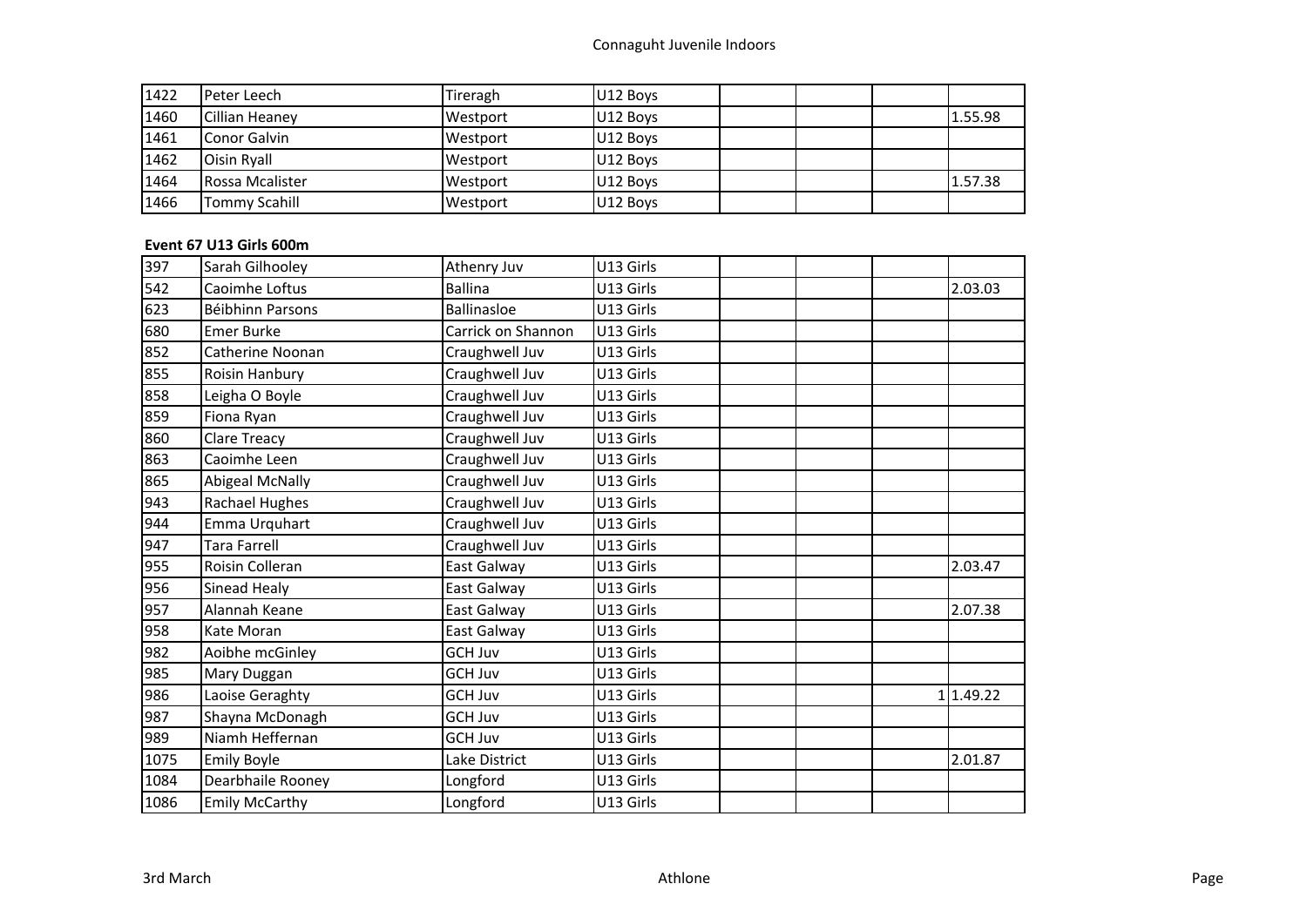| | | | | | | | |
|---|---|---|---|---|---|---|---|
| 1422 | Peter Leech | Tireragh | U12 Boys | | | | |
| 1460 | Cillian Heaney | Westport | U12 Boys | | | | 1.55.98 |
| 1461 | Conor Galvin | Westport | U12 Boys | | | | |
| 1462 | Oisin Ryall | Westport | U12 Boys | | | | |
| 1464 | Rossa Mcalister | Westport | U12 Boys | | | | 1.57.38 |
| 1466 | Tommy Scahill | Westport | U12 Boys | | | | |

**Event 67 U13 Girls 600m**

| | | | | | | | |
|---|---|---|---|---|---|---|---|
| 397 | Sarah Gilhooley | Athenry Juv | U13 Girls | | | | |
| 542 | Caoimhe Loftus | Ballina | U13 Girls | | | | 2.03.03 |
| 623 | Béibhinn Parsons | Ballinasloe | U13 Girls | | | | |
| 680 | Emer Burke | Carrick on Shannon | U13 Girls | | | | |
| 852 | Catherine Noonan | Craughwell Juv | U13 Girls | | | | |
| 855 | Roisin Hanbury | Craughwell Juv | U13 Girls | | | | |
| 858 | Leigha O Boyle | Craughwell Juv | U13 Girls | | | | |
| 859 | Fiona Ryan | Craughwell Juv | U13 Girls | | | | |
| 860 | Clare Treacy | Craughwell Juv | U13 Girls | | | | |
| 863 | Caoimhe Leen | Craughwell Juv | U13 Girls | | | | |
| 865 | Abigeal McNally | Craughwell Juv | U13 Girls | | | | |
| 943 | Rachael Hughes | Craughwell Juv | U13 Girls | | | | |
| 944 | Emma Urquhart | Craughwell Juv | U13 Girls | | | | |
| 947 | Tara Farrell | Craughwell Juv | U13 Girls | | | | |
| 955 | Roisin Colleran | East Galway | U13 Girls | | | | 2.03.47 |
| 956 | Sinead Healy | East Galway | U13 Girls | | | | |
| 957 | Alannah Keane | East Galway | U13 Girls | | | | 2.07.38 |
| 958 | Kate Moran | East Galway | U13 Girls | | | | |
| 982 | Aoibhe mcGinley | GCH Juv | U13 Girls | | | | |
| 985 | Mary Duggan | GCH Juv | U13 Girls | | | | |
| 986 | Laoise Geraghty | GCH Juv | U13 Girls | | | 1 | 1.49.22 |
| 987 | Shayna McDonagh | GCH Juv | U13 Girls | | | | |
| 989 | Niamh Heffernan | GCH Juv | U13 Girls | | | | |
| 1075 | Emily Boyle | Lake District | U13 Girls | | | | 2.01.87 |
| 1084 | Dearbhaile Rooney | Longford | U13 Girls | | | | |
| 1086 | Emily McCarthy | Longford | U13 Girls | | | | |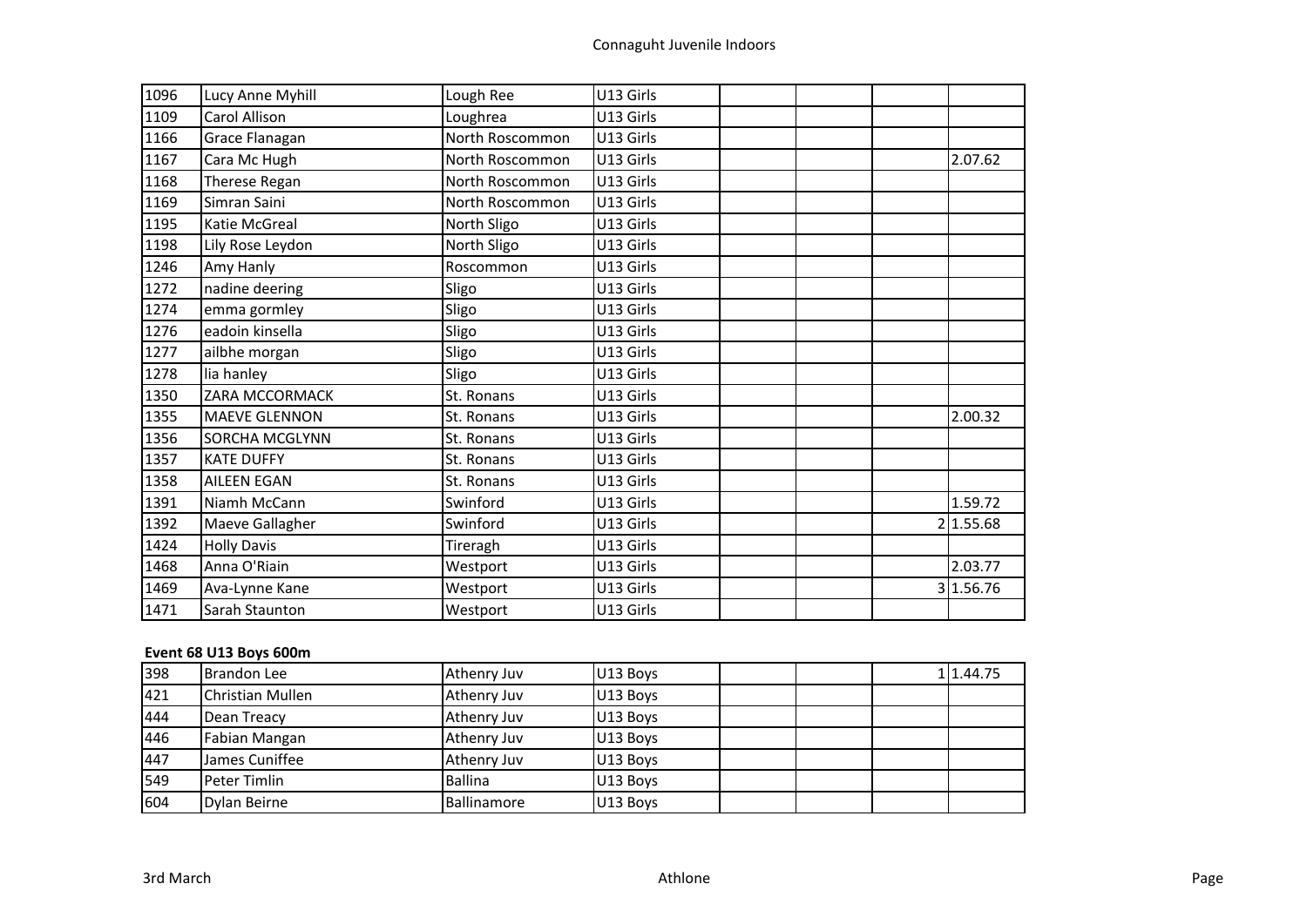| | | | | | | | |
|---|---|---|---|---|---|---|---|
| 1096 | Lucy Anne Myhill | Lough Ree | U13 Girls | | | | |
| 1109 | Carol Allison | Loughrea | U13 Girls | | | | |
| 1166 | Grace Flanagan | North Roscommon | U13 Girls | | | | |
| 1167 | Cara Mc Hugh | North Roscommon | U13 Girls | | | | 2.07.62 |
| 1168 | Therese Regan | North Roscommon | U13 Girls | | | | |
| 1169 | Simran Saini | North Roscommon | U13 Girls | | | | |
| 1195 | Katie McGreal | North Sligo | U13 Girls | | | | |
| 1198 | Lily Rose Leydon | North Sligo | U13 Girls | | | | |
| 1246 | Amy Hanly | Roscommon | U13 Girls | | | | |
| 1272 | nadine deering | Sligo | U13 Girls | | | | |
| 1274 | emma gormley | Sligo | U13 Girls | | | | |
| 1276 | eadoin kinsella | Sligo | U13 Girls | | | | |
| 1277 | ailbhe morgan | Sligo | U13 Girls | | | | |
| 1278 | lia hanley | Sligo | U13 Girls | | | | |
| 1350 | ZARA MCCORMACK | St. Ronans | U13 Girls | | | | |
| 1355 | MAEVE GLENNON | St. Ronans | U13 Girls | | | | 2.00.32 |
| 1356 | SORCHA MCGLYNN | St. Ronans | U13 Girls | | | | |
| 1357 | KATE DUFFY | St. Ronans | U13 Girls | | | | |
| 1358 | AILEEN EGAN | St. Ronans | U13 Girls | | | | |
| 1391 | Niamh McCann | Swinford | U13 Girls | | | | 1.59.72 |
| 1392 | Maeve Gallagher | Swinford | U13 Girls | | | 2 | 1.55.68 |
| 1424 | Holly Davis | Tireragh | U13 Girls | | | | |
| 1468 | Anna O'Riain | Westport | U13 Girls | | | | 2.03.77 |
| 1469 | Ava-Lynne Kane | Westport | U13 Girls | | | 3 | 1.56.76 |
| 1471 | Sarah Staunton | Westport | U13 Girls | | | | |

**Event 68 U13 Boys 600m**

| | | | | | | | |
|---|---|---|---|---|---|---|---|
| 398 | Brandon Lee | Athenry Juv | U13 Boys | | | 1 | 1.44.75 |
| 421 | Christian Mullen | Athenry Juv | U13 Boys | | | | |
| 444 | Dean Treacy | Athenry Juv | U13 Boys | | | | |
| 446 | Fabian Mangan | Athenry Juv | U13 Boys | | | | |
| 447 | James Cuniffee | Athenry Juv | U13 Boys | | | | |
| 549 | Peter Timlin | Ballina | U13 Boys | | | | |
| 604 | Dylan Beirne | Ballinamore | U13 Boys | | | | |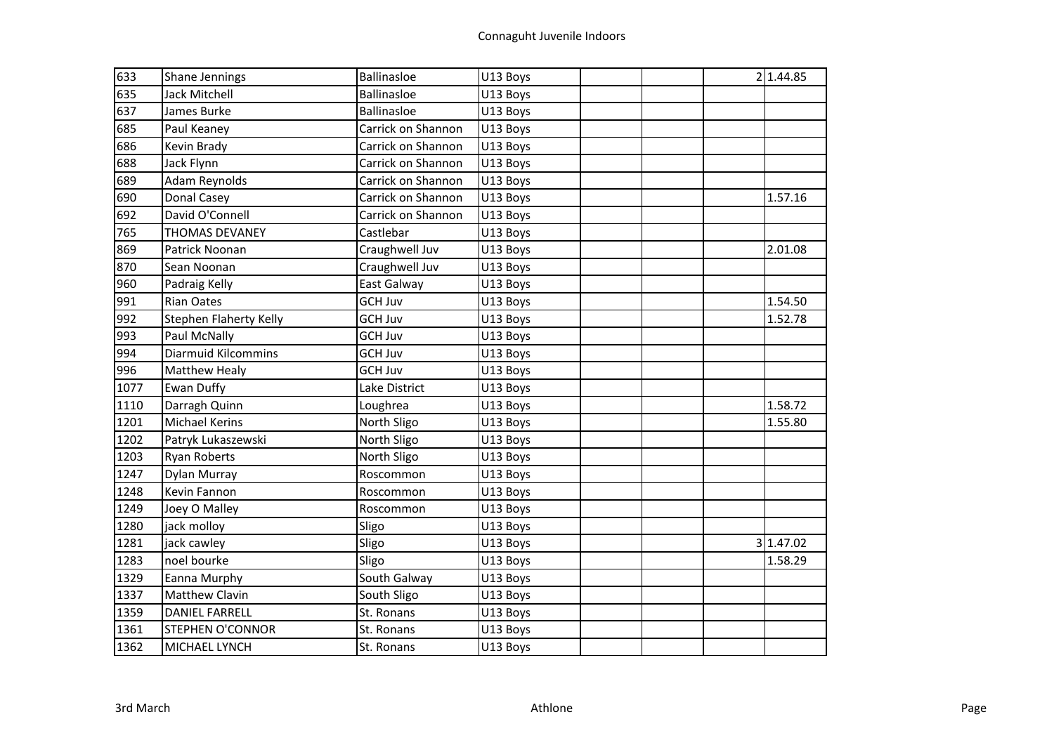# Connaguht Juvenile Indoors

| | | | | | | | | |
|---|---|---|---|---|---|---|---|---|
| 633 | Shane Jennings | Ballinasloe | U13 Boys | | | | 2 | 1.44.85 |
| 635 | Jack Mitchell | Ballinasloe | U13 Boys | | | | | |
| 637 | James Burke | Ballinasloe | U13 Boys | | | | | |
| 685 | Paul Keaney | Carrick on Shannon | U13 Boys | | | | | |
| 686 | Kevin Brady | Carrick on Shannon | U13 Boys | | | | | |
| 688 | Jack Flynn | Carrick on Shannon | U13 Boys | | | | | |
| 689 | Adam Reynolds | Carrick on Shannon | U13 Boys | | | | | |
| 690 | Donal Casey | Carrick on Shannon | U13 Boys | | | | | 1.57.16 |
| 692 | David O'Connell | Carrick on Shannon | U13 Boys | | | | | |
| 765 | THOMAS DEVANEY | Castlebar | U13 Boys | | | | | |
| 869 | Patrick Noonan | Craughwell Juv | U13 Boys | | | | | 2.01.08 |
| 870 | Sean Noonan | Craughwell Juv | U13 Boys | | | | | |
| 960 | Padraig Kelly | East Galway | U13 Boys | | | | | |
| 991 | Rian Oates | GCH Juv | U13 Boys | | | | | 1.54.50 |
| 992 | Stephen Flaherty Kelly | GCH Juv | U13 Boys | | | | | 1.52.78 |
| 993 | Paul McNally | GCH Juv | U13 Boys | | | | | |
| 994 | Diarmuid Kilcommins | GCH Juv | U13 Boys | | | | | |
| 996 | Matthew Healy | GCH Juv | U13 Boys | | | | | |
| 1077 | Ewan Duffy | Lake District | U13 Boys | | | | | |
| 1110 | Darragh Quinn | Loughrea | U13 Boys | | | | | 1.58.72 |
| 1201 | Michael Kerins | North Sligo | U13 Boys | | | | | 1.55.80 |
| 1202 | Patryk Lukaszewski | North Sligo | U13 Boys | | | | | |
| 1203 | Ryan Roberts | North Sligo | U13 Boys | | | | | |
| 1247 | Dylan Murray | Roscommon | U13 Boys | | | | | |
| 1248 | Kevin Fannon | Roscommon | U13 Boys | | | | | |
| 1249 | Joey O Malley | Roscommon | U13 Boys | | | | | |
| 1280 | jack molloy | Sligo | U13 Boys | | | | | |
| 1281 | jack cawley | Sligo | U13 Boys | | | | 3 | 1.47.02 |
| 1283 | noel bourke | Sligo | U13 Boys | | | | | 1.58.29 |
| 1329 | Eanna Murphy | South Galway | U13 Boys | | | | | |
| 1337 | Matthew Clavin | South Sligo | U13 Boys | | | | | |
| 1359 | DANIEL FARRELL | St. Ronans | U13 Boys | | | | | |
| 1361 | STEPHEN O'CONNOR | St. Ronans | U13 Boys | | | | | |
| 1362 | MICHAEL LYNCH | St. Ronans | U13 Boys | | | | | |

3rd March — Athlone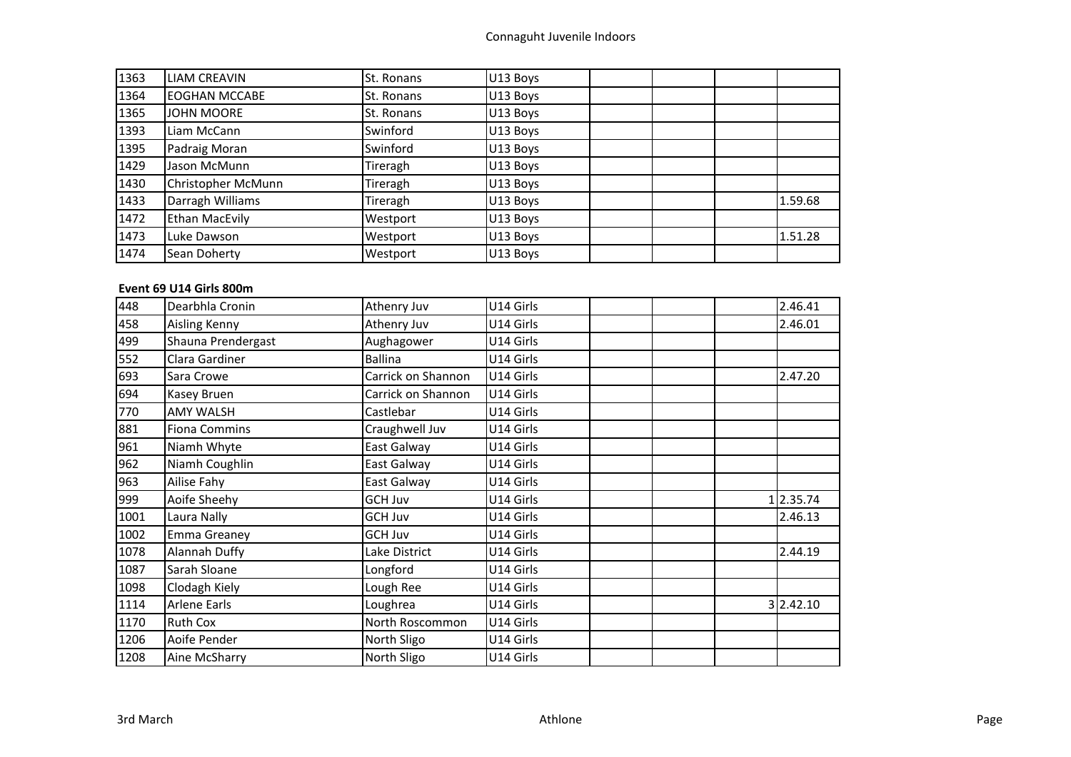| | | | | | | | |
|---|---|---|---|---|---|---|---|
| 1363 | LIAM CREAVIN | St. Ronans | U13 Boys | | | | |
| 1364 | EOGHAN MCCABE | St. Ronans | U13 Boys | | | | |
| 1365 | JOHN MOORE | St. Ronans | U13 Boys | | | | |
| 1393 | Liam McCann | Swinford | U13 Boys | | | | |
| 1395 | Padraig Moran | Swinford | U13 Boys | | | | |
| 1429 | Jason McMunn | Tireragh | U13 Boys | | | | |
| 1430 | Christopher McMunn | Tireragh | U13 Boys | | | | |
| 1433 | Darragh Williams | Tireragh | U13 Boys | | | | 1.59.68 |
| 1472 | Ethan MacEvily | Westport | U13 Boys | | | | |
| 1473 | Luke Dawson | Westport | U13 Boys | | | | 1.51.28 |
| 1474 | Sean Doherty | Westport | U13 Boys | | | | |

**Event 69 U14 Girls 800m**

| | | | | | | | |
|---|---|---|---|---|---|---|---|
| 448 | Dearbhla Cronin | Athenry Juv | U14 Girls | | | | 2.46.41 |
| 458 | Aisling Kenny | Athenry Juv | U14 Girls | | | | 2.46.01 |
| 499 | Shauna Prendergast | Aughagower | U14 Girls | | | | |
| 552 | Clara Gardiner | Ballina | U14 Girls | | | | |
| 693 | Sara Crowe | Carrick on Shannon | U14 Girls | | | | 2.47.20 |
| 694 | Kasey Bruen | Carrick on Shannon | U14 Girls | | | | |
| 770 | AMY WALSH | Castlebar | U14 Girls | | | | |
| 881 | Fiona Commins | Craughwell Juv | U14 Girls | | | | |
| 961 | Niamh Whyte | East Galway | U14 Girls | | | | |
| 962 | Niamh Coughlin | East Galway | U14 Girls | | | | |
| 963 | Ailise Fahy | East Galway | U14 Girls | | | | |
| 999 | Aoife Sheehy | GCH Juv | U14 Girls | | | 1 | 2.35.74 |
| 1001 | Laura Nally | GCH Juv | U14 Girls | | | | 2.46.13 |
| 1002 | Emma Greaney | GCH Juv | U14 Girls | | | | |
| 1078 | Alannah Duffy | Lake District | U14 Girls | | | | 2.44.19 |
| 1087 | Sarah Sloane | Longford | U14 Girls | | | | |
| 1098 | Clodagh Kiely | Lough Ree | U14 Girls | | | | |
| 1114 | Arlene Earls | Loughrea | U14 Girls | | | 3 | 2.42.10 |
| 1170 | Ruth Cox | North Roscommon | U14 Girls | | | | |
| 1206 | Aoife Pender | North Sligo | U14 Girls | | | | |
| 1208 | Aine McSharry | North Sligo | U14 Girls | | | | |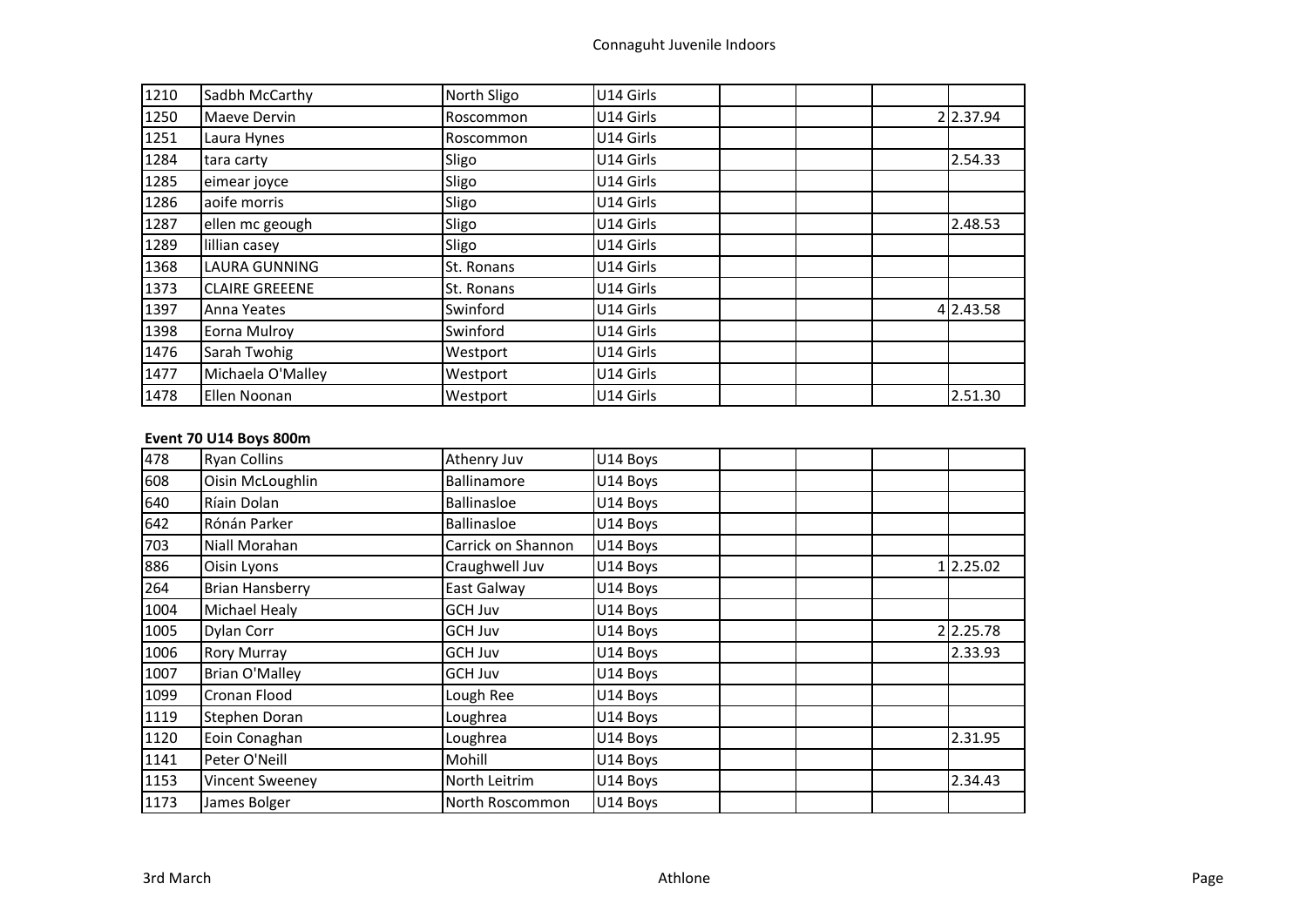| | | | | | | | |
|---|---|---|---|---|---|---|---|
| 1210 | Sadbh McCarthy | North Sligo | U14 Girls | | | | |
| 1250 | Maeve Dervin | Roscommon | U14 Girls | | | 2 | 2.37.94 |
| 1251 | Laura Hynes | Roscommon | U14 Girls | | | | |
| 1284 | tara carty | Sligo | U14 Girls | | | | 2.54.33 |
| 1285 | eimear joyce | Sligo | U14 Girls | | | | |
| 1286 | aoife morris | Sligo | U14 Girls | | | | |
| 1287 | ellen mc geough | Sligo | U14 Girls | | | | 2.48.53 |
| 1289 | lillian casey | Sligo | U14 Girls | | | | |
| 1368 | LAURA GUNNING | St. Ronans | U14 Girls | | | | |
| 1373 | CLAIRE GREEENE | St. Ronans | U14 Girls | | | | |
| 1397 | Anna Yeates | Swinford | U14 Girls | | | 4 | 2.43.58 |
| 1398 | Eorna Mulroy | Swinford | U14 Girls | | | | |
| 1476 | Sarah Twohig | Westport | U14 Girls | | | | |
| 1477 | Michaela O'Malley | Westport | U14 Girls | | | | |
| 1478 | Ellen Noonan | Westport | U14 Girls | | | | 2.51.30 |

**Event 70 U14 Boys 800m**

| | | | | | | | |
|---|---|---|---|---|---|---|---|
| 478 | Ryan Collins | Athenry Juv | U14 Boys | | | | |
| 608 | Oisin McLoughlin | Ballinamore | U14 Boys | | | | |
| 640 | Ríain Dolan | Ballinasloe | U14 Boys | | | | |
| 642 | Rónán Parker | Ballinasloe | U14 Boys | | | | |
| 703 | Niall Morahan | Carrick on Shannon | U14 Boys | | | | |
| 886 | Oisin Lyons | Craughwell Juv | U14 Boys | | | 1 | 2.25.02 |
| 264 | Brian Hansberry | East Galway | U14 Boys | | | | |
| 1004 | Michael Healy | GCH Juv | U14 Boys | | | | |
| 1005 | Dylan Corr | GCH Juv | U14 Boys | | | 2 | 2.25.78 |
| 1006 | Rory Murray | GCH Juv | U14 Boys | | | | 2.33.93 |
| 1007 | Brian O'Malley | GCH Juv | U14 Boys | | | | |
| 1099 | Cronan Flood | Lough Ree | U14 Boys | | | | |
| 1119 | Stephen Doran | Loughrea | U14 Boys | | | | |
| 1120 | Eoin Conaghan | Loughrea | U14 Boys | | | | 2.31.95 |
| 1141 | Peter O'Neill | Mohill | U14 Boys | | | | |
| 1153 | Vincent Sweeney | North Leitrim | U14 Boys | | | | 2.34.43 |
| 1173 | James Bolger | North Roscommon | U14 Boys | | | | |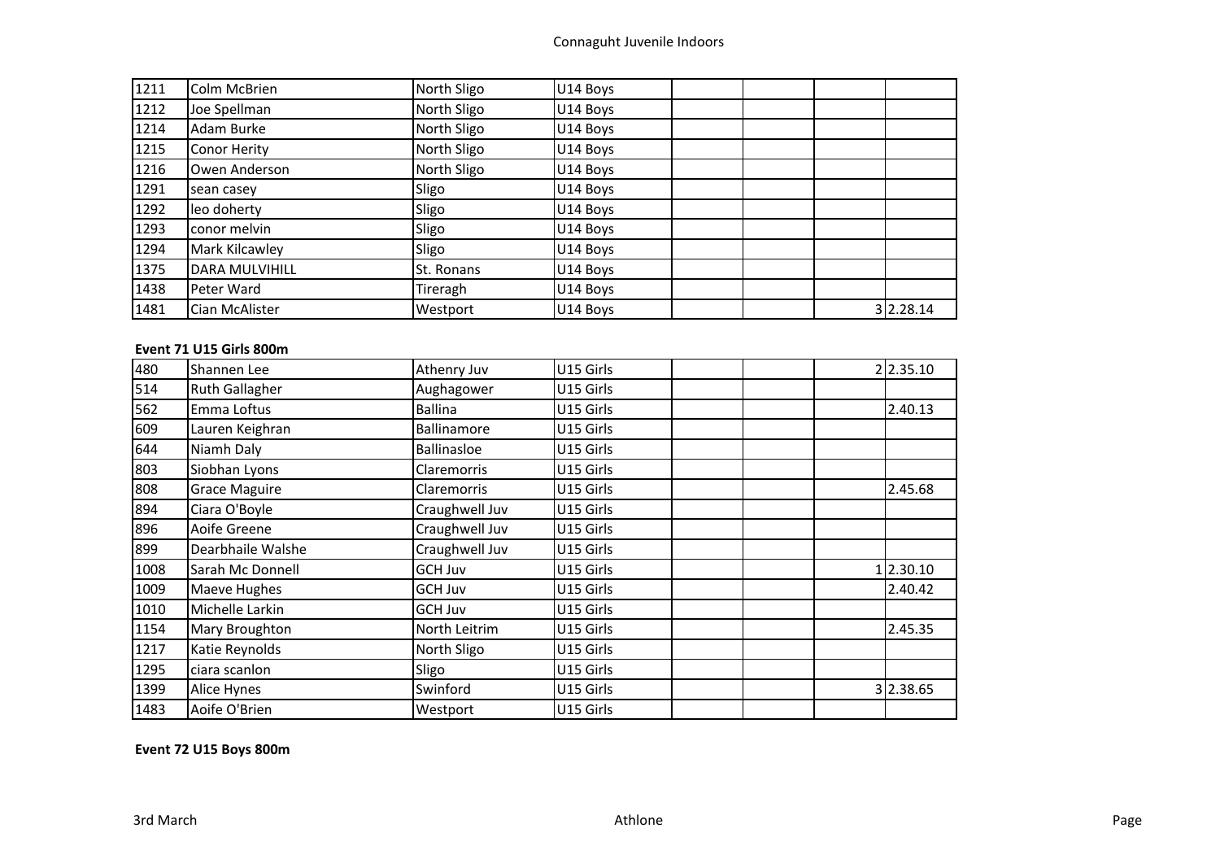| | | | | | | | |
|---|---|---|---|---|---|---|---|
| 1211 | Colm McBrien | North Sligo | U14 Boys | | | | |
| 1212 | Joe Spellman | North Sligo | U14 Boys | | | | |
| 1214 | Adam Burke | North Sligo | U14 Boys | | | | |
| 1215 | Conor Herity | North Sligo | U14 Boys | | | | |
| 1216 | Owen Anderson | North Sligo | U14 Boys | | | | |
| 1291 | sean casey | Sligo | U14 Boys | | | | |
| 1292 | leo doherty | Sligo | U14 Boys | | | | |
| 1293 | conor melvin | Sligo | U14 Boys | | | | |
| 1294 | Mark Kilcawley | Sligo | U14 Boys | | | | |
| 1375 | DARA MULVIHILL | St. Ronans | U14 Boys | | | | |
| 1438 | Peter Ward | Tireragh | U14 Boys | | | | |
| 1481 | Cian McAlister | Westport | U14 Boys | | | 3 | 2.28.14 |

**Event 71 U15 Girls 800m**

| | | | | | | | |
|---|---|---|---|---|---|---|---|
| 480 | Shannen Lee | Athenry Juv | U15 Girls | | | 2 | 2.35.10 |
| 514 | Ruth Gallagher | Aughagower | U15 Girls | | | | |
| 562 | Emma Loftus | Ballina | U15 Girls | | | | 2.40.13 |
| 609 | Lauren Keighran | Ballinamore | U15 Girls | | | | |
| 644 | Niamh Daly | Ballinasloe | U15 Girls | | | | |
| 803 | Siobhan Lyons | Claremorris | U15 Girls | | | | |
| 808 | Grace Maguire | Claremorris | U15 Girls | | | | 2.45.68 |
| 894 | Ciara O'Boyle | Craughwell Juv | U15 Girls | | | | |
| 896 | Aoife Greene | Craughwell Juv | U15 Girls | | | | |
| 899 | Dearbhaile Walshe | Craughwell Juv | U15 Girls | | | | |
| 1008 | Sarah Mc Donnell | GCH Juv | U15 Girls | | | 1 | 2.30.10 |
| 1009 | Maeve Hughes | GCH Juv | U15 Girls | | | | 2.40.42 |
| 1010 | Michelle Larkin | GCH Juv | U15 Girls | | | | |
| 1154 | Mary Broughton | North Leitrim | U15 Girls | | | | 2.45.35 |
| 1217 | Katie Reynolds | North Sligo | U15 Girls | | | | |
| 1295 | ciara scanlon | Sligo | U15 Girls | | | | |
| 1399 | Alice Hynes | Swinford | U15 Girls | | | 3 | 2.38.65 |
| 1483 | Aoife O'Brien | Westport | U15 Girls | | | | |

**Event 72 U15 Boys 800m**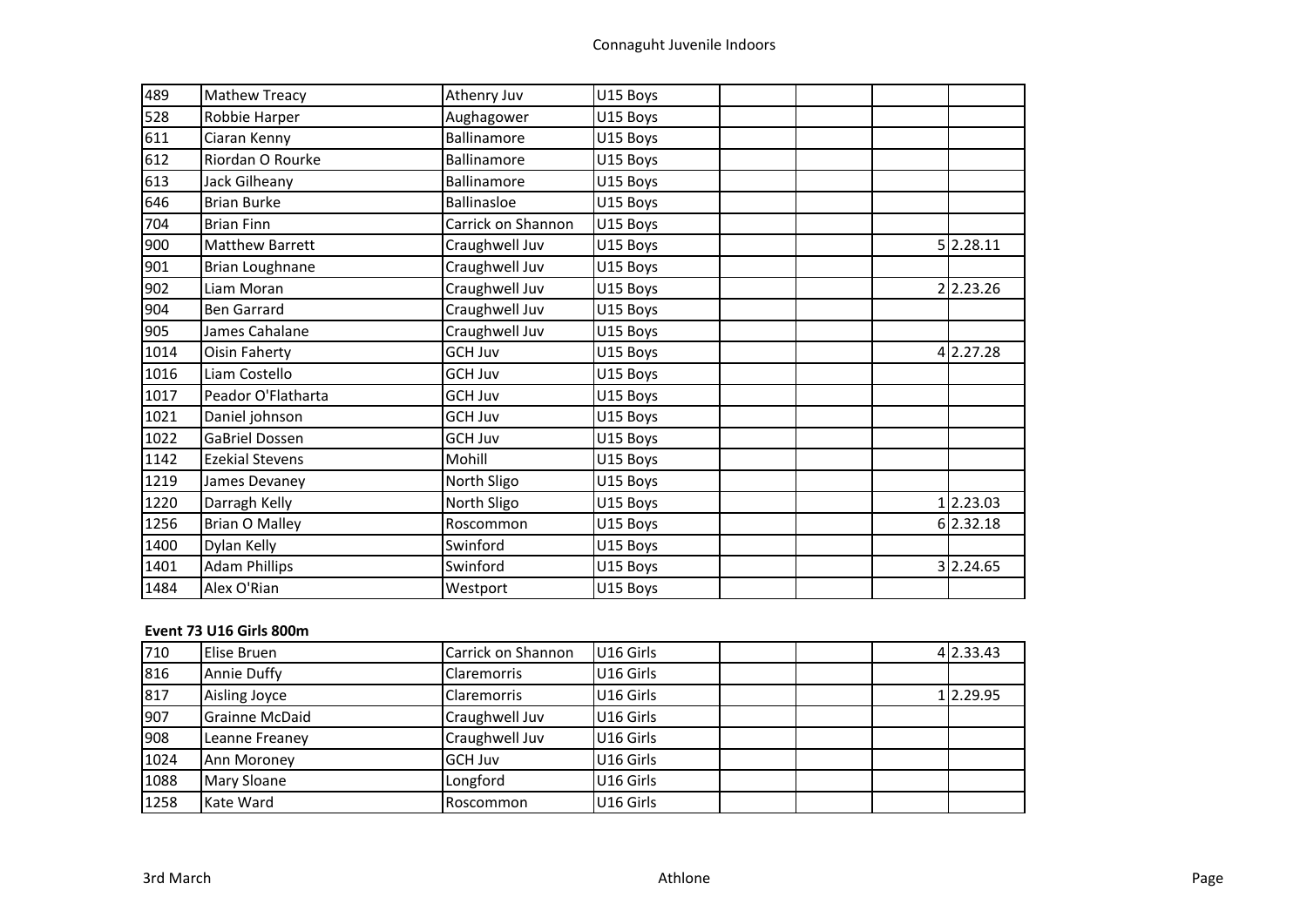| | | | | | | | |
|---|---|---|---|---|---|---|---|
| 489 | Mathew Treacy | Athenry Juv | U15 Boys | | | | |
| 528 | Robbie Harper | Aughagower | U15 Boys | | | | |
| 611 | Ciaran Kenny | Ballinamore | U15 Boys | | | | |
| 612 | Riordan O Rourke | Ballinamore | U15 Boys | | | | |
| 613 | Jack Gilheany | Ballinamore | U15 Boys | | | | |
| 646 | Brian Burke | Ballinasloe | U15 Boys | | | | |
| 704 | Brian Finn | Carrick on Shannon | U15 Boys | | | | |
| 900 | Matthew Barrett | Craughwell Juv | U15 Boys | | | 5 | 2.28.11 |
| 901 | Brian Loughnane | Craughwell Juv | U15 Boys | | | | |
| 902 | Liam Moran | Craughwell Juv | U15 Boys | | | 2 | 2.23.26 |
| 904 | Ben Garrard | Craughwell Juv | U15 Boys | | | | |
| 905 | James Cahalane | Craughwell Juv | U15 Boys | | | | |
| 1014 | Oisin Faherty | GCH Juv | U15 Boys | | | 4 | 2.27.28 |
| 1016 | Liam Costello | GCH Juv | U15 Boys | | | | |
| 1017 | Peador O'Flatharta | GCH Juv | U15 Boys | | | | |
| 1021 | Daniel johnson | GCH Juv | U15 Boys | | | | |
| 1022 | GaBriel Dossen | GCH Juv | U15 Boys | | | | |
| 1142 | Ezekial Stevens | Mohill | U15 Boys | | | | |
| 1219 | James Devaney | North Sligo | U15 Boys | | | | |
| 1220 | Darragh Kelly | North Sligo | U15 Boys | | | 1 | 2.23.03 |
| 1256 | Brian O Malley | Roscommon | U15 Boys | | | 6 | 2.32.18 |
| 1400 | Dylan Kelly | Swinford | U15 Boys | | | | |
| 1401 | Adam Phillips | Swinford | U15 Boys | | | 3 | 2.24.65 |
| 1484 | Alex O'Rian | Westport | U15 Boys | | | | |

**Event 73 U16 Girls 800m**

| | | | | | | | |
|---|---|---|---|---|---|---|---|
| 710 | Elise Bruen | Carrick on Shannon | U16 Girls | | | 4 | 2.33.43 |
| 816 | Annie Duffy | Claremorris | U16 Girls | | | | |
| 817 | Aisling Joyce | Claremorris | U16 Girls | | | 1 | 2.29.95 |
| 907 | Grainne McDaid | Craughwell Juv | U16 Girls | | | | |
| 908 | Leanne Freaney | Craughwell Juv | U16 Girls | | | | |
| 1024 | Ann Moroney | GCH Juv | U16 Girls | | | | |
| 1088 | Mary Sloane | Longford | U16 Girls | | | | |
| 1258 | Kate Ward | Roscommon | U16 Girls | | | | |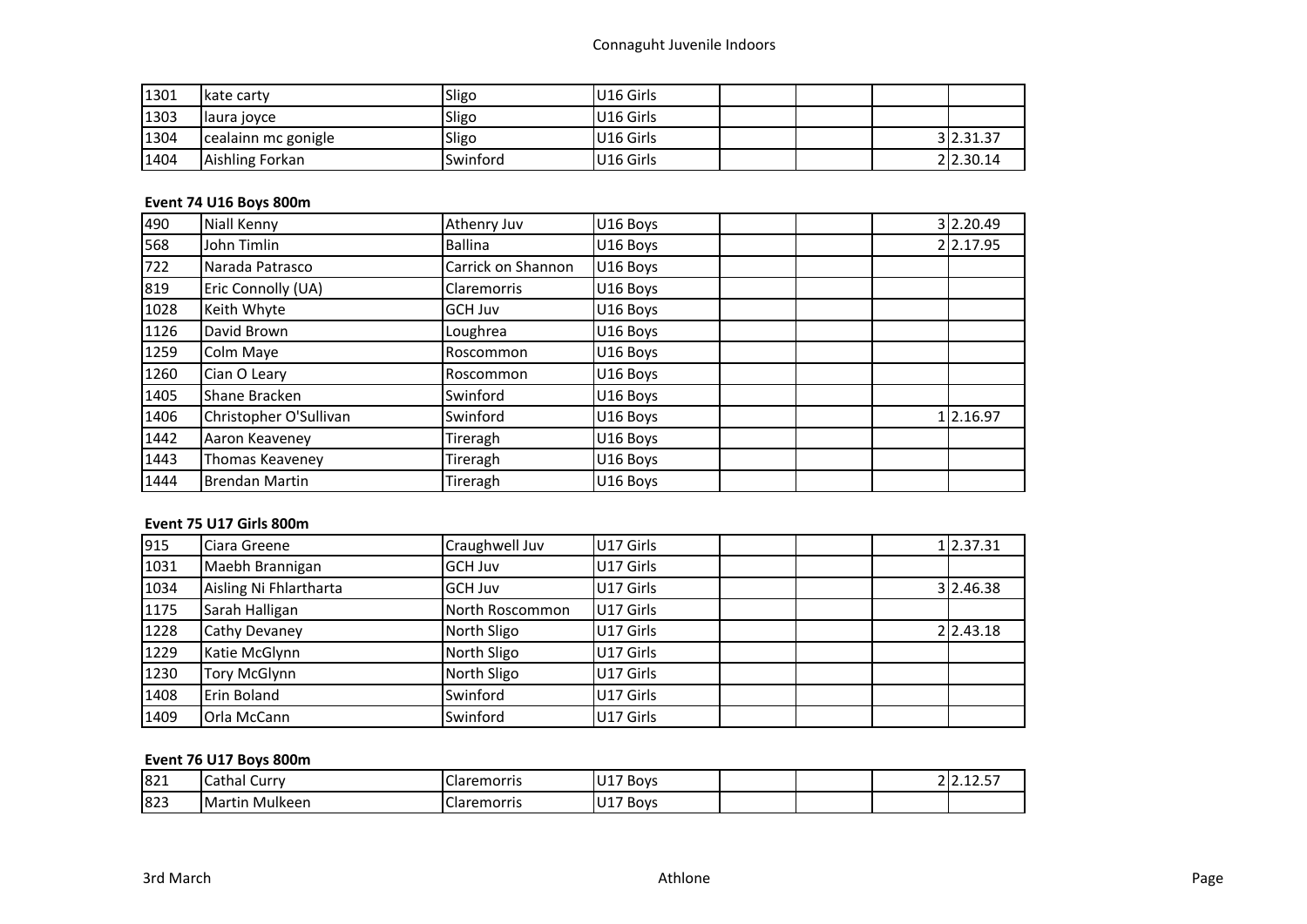| 1301 | kate carty | Sligo | U16 Girls | | | | |
|---|---|---|---|---|---|---|---|
| 1303 | laura joyce | Sligo | U16 Girls | | | | |
| 1304 | cealainn mc gonigle | Sligo | U16 Girls | | | 3 | 2.31.37 |
| 1404 | Aishling Forkan | Swinford | U16 Girls | | | 2 | 2.30.14 |

**Event 74 U16 Boys 800m**

| 490 | Niall Kenny | Athenry Juv | U16 Boys | | | 3 | 2.20.49 |
|---|---|---|---|---|---|---|---|
| 568 | John Timlin | Ballina | U16 Boys | | | 2 | 2.17.95 |
| 722 | Narada Patrasco | Carrick on Shannon | U16 Boys | | | | |
| 819 | Eric Connolly (UA) | Claremorris | U16 Boys | | | | |
| 1028 | Keith Whyte | GCH Juv | U16 Boys | | | | |
| 1126 | David Brown | Loughrea | U16 Boys | | | | |
| 1259 | Colm Maye | Roscommon | U16 Boys | | | | |
| 1260 | Cian O Leary | Roscommon | U16 Boys | | | | |
| 1405 | Shane Bracken | Swinford | U16 Boys | | | | |
| 1406 | Christopher O'Sullivan | Swinford | U16 Boys | | | 1 | 2.16.97 |
| 1442 | Aaron Keaveney | Tireragh | U16 Boys | | | | |
| 1443 | Thomas Keaveney | Tireragh | U16 Boys | | | | |
| 1444 | Brendan Martin | Tireragh | U16 Boys | | | | |

**Event 75 U17 Girls 800m**

| 915 | Ciara Greene | Craughwell Juv | U17 Girls | | | 1 | 2.37.31 |
|---|---|---|---|---|---|---|---|
| 1031 | Maebh Brannigan | GCH Juv | U17 Girls | | | | |
| 1034 | Aisling Ni Fhlartharta | GCH Juv | U17 Girls | | | 3 | 2.46.38 |
| 1175 | Sarah Halligan | North Roscommon | U17 Girls | | | | |
| 1228 | Cathy Devaney | North Sligo | U17 Girls | | | 2 | 2.43.18 |
| 1229 | Katie McGlynn | North Sligo | U17 Girls | | | | |
| 1230 | Tory McGlynn | North Sligo | U17 Girls | | | | |
| 1408 | Erin Boland | Swinford | U17 Girls | | | | |
| 1409 | Orla McCann | Swinford | U17 Girls | | | | |

**Event 76 U17 Boys 800m**

| 821 | Cathal Curry | Claremorris | U17 Boys | | | 2 | 2.12.57 |
|---|---|---|---|---|---|---|---|
| 823 | Martin Mulkeen | Claremorris | U17 Boys | | | | |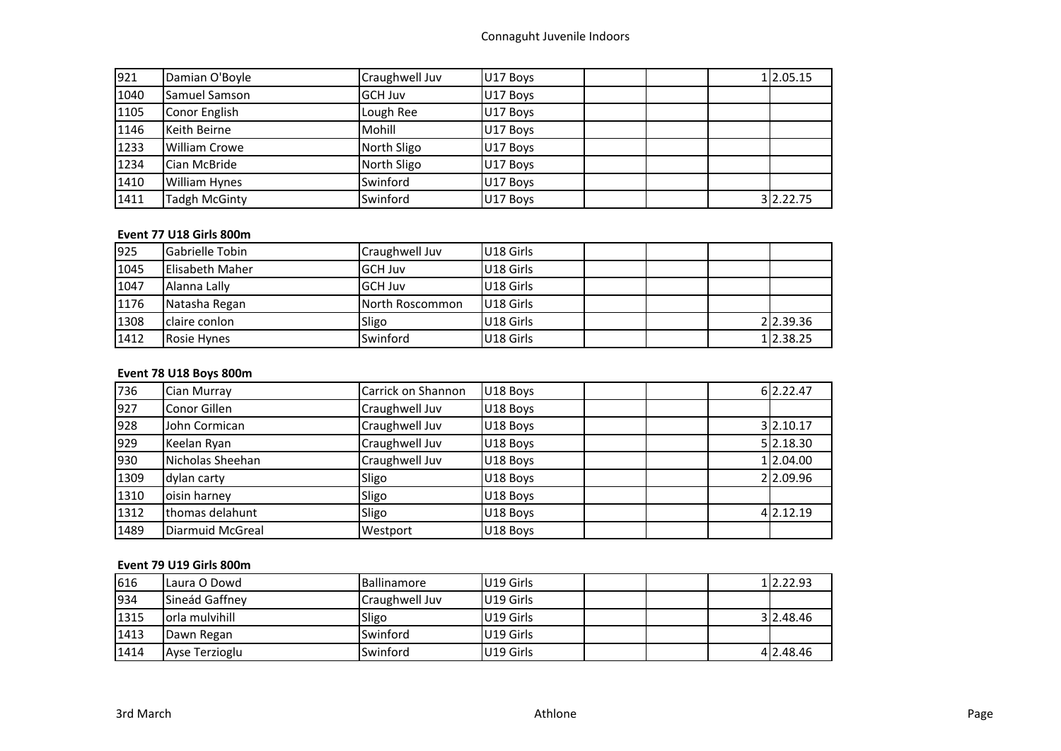| | | | | | | | |
|---|---|---|---|---|---|---|---|
| 921 | Damian O'Boyle | Craughwell Juv | U17 Boys | | | 1 | 2.05.15 |
| 1040 | Samuel Samson | GCH Juv | U17 Boys | | | | |
| 1105 | Conor English | Lough Ree | U17 Boys | | | | |
| 1146 | Keith Beirne | Mohill | U17 Boys | | | | |
| 1233 | William Crowe | North Sligo | U17 Boys | | | | |
| 1234 | Cian McBride | North Sligo | U17 Boys | | | | |
| 1410 | William Hynes | Swinford | U17 Boys | | | | |
| 1411 | Tadgh McGinty | Swinford | U17 Boys | | | 3 | 2.22.75 |

**Event 77 U18 Girls 800m**

| | | | | | | | |
|---|---|---|---|---|---|---|---|
| 925 | Gabrielle Tobin | Craughwell Juv | U18 Girls | | | | |
| 1045 | Elisabeth Maher | GCH Juv | U18 Girls | | | | |
| 1047 | Alanna Lally | GCH Juv | U18 Girls | | | | |
| 1176 | Natasha Regan | North Roscommon | U18 Girls | | | | |
| 1308 | claire conlon | Sligo | U18 Girls | | | 2 | 2.39.36 |
| 1412 | Rosie Hynes | Swinford | U18 Girls | | | 1 | 2.38.25 |

**Event 78 U18 Boys 800m**

| | | | | | | | |
|---|---|---|---|---|---|---|---|
| 736 | Cian Murray | Carrick on Shannon | U18 Boys | | | 6 | 2.22.47 |
| 927 | Conor Gillen | Craughwell Juv | U18 Boys | | | | |
| 928 | John Cormican | Craughwell Juv | U18 Boys | | | 3 | 2.10.17 |
| 929 | Keelan Ryan | Craughwell Juv | U18 Boys | | | 5 | 2.18.30 |
| 930 | Nicholas Sheehan | Craughwell Juv | U18 Boys | | | 1 | 2.04.00 |
| 1309 | dylan carty | Sligo | U18 Boys | | | 2 | 2.09.96 |
| 1310 | oisin harney | Sligo | U18 Boys | | | | |
| 1312 | thomas delahunt | Sligo | U18 Boys | | | 4 | 2.12.19 |
| 1489 | Diarmuid McGreal | Westport | U18 Boys | | | | |

**Event 79 U19 Girls 800m**

| | | | | | | | |
|---|---|---|---|---|---|---|---|
| 616 | Laura O Dowd | Ballinamore | U19 Girls | | | 1 | 2.22.93 |
| 934 | Sineád Gaffney | Craughwell Juv | U19 Girls | | | | |
| 1315 | orla mulvihill | Sligo | U19 Girls | | | 3 | 2.48.46 |
| 1413 | Dawn Regan | Swinford | U19 Girls | | | | |
| 1414 | Ayse Terzioglu | Swinford | U19 Girls | | | 4 | 2.48.46 |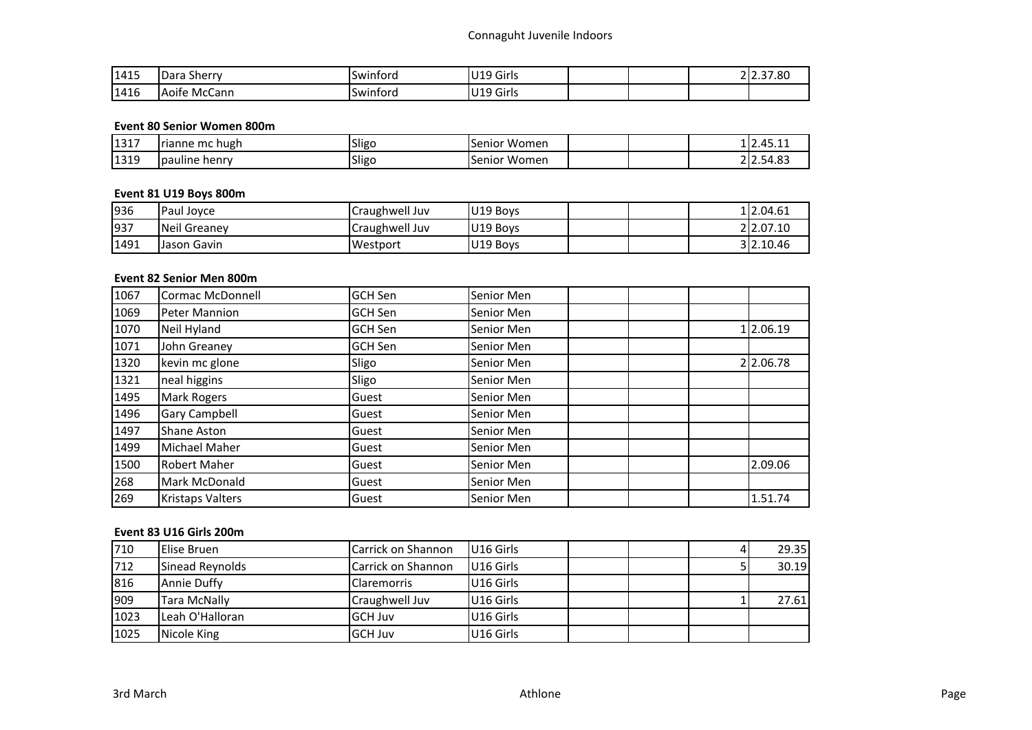| | | | | | | | | |
|---|---|---|---|---|---|---|---|---|
| 1415 | Dara Sherry | Swinford | U19 Girls | | | | 2 | 2.37.80 |
| 1416 | Aoife McCann | Swinford | U19 Girls | | | | | |

**Event 80 Senior Women 800m**

| | | | | | | | | |
|---|---|---|---|---|---|---|---|---|
| 1317 | rianne mc hugh | Sligo | Senior Women | | | | 1 | 2.45.11 |
| 1319 | pauline henry | Sligo | Senior Women | | | | 2 | 2.54.83 |

**Event 81 U19 Boys 800m**

| | | | | | | | | |
|---|---|---|---|---|---|---|---|---|
| 936 | Paul Joyce | Craughwell Juv | U19 Boys | | | | 1 | 2.04.61 |
| 937 | Neil Greaney | Craughwell Juv | U19 Boys | | | | 2 | 2.07.10 |
| 1491 | Jason Gavin | Westport | U19 Boys | | | | 3 | 2.10.46 |

**Event 82 Senior Men 800m**

| | | | | | | | | |
|---|---|---|---|---|---|---|---|---|
| 1067 | Cormac McDonnell | GCH Sen | Senior Men | | | | | |
| 1069 | Peter Mannion | GCH Sen | Senior Men | | | | | |
| 1070 | Neil Hyland | GCH Sen | Senior Men | | | | 1 | 2.06.19 |
| 1071 | John Greaney | GCH Sen | Senior Men | | | | | |
| 1320 | kevin mc glone | Sligo | Senior Men | | | | 2 | 2.06.78 |
| 1321 | neal higgins | Sligo | Senior Men | | | | | |
| 1495 | Mark Rogers | Guest | Senior Men | | | | | |
| 1496 | Gary Campbell | Guest | Senior Men | | | | | |
| 1497 | Shane Aston | Guest | Senior Men | | | | | |
| 1499 | Michael Maher | Guest | Senior Men | | | | | |
| 1500 | Robert Maher | Guest | Senior Men | | | | | 2.09.06 |
| 268 | Mark McDonald | Guest | Senior Men | | | | | |
| 269 | Kristaps Valters | Guest | Senior Men | | | | | 1.51.74 |

**Event 83 U16 Girls 200m**

| | | | | | | | | |
|---|---|---|---|---|---|---|---|---|
| 710 | Elise Bruen | Carrick on Shannon | U16 Girls | | | | 4 | 29.35 |
| 712 | Sinead Reynolds | Carrick on Shannon | U16 Girls | | | | 5 | 30.19 |
| 816 | Annie Duffy | Claremorris | U16 Girls | | | | | |
| 909 | Tara McNally | Craughwell Juv | U16 Girls | | | | 1 | 27.61 |
| 1023 | Leah O'Halloran | GCH Juv | U16 Girls | | | | | |
| 1025 | Nicole King | GCH Juv | U16 Girls | | | | | |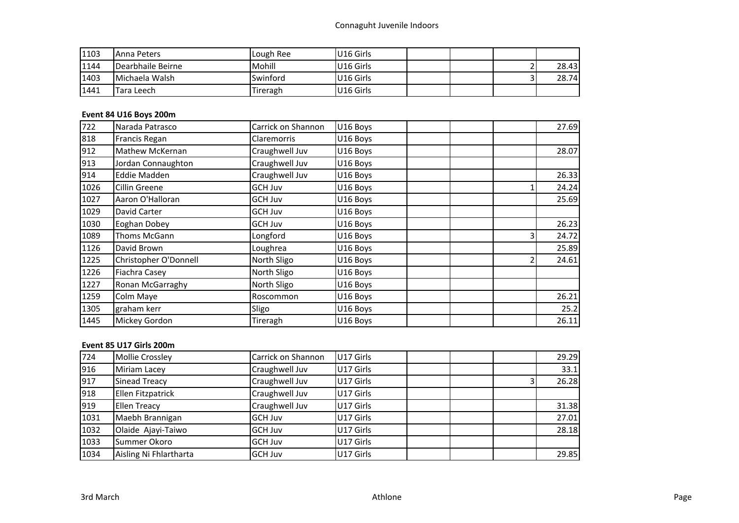| | | | | | | | |
|---|---|---|---|---|---|---|---|
| 1103 | Anna Peters | Lough Ree | U16 Girls | | | | |
| 1144 | Dearbhaile Beirne | Mohill | U16 Girls | | | 2 | 28.43 |
| 1403 | Michaela Walsh | Swinford | U16 Girls | | | 3 | 28.74 |
| 1441 | Tara Leech | Tireragh | U16 Girls | | | | |

**Event 84 U16 Boys 200m**

| | | | | | | | |
|---|---|---|---|---|---|---|---|
| 722 | Narada Patrasco | Carrick on Shannon | U16 Boys | | | | 27.69 |
| 818 | Francis Regan | Claremorris | U16 Boys | | | | |
| 912 | Mathew McKernan | Craughwell Juv | U16 Boys | | | | 28.07 |
| 913 | Jordan Connaughton | Craughwell Juv | U16 Boys | | | | |
| 914 | Eddie Madden | Craughwell Juv | U16 Boys | | | | 26.33 |
| 1026 | Cillin Greene | GCH Juv | U16 Boys | | | 1 | 24.24 |
| 1027 | Aaron O'Halloran | GCH Juv | U16 Boys | | | | 25.69 |
| 1029 | David Carter | GCH Juv | U16 Boys | | | | |
| 1030 | Eoghan Dobey | GCH Juv | U16 Boys | | | | 26.23 |
| 1089 | Thoms McGann | Longford | U16 Boys | | | 3 | 24.72 |
| 1126 | David Brown | Loughrea | U16 Boys | | | | 25.89 |
| 1225 | Christopher O'Donnell | North Sligo | U16 Boys | | | 2 | 24.61 |
| 1226 | Fiachra Casey | North Sligo | U16 Boys | | | | |
| 1227 | Ronan McGarraghy | North Sligo | U16 Boys | | | | |
| 1259 | Colm Maye | Roscommon | U16 Boys | | | | 26.21 |
| 1305 | graham kerr | Sligo | U16 Boys | | | | 25.2 |
| 1445 | Mickey Gordon | Tireragh | U16 Boys | | | | 26.11 |

**Event 85 U17 Girls 200m**

| | | | | | | | |
|---|---|---|---|---|---|---|---|
| 724 | Mollie Crossley | Carrick on Shannon | U17 Girls | | | | 29.29 |
| 916 | Miriam Lacey | Craughwell Juv | U17 Girls | | | | 33.1 |
| 917 | Sinead Treacy | Craughwell Juv | U17 Girls | | | 3 | 26.28 |
| 918 | Ellen Fitzpatrick | Craughwell Juv | U17 Girls | | | | |
| 919 | Ellen Treacy | Craughwell Juv | U17 Girls | | | | 31.38 |
| 1031 | Maebh Brannigan | GCH Juv | U17 Girls | | | | 27.01 |
| 1032 | Olaide Ajayi-Taiwo | GCH Juv | U17 Girls | | | | 28.18 |
| 1033 | Summer Okoro | GCH Juv | U17 Girls | | | | |
| 1034 | Aisling Ni Fhlartharta | GCH Juv | U17 Girls | | | | 29.85 |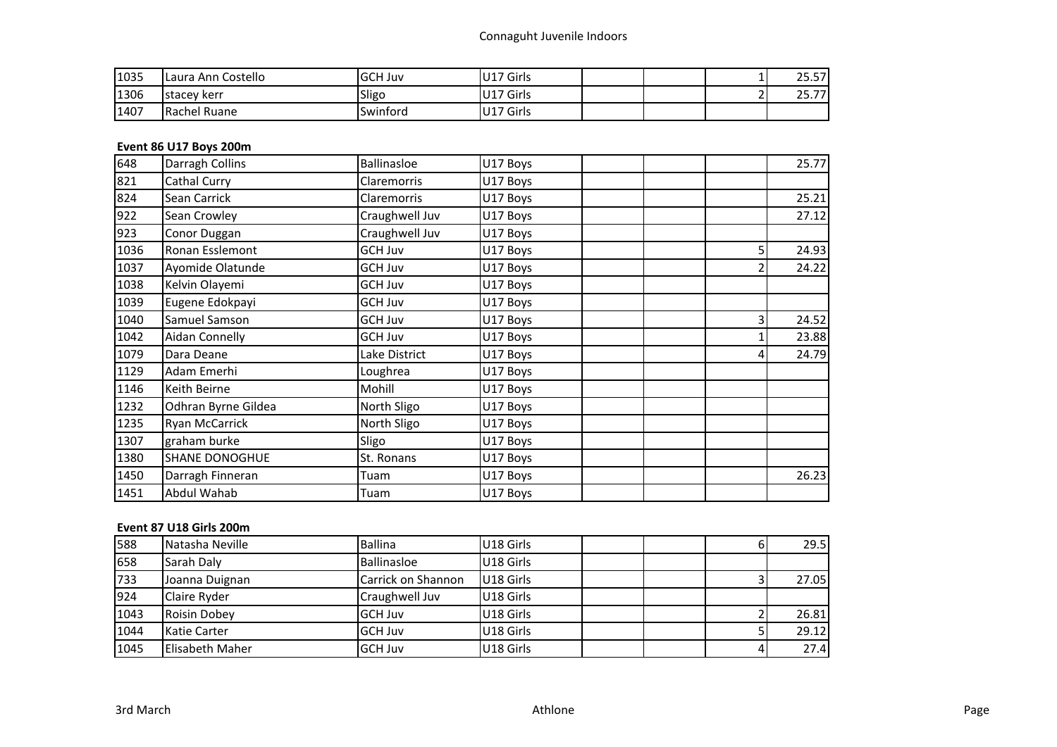| | | | | | | | |
|---|---|---|---|---|---|---|---|
| 1035 | Laura Ann Costello | GCH Juv | U17 Girls | | | 1 | 25.57 |
| 1306 | stacey kerr | Sligo | U17 Girls | | | 2 | 25.77 |
| 1407 | Rachel Ruane | Swinford | U17 Girls | | | | |

**Event 86 U17 Boys 200m**

| | | | | | | | |
|---|---|---|---|---|---|---|---|
| 648 | Darragh Collins | Ballinasloe | U17 Boys | | | | 25.77 |
| 821 | Cathal Curry | Claremorris | U17 Boys | | | | |
| 824 | Sean Carrick | Claremorris | U17 Boys | | | | 25.21 |
| 922 | Sean Crowley | Craughwell Juv | U17 Boys | | | | 27.12 |
| 923 | Conor Duggan | Craughwell Juv | U17 Boys | | | | |
| 1036 | Ronan Esslemont | GCH Juv | U17 Boys | | | 5 | 24.93 |
| 1037 | Ayomide Olatunde | GCH Juv | U17 Boys | | | 2 | 24.22 |
| 1038 | Kelvin Olayemi | GCH Juv | U17 Boys | | | | |
| 1039 | Eugene Edokpayi | GCH Juv | U17 Boys | | | | |
| 1040 | Samuel Samson | GCH Juv | U17 Boys | | | 3 | 24.52 |
| 1042 | Aidan Connelly | GCH Juv | U17 Boys | | | 1 | 23.88 |
| 1079 | Dara Deane | Lake District | U17 Boys | | | 4 | 24.79 |
| 1129 | Adam Emerhi | Loughrea | U17 Boys | | | | |
| 1146 | Keith Beirne | Mohill | U17 Boys | | | | |
| 1232 | Odhran Byrne Gildea | North Sligo | U17 Boys | | | | |
| 1235 | Ryan McCarrick | North Sligo | U17 Boys | | | | |
| 1307 | graham burke | Sligo | U17 Boys | | | | |
| 1380 | SHANE DONOGHUE | St. Ronans | U17 Boys | | | | |
| 1450 | Darragh Finneran | Tuam | U17 Boys | | | | 26.23 |
| 1451 | Abdul Wahab | Tuam | U17 Boys | | | | |

**Event 87 U18 Girls 200m**

| | | | | | | | |
|---|---|---|---|---|---|---|---|
| 588 | Natasha Neville | Ballina | U18 Girls | | | 6 | 29.5 |
| 658 | Sarah Daly | Ballinasloe | U18 Girls | | | | |
| 733 | Joanna Duignan | Carrick on Shannon | U18 Girls | | | 3 | 27.05 |
| 924 | Claire Ryder | Craughwell Juv | U18 Girls | | | | |
| 1043 | Roisin Dobey | GCH Juv | U18 Girls | | | 2 | 26.81 |
| 1044 | Katie Carter | GCH Juv | U18 Girls | | | 5 | 29.12 |
| 1045 | Elisabeth Maher | GCH Juv | U18 Girls | | | 4 | 27.4 |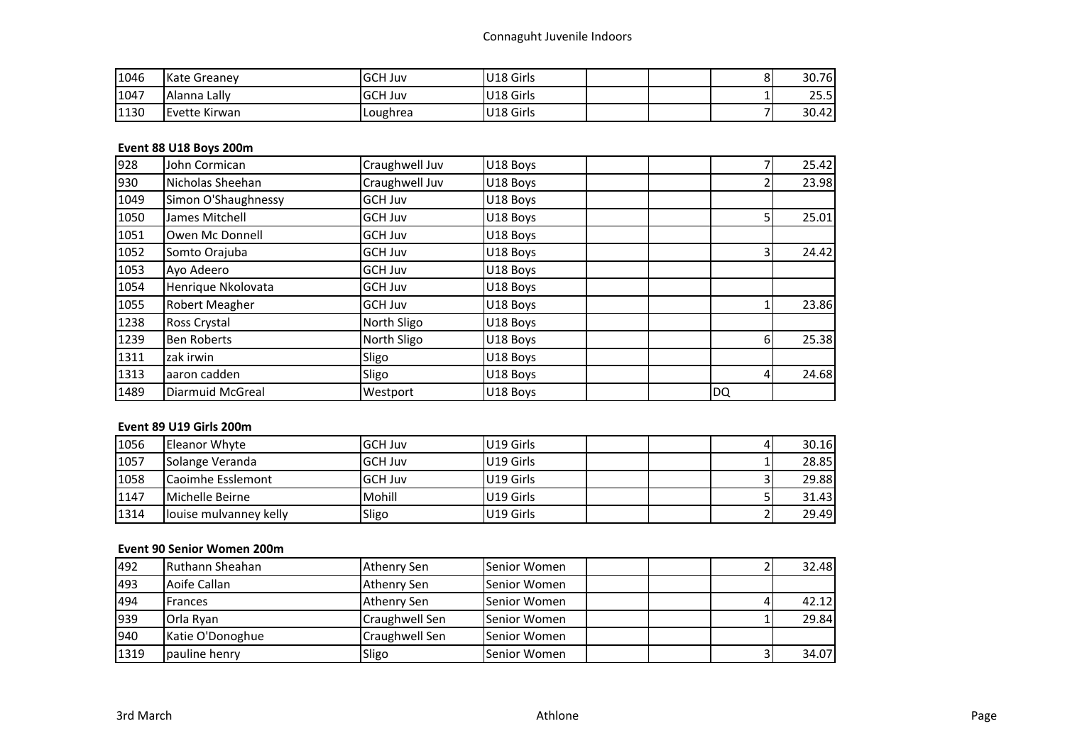| | | | | | | | |
|---|---|---|---|---|---|---|---|
| 1046 | Kate Greaney | GCH Juv | U18 Girls | | | 8 | 30.76 |
| 1047 | Alanna Lally | GCH Juv | U18 Girls | | | 1 | 25.5 |
| 1130 | Evette Kirwan | Loughrea | U18 Girls | | | 7 | 30.42 |

### Event 88 U18 Boys 200m

| | | | | | | | |
|---|---|---|---|---|---|---|---|
| 928 | John Cormican | Craughwell Juv | U18 Boys | | | 7 | 25.42 |
| 930 | Nicholas Sheehan | Craughwell Juv | U18 Boys | | | 2 | 23.98 |
| 1049 | Simon O'Shaughnessy | GCH Juv | U18 Boys | | | | |
| 1050 | James Mitchell | GCH Juv | U18 Boys | | | 5 | 25.01 |
| 1051 | Owen Mc Donnell | GCH Juv | U18 Boys | | | | |
| 1052 | Somto Orajuba | GCH Juv | U18 Boys | | | 3 | 24.42 |
| 1053 | Ayo Adeero | GCH Juv | U18 Boys | | | | |
| 1054 | Henrique Nkolovata | GCH Juv | U18 Boys | | | | |
| 1055 | Robert Meagher | GCH Juv | U18 Boys | | | 1 | 23.86 |
| 1238 | Ross Crystal | North Sligo | U18 Boys | | | | |
| 1239 | Ben Roberts | North Sligo | U18 Boys | | | 6 | 25.38 |
| 1311 | zak irwin | Sligo | U18 Boys | | | | |
| 1313 | aaron cadden | Sligo | U18 Boys | | | 4 | 24.68 |
| 1489 | Diarmuid McGreal | Westport | U18 Boys | | | DQ | |

### Event 89 U19 Girls 200m

| | | | | | | | |
|---|---|---|---|---|---|---|---|
| 1056 | Eleanor Whyte | GCH Juv | U19 Girls | | | 4 | 30.16 |
| 1057 | Solange Veranda | GCH Juv | U19 Girls | | | 1 | 28.85 |
| 1058 | Caoimhe Esslemont | GCH Juv | U19 Girls | | | 3 | 29.88 |
| 1147 | Michelle Beirne | Mohill | U19 Girls | | | 5 | 31.43 |
| 1314 | louise mulvanney kelly | Sligo | U19 Girls | | | 2 | 29.49 |

### Event 90 Senior Women 200m

| | | | | | | | |
|---|---|---|---|---|---|---|---|
| 492 | Ruthann Sheahan | Athenry Sen | Senior Women | | | 2 | 32.48 |
| 493 | Aoife Callan | Athenry Sen | Senior Women | | | | |
| 494 | Frances | Athenry Sen | Senior Women | | | 4 | 42.12 |
| 939 | Orla Ryan | Craughwell Sen | Senior Women | | | 1 | 29.84 |
| 940 | Katie O'Donoghue | Craughwell Sen | Senior Women | | | | |
| 1319 | pauline henry | Sligo | Senior Women | | | 3 | 34.07 |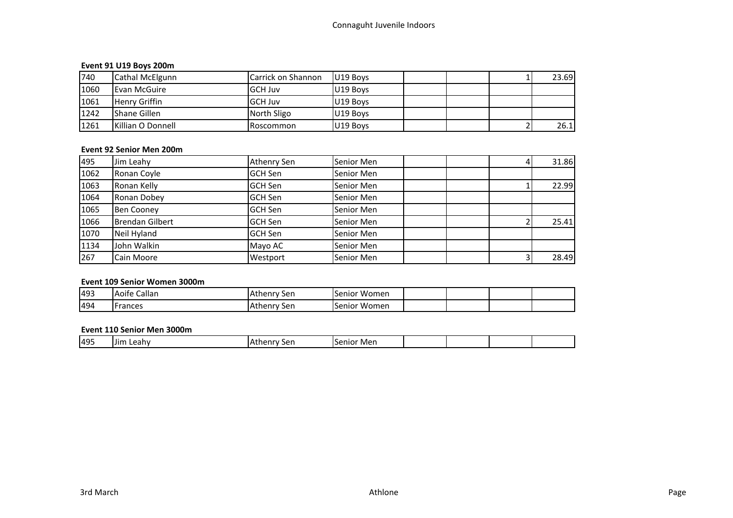Connaguht Juvenile Indoors

**Event 91 U19 Boys 200m**

| | | | | | | | |
|---|---|---|---|---|---|---|---|
| 740 | Cathal McElgunn | Carrick on Shannon | U19 Boys | | | 1 | 23.69 |
| 1060 | Evan McGuire | GCH Juv | U19 Boys | | | | |
| 1061 | Henry Griffin | GCH Juv | U19 Boys | | | | |
| 1242 | Shane Gillen | North Sligo | U19 Boys | | | | |
| 1261 | Killian O Donnell | Roscommon | U19 Boys | | | 2 | 26.1 |

**Event 92 Senior Men 200m**

| | | | | | | | |
|---|---|---|---|---|---|---|---|
| 495 | Jim Leahy | Athenry Sen | Senior Men | | | 4 | 31.86 |
| 1062 | Ronan Coyle | GCH Sen | Senior Men | | | | |
| 1063 | Ronan Kelly | GCH Sen | Senior Men | | | 1 | 22.99 |
| 1064 | Ronan Dobey | GCH Sen | Senior Men | | | | |
| 1065 | Ben Cooney | GCH Sen | Senior Men | | | | |
| 1066 | Brendan Gilbert | GCH Sen | Senior Men | | | 2 | 25.41 |
| 1070 | Neil Hyland | GCH Sen | Senior Men | | | | |
| 1134 | John Walkin | Mayo AC | Senior Men | | | | |
| 267 | Cain Moore | Westport | Senior Men | | | 3 | 28.49 |

**Event 109 Senior Women 3000m**

| | | | | | | | |
|---|---|---|---|---|---|---|---|
| 493 | Aoife Callan | Athenry Sen | Senior Women | | | | |
| 494 | Frances | Athenry Sen | Senior Women | | | | |

**Event 110 Senior Men 3000m**

| | | | | | | | |
|---|---|---|---|---|---|---|---|
| 495 | Jim Leahy | Athenry Sen | Senior Men | | | | |

3rd March Athlone